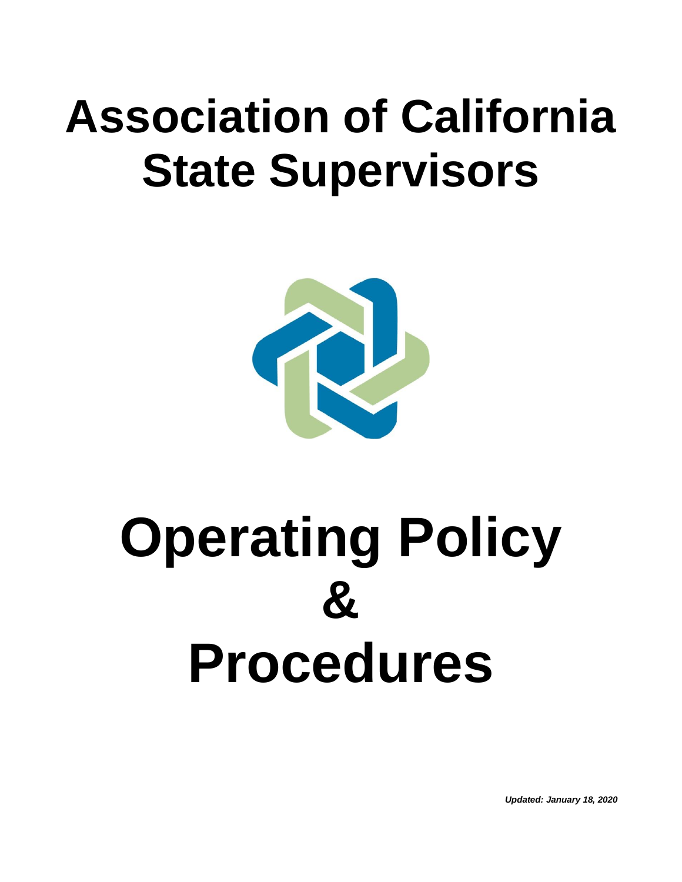# Association of California State Supervisors

# Operating Policy & Procedures

***Updated: January 18, 2020***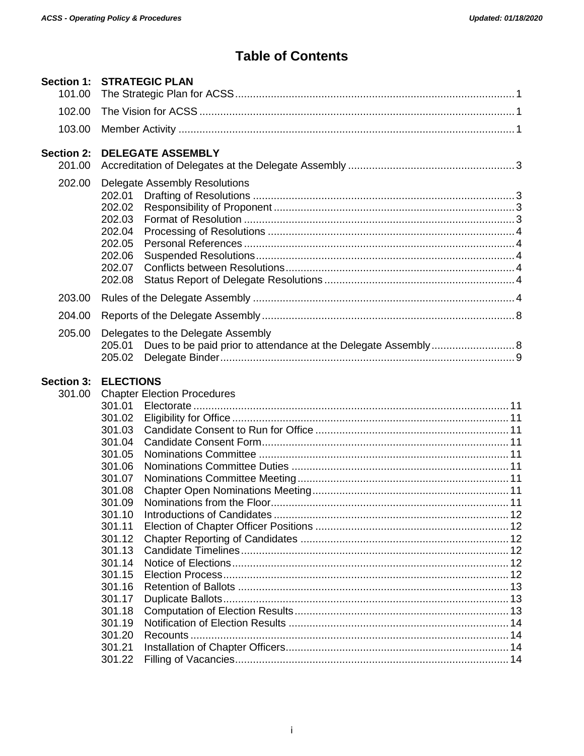# Table of Contents

**Section 1: STRATEGIC PLAN**

- 101.00 The Strategic Plan for ACSS ... 1
- 102.00 The Vision for ACSS ... 1
- 103.00 Member Activity ... 1

**Section 2: DELEGATE ASSEMBLY**

- 201.00 Accreditation of Delegates at the Delegate Assembly ... 3
- 202.00 Delegate Assembly Resolutions
  - 202.01 Drafting of Resolutions ... 3
  - 202.02 Responsibility of Proponent ... 3
  - 202.03 Format of Resolution ... 3
  - 202.04 Processing of Resolutions ... 4
  - 202.05 Personal References ... 4
  - 202.06 Suspended Resolutions ... 4
  - 202.07 Conflicts between Resolutions ... 4
  - 202.08 Status Report of Delegate Resolutions ... 4
- 203.00 Rules of the Delegate Assembly ... 4
- 204.00 Reports of the Delegate Assembly ... 8
- 205.00 Delegates to the Delegate Assembly
  - 205.01 Dues to be paid prior to attendance at the Delegate Assembly ... 8
  - 205.02 Delegate Binder ... 9

**Section 3: ELECTIONS**

- 301.00 Chapter Election Procedures
  - 301.01 Electorate ... 11
  - 301.02 Eligibility for Office ... 11
  - 301.03 Candidate Consent to Run for Office ... 11
  - 301.04 Candidate Consent Form ... 11
  - 301.05 Nominations Committee ... 11
  - 301.06 Nominations Committee Duties ... 11
  - 301.07 Nominations Committee Meeting ... 11
  - 301.08 Chapter Open Nominations Meeting ... 11
  - 301.09 Nominations from the Floor ... 11
  - 301.10 Introductions of Candidates ... 12
  - 301.11 Election of Chapter Officer Positions ... 12
  - 301.12 Chapter Reporting of Candidates ... 12
  - 301.13 Candidate Timelines ... 12
  - 301.14 Notice of Elections ... 12
  - 301.15 Election Process ... 12
  - 301.16 Retention of Ballots ... 13
  - 301.17 Duplicate Ballots ... 13
  - 301.18 Computation of Election Results ... 13
  - 301.19 Notification of Election Results ... 14
  - 301.20 Recounts ... 14
  - 301.21 Installation of Chapter Officers ... 14
  - 301.22 Filling of Vacancies ... 14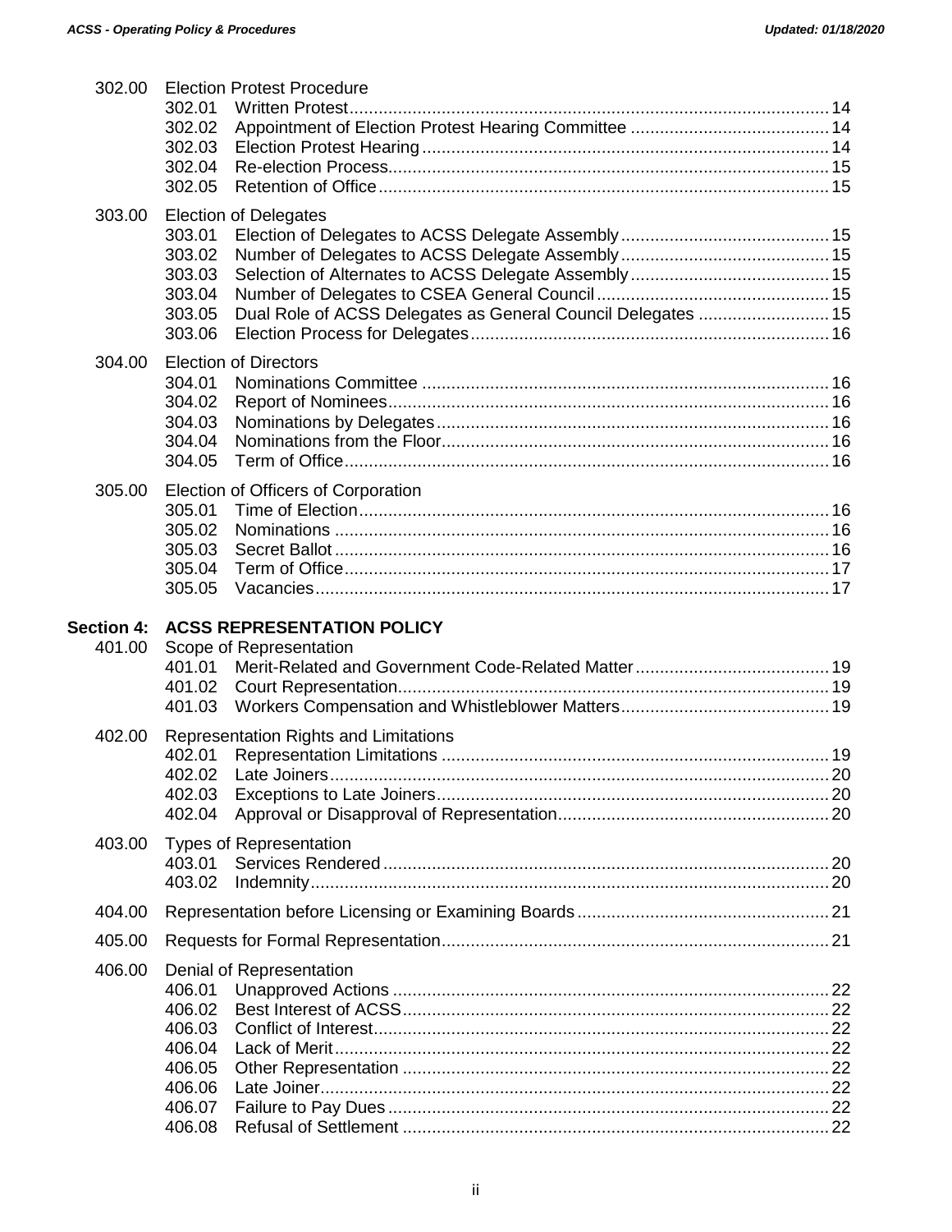302.00 Election Protest Procedure
- 302.01 Written Protest ... 14
- 302.02 Appointment of Election Protest Hearing Committee ... 14
- 302.03 Election Protest Hearing ... 14
- 302.04 Re-election Process ... 15
- 302.05 Retention of Office ... 15

303.00 Election of Delegates
- 303.01 Election of Delegates to ACSS Delegate Assembly ... 15
- 303.02 Number of Delegates to ACSS Delegate Assembly ... 15
- 303.03 Selection of Alternates to ACSS Delegate Assembly ... 15
- 303.04 Number of Delegates to CSEA General Council ... 15
- 303.05 Dual Role of ACSS Delegates as General Council Delegates ... 15
- 303.06 Election Process for Delegates ... 16

304.00 Election of Directors
- 304.01 Nominations Committee ... 16
- 304.02 Report of Nominees ... 16
- 304.03 Nominations by Delegates ... 16
- 304.04 Nominations from the Floor ... 16
- 304.05 Term of Office ... 16

305.00 Election of Officers of Corporation
- 305.01 Time of Election ... 16
- 305.02 Nominations ... 16
- 305.03 Secret Ballot ... 16
- 305.04 Term of Office ... 17
- 305.05 Vacancies ... 17

**Section 4: ACSS REPRESENTATION POLICY**

401.00 Scope of Representation
- 401.01 Merit-Related and Government Code-Related Matter ... 19
- 401.02 Court Representation ... 19
- 401.03 Workers Compensation and Whistleblower Matters ... 19

402.00 Representation Rights and Limitations
- 402.01 Representation Limitations ... 19
- 402.02 Late Joiners ... 20
- 402.03 Exceptions to Late Joiners ... 20
- 402.04 Approval or Disapproval of Representation ... 20

403.00 Types of Representation
- 403.01 Services Rendered ... 20
- 403.02 Indemnity ... 20

404.00 Representation before Licensing or Examining Boards ... 21

405.00 Requests for Formal Representation ... 21

406.00 Denial of Representation
- 406.01 Unapproved Actions ... 22
- 406.02 Best Interest of ACSS ... 22
- 406.03 Conflict of Interest ... 22
- 406.04 Lack of Merit ... 22
- 406.05 Other Representation ... 22
- 406.06 Late Joiner ... 22
- 406.07 Failure to Pay Dues ... 22
- 406.08 Refusal of Settlement ... 22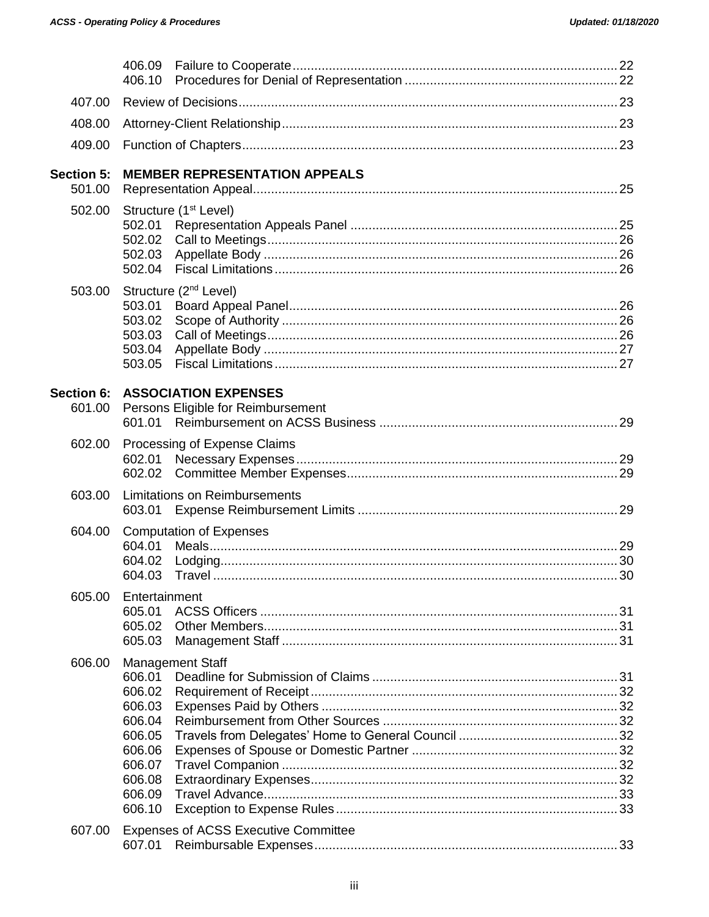| | | |
|---|---|---|
| | 406.09 Failure to Cooperate | 22 |
| | 406.10 Procedures for Denial of Representation | 22 |
| 407.00 | Review of Decisions | 23 |
| 408.00 | Attorney-Client Relationship | 23 |
| 409.00 | Function of Chapters | 23 |
| **Section 5:** | **MEMBER REPRESENTATION APPEALS** | |
| 501.00 | Representation Appeal | 25 |
| 502.00 | Structure (1st Level) | |
| | 502.01 Representation Appeals Panel | 25 |
| | 502.02 Call to Meetings | 26 |
| | 502.03 Appellate Body | 26 |
| | 502.04 Fiscal Limitations | 26 |
| 503.00 | Structure (2nd Level) | |
| | 503.01 Board Appeal Panel | 26 |
| | 503.02 Scope of Authority | 26 |
| | 503.03 Call of Meetings | 26 |
| | 503.04 Appellate Body | 27 |
| | 503.05 Fiscal Limitations | 27 |
| **Section 6:** | **ASSOCIATION EXPENSES** | |
| 601.00 | Persons Eligible for Reimbursement | |
| | 601.01 Reimbursement on ACSS Business | 29 |
| 602.00 | Processing of Expense Claims | |
| | 602.01 Necessary Expenses | 29 |
| | 602.02 Committee Member Expenses | 29 |
| 603.00 | Limitations on Reimbursements | |
| | 603.01 Expense Reimbursement Limits | 29 |
| 604.00 | Computation of Expenses | |
| | 604.01 Meals | 29 |
| | 604.02 Lodging | 30 |
| | 604.03 Travel | 30 |
| 605.00 | Entertainment | |
| | 605.01 ACSS Officers | 31 |
| | 605.02 Other Members | 31 |
| | 605.03 Management Staff | 31 |
| 606.00 | Management Staff | |
| | 606.01 Deadline for Submission of Claims | 31 |
| | 606.02 Requirement of Receipt | 32 |
| | 606.03 Expenses Paid by Others | 32 |
| | 606.04 Reimbursement from Other Sources | 32 |
| | 606.05 Travels from Delegates' Home to General Council | 32 |
| | 606.06 Expenses of Spouse or Domestic Partner | 32 |
| | 606.07 Travel Companion | 32 |
| | 606.08 Extraordinary Expenses | 32 |
| | 606.09 Travel Advance | 33 |
| | 606.10 Exception to Expense Rules | 33 |
| 607.00 | Expenses of ACSS Executive Committee | |
| | 607.01 Reimbursable Expenses | 33 |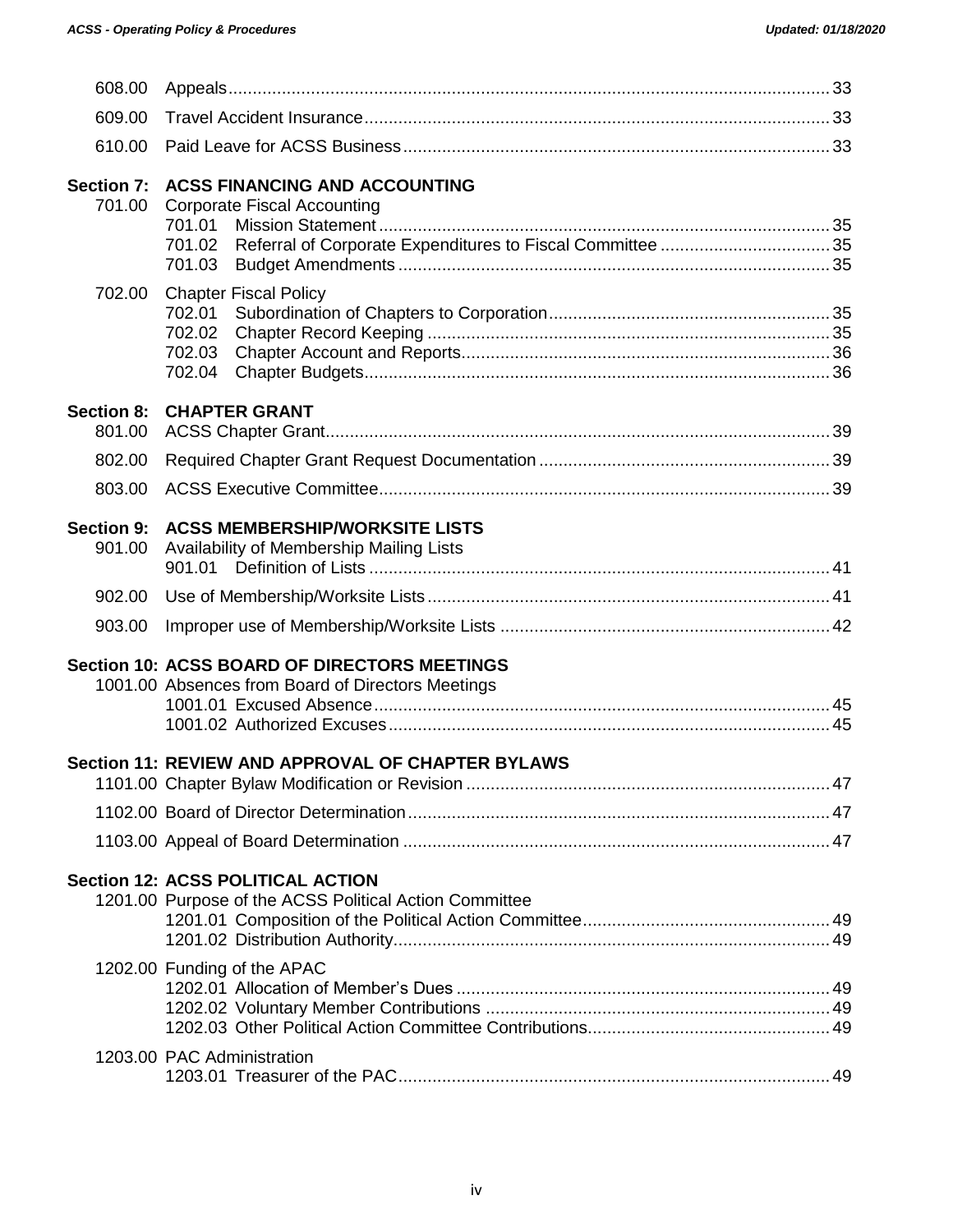608.00 Appeals ... 33

609.00 Travel Accident Insurance ... 33

610.00 Paid Leave for ACSS Business ... 33

**Section 7: ACSS FINANCING AND ACCOUNTING**

701.00 Corporate Fiscal Accounting
- 701.01 Mission Statement ... 35
- 701.02 Referral of Corporate Expenditures to Fiscal Committee ... 35
- 701.03 Budget Amendments ... 35

702.00 Chapter Fiscal Policy
- 702.01 Subordination of Chapters to Corporation ... 35
- 702.02 Chapter Record Keeping ... 35
- 702.03 Chapter Account and Reports ... 36
- 702.04 Chapter Budgets ... 36

**Section 8: CHAPTER GRANT**

801.00 ACSS Chapter Grant ... 39

802.00 Required Chapter Grant Request Documentation ... 39

803.00 ACSS Executive Committee ... 39

**Section 9: ACSS MEMBERSHIP/WORKSITE LISTS**

901.00 Availability of Membership Mailing Lists
- 901.01 Definition of Lists ... 41

902.00 Use of Membership/Worksite Lists ... 41

903.00 Improper use of Membership/Worksite Lists ... 42

**Section 10: ACSS BOARD OF DIRECTORS MEETINGS**

1001.00 Absences from Board of Directors Meetings
- 1001.01 Excused Absence ... 45
- 1001.02 Authorized Excuses ... 45

**Section 11: REVIEW AND APPROVAL OF CHAPTER BYLAWS**

1101.00 Chapter Bylaw Modification or Revision ... 47

1102.00 Board of Director Determination ... 47

1103.00 Appeal of Board Determination ... 47

**Section 12: ACSS POLITICAL ACTION**

1201.00 Purpose of the ACSS Political Action Committee
- 1201.01 Composition of the Political Action Committee ... 49
- 1201.02 Distribution Authority ... 49

1202.00 Funding of the APAC
- 1202.01 Allocation of Member's Dues ... 49
- 1202.02 Voluntary Member Contributions ... 49
- 1202.03 Other Political Action Committee Contributions ... 49

1203.00 PAC Administration
- 1203.01 Treasurer of the PAC ... 49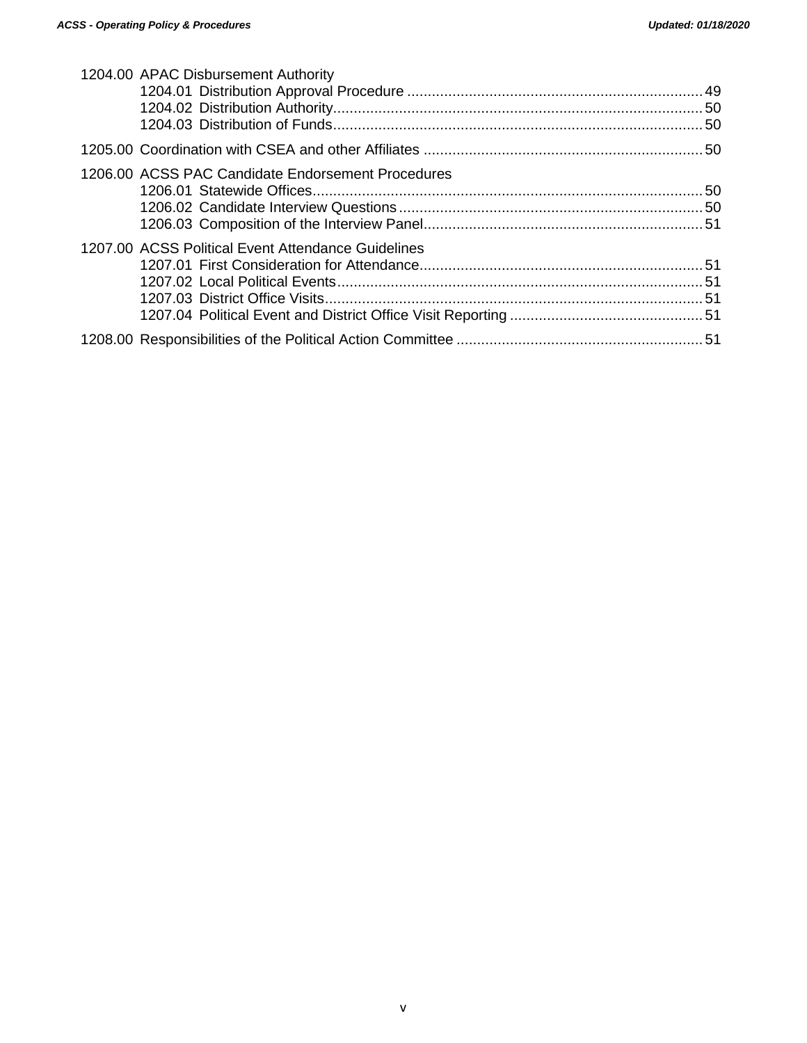1204.00 APAC Disbursement Authority
- 1204.01 Distribution Approval Procedure ........................................................................ 49
- 1204.02 Distribution Authority........................................................................................ 50
- 1204.03 Distribution of Funds........................................................................................ 50

1205.00 Coordination with CSEA and other Affiliates .................................................................... 50

1206.00 ACSS PAC Candidate Endorsement Procedures
- 1206.01 Statewide Offices.............................................................................................. 50
- 1206.02 Candidate Interview Questions ......................................................................... 50
- 1206.03 Composition of the Interview Panel................................................................... 51

1207.00 ACSS Political Event Attendance Guidelines
- 1207.01 First Consideration for Attendance.................................................................... 51
- 1207.02 Local Political Events........................................................................................ 51
- 1207.03 District Office Visits........................................................................................... 51
- 1207.04 Political Event and District Office Visit Reporting ............................................... 51

1208.00 Responsibilities of the Political Action Committee ............................................................ 51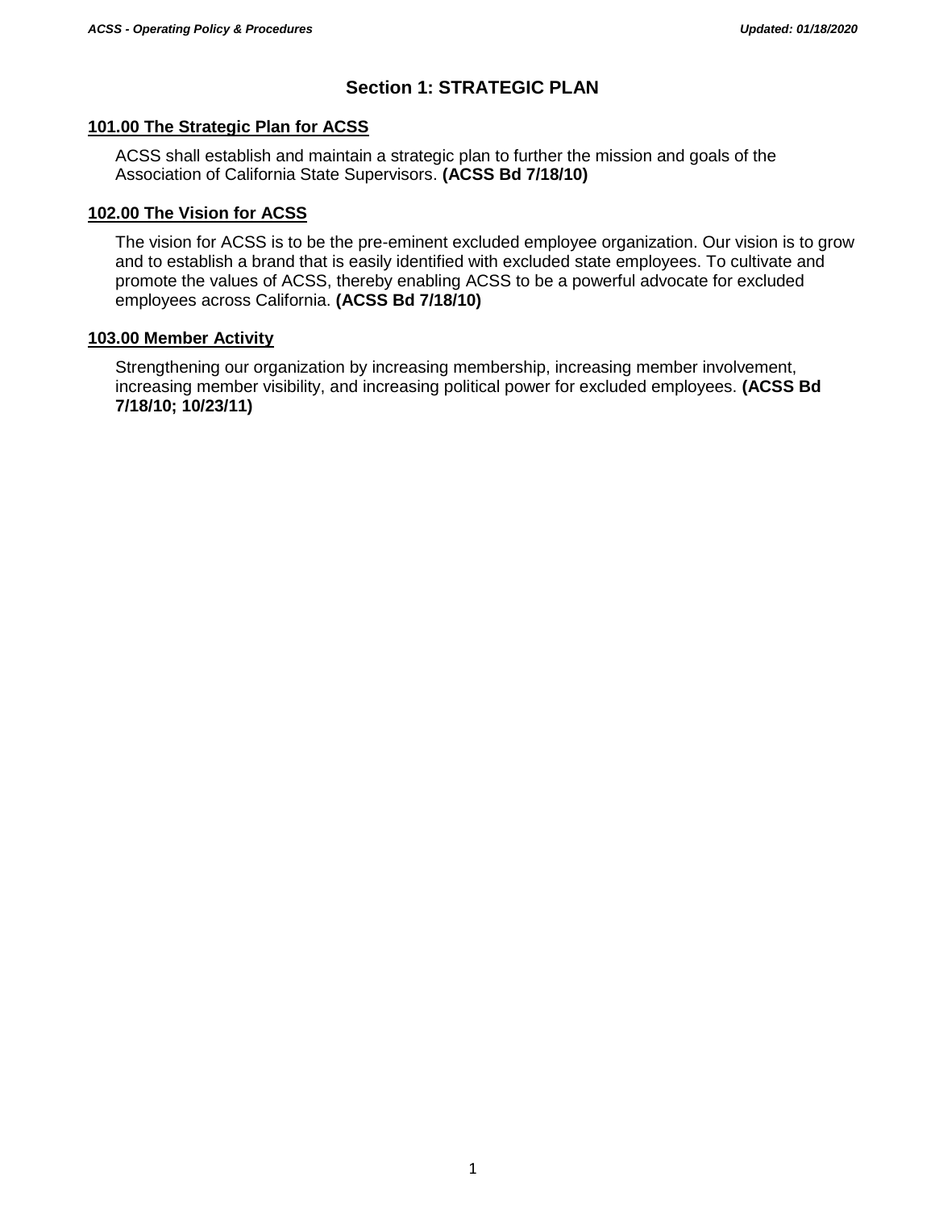# Section 1: STRATEGIC PLAN

## 101.00 The Strategic Plan for ACSS

ACSS shall establish and maintain a strategic plan to further the mission and goals of the Association of California State Supervisors. **(ACSS Bd 7/18/10)**

## 102.00 The Vision for ACSS

The vision for ACSS is to be the pre-eminent excluded employee organization. Our vision is to grow and to establish a brand that is easily identified with excluded state employees. To cultivate and promote the values of ACSS, thereby enabling ACSS to be a powerful advocate for excluded employees across California. **(ACSS Bd 7/18/10)**

## 103.00 Member Activity

Strengthening our organization by increasing membership, increasing member involvement, increasing member visibility, and increasing political power for excluded employees. **(ACSS Bd 7/18/10; 10/23/11)**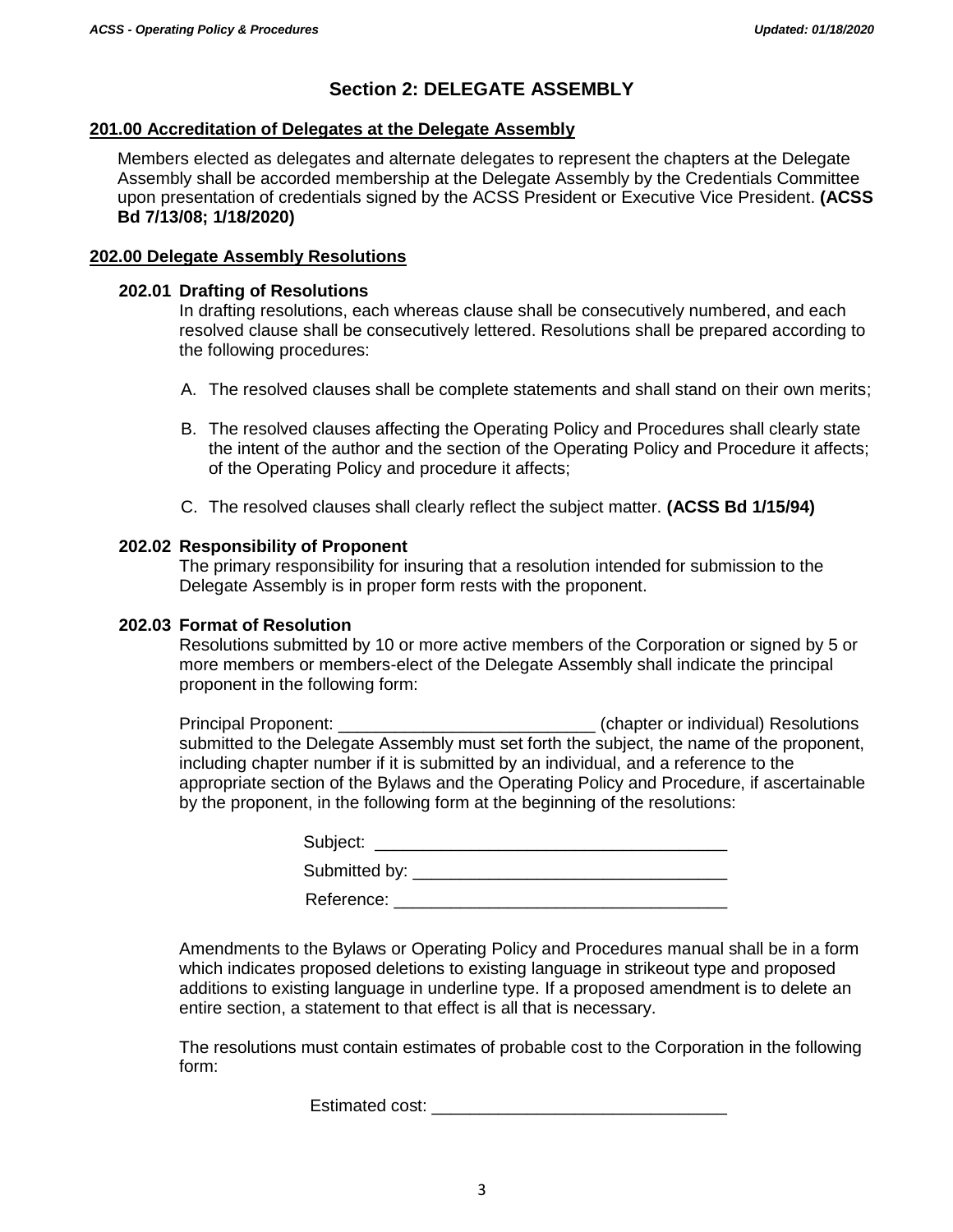## Section 2: DELEGATE ASSEMBLY

### 201.00 Accreditation of Delegates at the Delegate Assembly

Members elected as delegates and alternate delegates to represent the chapters at the Delegate Assembly shall be accorded membership at the Delegate Assembly by the Credentials Committee upon presentation of credentials signed by the ACSS President or Executive Vice President. **(ACSS Bd 7/13/08; 1/18/2020)**

### 202.00 Delegate Assembly Resolutions

**202.01 Drafting of Resolutions**

In drafting resolutions, each whereas clause shall be consecutively numbered, and each resolved clause shall be consecutively lettered. Resolutions shall be prepared according to the following procedures:

A. The resolved clauses shall be complete statements and shall stand on their own merits;

B. The resolved clauses affecting the Operating Policy and Procedures shall clearly state the intent of the author and the section of the Operating Policy and Procedure it affects; of the Operating Policy and procedure it affects;

C. The resolved clauses shall clearly reflect the subject matter. **(ACSS Bd 1/15/94)**

**202.02 Responsibility of Proponent**

The primary responsibility for insuring that a resolution intended for submission to the Delegate Assembly is in proper form rests with the proponent.

**202.03 Format of Resolution**

Resolutions submitted by 10 or more active members of the Corporation or signed by 5 or more members or members-elect of the Delegate Assembly shall indicate the principal proponent in the following form:

Principal Proponent: ___________________________ (chapter or individual) Resolutions submitted to the Delegate Assembly must set forth the subject, the name of the proponent, including chapter number if it is submitted by an individual, and a reference to the appropriate section of the Bylaws and the Operating Policy and Procedure, if ascertainable by the proponent, in the following form at the beginning of the resolutions:

Subject: _____________________________________

Submitted by: _________________________________

Reference: ___________________________________

Amendments to the Bylaws or Operating Policy and Procedures manual shall be in a form which indicates proposed deletions to existing language in strikeout type and proposed additions to existing language in underline type. If a proposed amendment is to delete an entire section, a statement to that effect is all that is necessary.

The resolutions must contain estimates of probable cost to the Corporation in the following form:

Estimated cost: _______________________________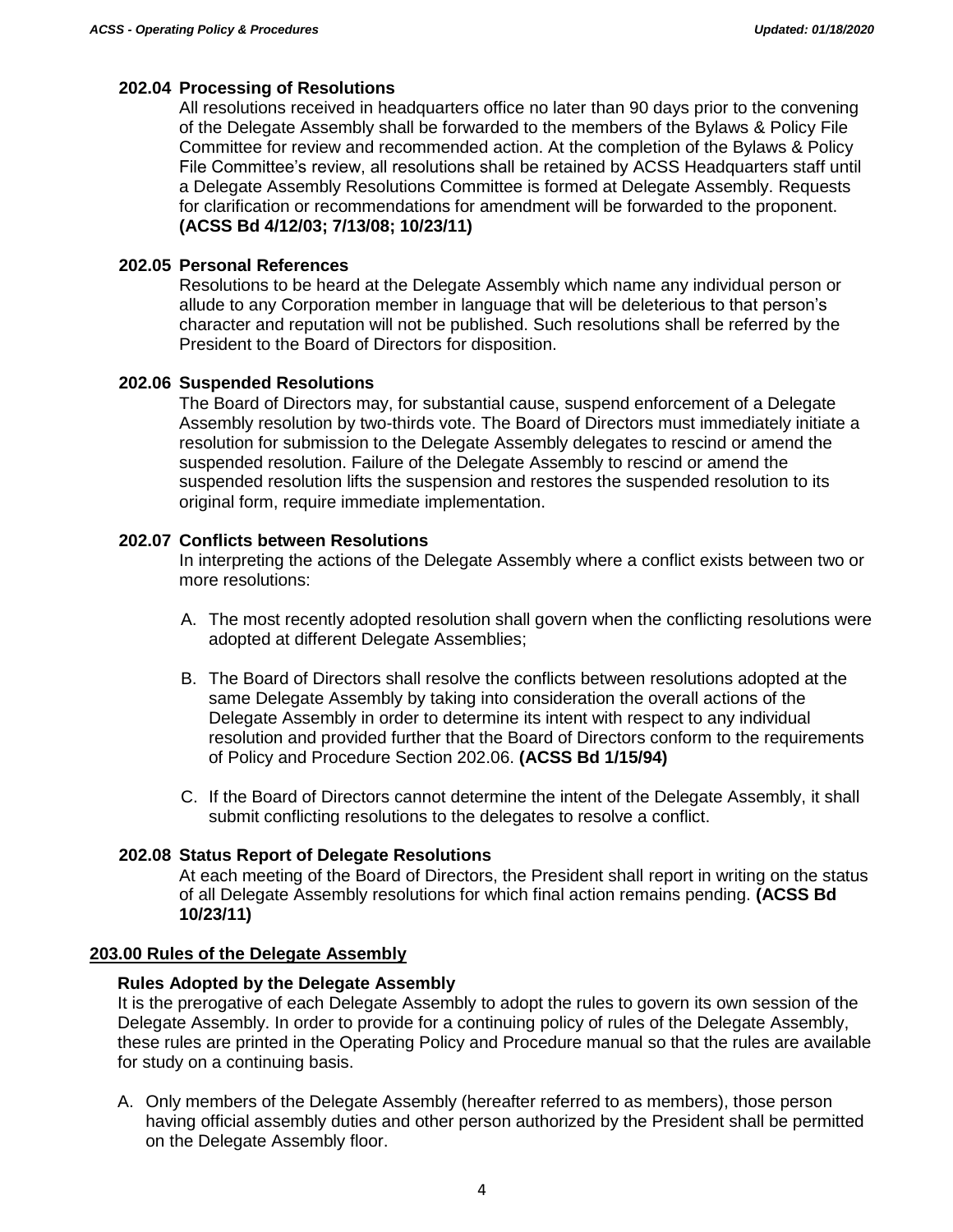### 202.04 Processing of Resolutions

All resolutions received in headquarters office no later than 90 days prior to the convening of the Delegate Assembly shall be forwarded to the members of the Bylaws & Policy File Committee for review and recommended action. At the completion of the Bylaws & Policy File Committee's review, all resolutions shall be retained by ACSS Headquarters staff until a Delegate Assembly Resolutions Committee is formed at Delegate Assembly. Requests for clarification or recommendations for amendment will be forwarded to the proponent. **(ACSS Bd 4/12/03; 7/13/08; 10/23/11)**

### 202.05 Personal References

Resolutions to be heard at the Delegate Assembly which name any individual person or allude to any Corporation member in language that will be deleterious to that person's character and reputation will not be published. Such resolutions shall be referred by the President to the Board of Directors for disposition.

### 202.06 Suspended Resolutions

The Board of Directors may, for substantial cause, suspend enforcement of a Delegate Assembly resolution by two-thirds vote. The Board of Directors must immediately initiate a resolution for submission to the Delegate Assembly delegates to rescind or amend the suspended resolution. Failure of the Delegate Assembly to rescind or amend the suspended resolution lifts the suspension and restores the suspended resolution to its original form, require immediate implementation.

### 202.07 Conflicts between Resolutions

In interpreting the actions of the Delegate Assembly where a conflict exists between two or more resolutions:

A. The most recently adopted resolution shall govern when the conflicting resolutions were adopted at different Delegate Assemblies;

B. The Board of Directors shall resolve the conflicts between resolutions adopted at the same Delegate Assembly by taking into consideration the overall actions of the Delegate Assembly in order to determine its intent with respect to any individual resolution and provided further that the Board of Directors conform to the requirements of Policy and Procedure Section 202.06. **(ACSS Bd 1/15/94)**

C. If the Board of Directors cannot determine the intent of the Delegate Assembly, it shall submit conflicting resolutions to the delegates to resolve a conflict.

### 202.08 Status Report of Delegate Resolutions

At each meeting of the Board of Directors, the President shall report in writing on the status of all Delegate Assembly resolutions for which final action remains pending. **(ACSS Bd 10/23/11)**

## 203.00 Rules of the Delegate Assembly

### Rules Adopted by the Delegate Assembly

It is the prerogative of each Delegate Assembly to adopt the rules to govern its own session of the Delegate Assembly. In order to provide for a continuing policy of rules of the Delegate Assembly, these rules are printed in the Operating Policy and Procedure manual so that the rules are available for study on a continuing basis.

A. Only members of the Delegate Assembly (hereafter referred to as members), those person having official assembly duties and other person authorized by the President shall be permitted on the Delegate Assembly floor.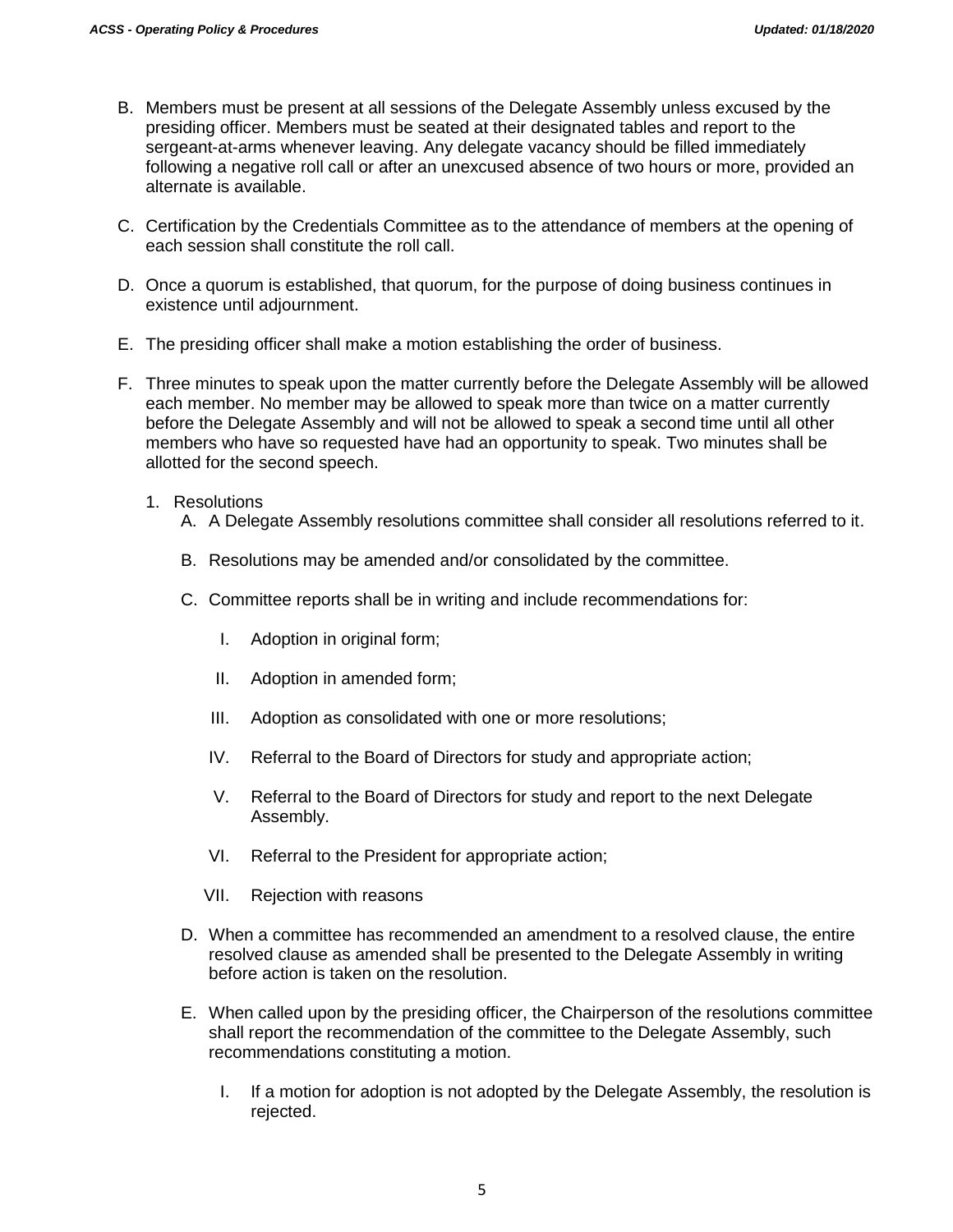B. Members must be present at all sessions of the Delegate Assembly unless excused by the presiding officer. Members must be seated at their designated tables and report to the sergeant-at-arms whenever leaving. Any delegate vacancy should be filled immediately following a negative roll call or after an unexcused absence of two hours or more, provided an alternate is available.

C. Certification by the Credentials Committee as to the attendance of members at the opening of each session shall constitute the roll call.

D. Once a quorum is established, that quorum, for the purpose of doing business continues in existence until adjournment.

E. The presiding officer shall make a motion establishing the order of business.

F. Three minutes to speak upon the matter currently before the Delegate Assembly will be allowed each member. No member may be allowed to speak more than twice on a matter currently before the Delegate Assembly and will not be allowed to speak a second time until all other members who have so requested have had an opportunity to speak. Two minutes shall be allotted for the second speech.

   1. Resolutions

      A. A Delegate Assembly resolutions committee shall consider all resolutions referred to it.

      B. Resolutions may be amended and/or consolidated by the committee.

      C. Committee reports shall be in writing and include recommendations for:

         I. Adoption in original form;

         II. Adoption in amended form;

         III. Adoption as consolidated with one or more resolutions;

         IV. Referral to the Board of Directors for study and appropriate action;

         V. Referral to the Board of Directors for study and report to the next Delegate Assembly.

         VI. Referral to the President for appropriate action;

         VII. Rejection with reasons

      D. When a committee has recommended an amendment to a resolved clause, the entire resolved clause as amended shall be presented to the Delegate Assembly in writing before action is taken on the resolution.

      E. When called upon by the presiding officer, the Chairperson of the resolutions committee shall report the recommendation of the committee to the Delegate Assembly, such recommendations constituting a motion.

         I. If a motion for adoption is not adopted by the Delegate Assembly, the resolution is rejected.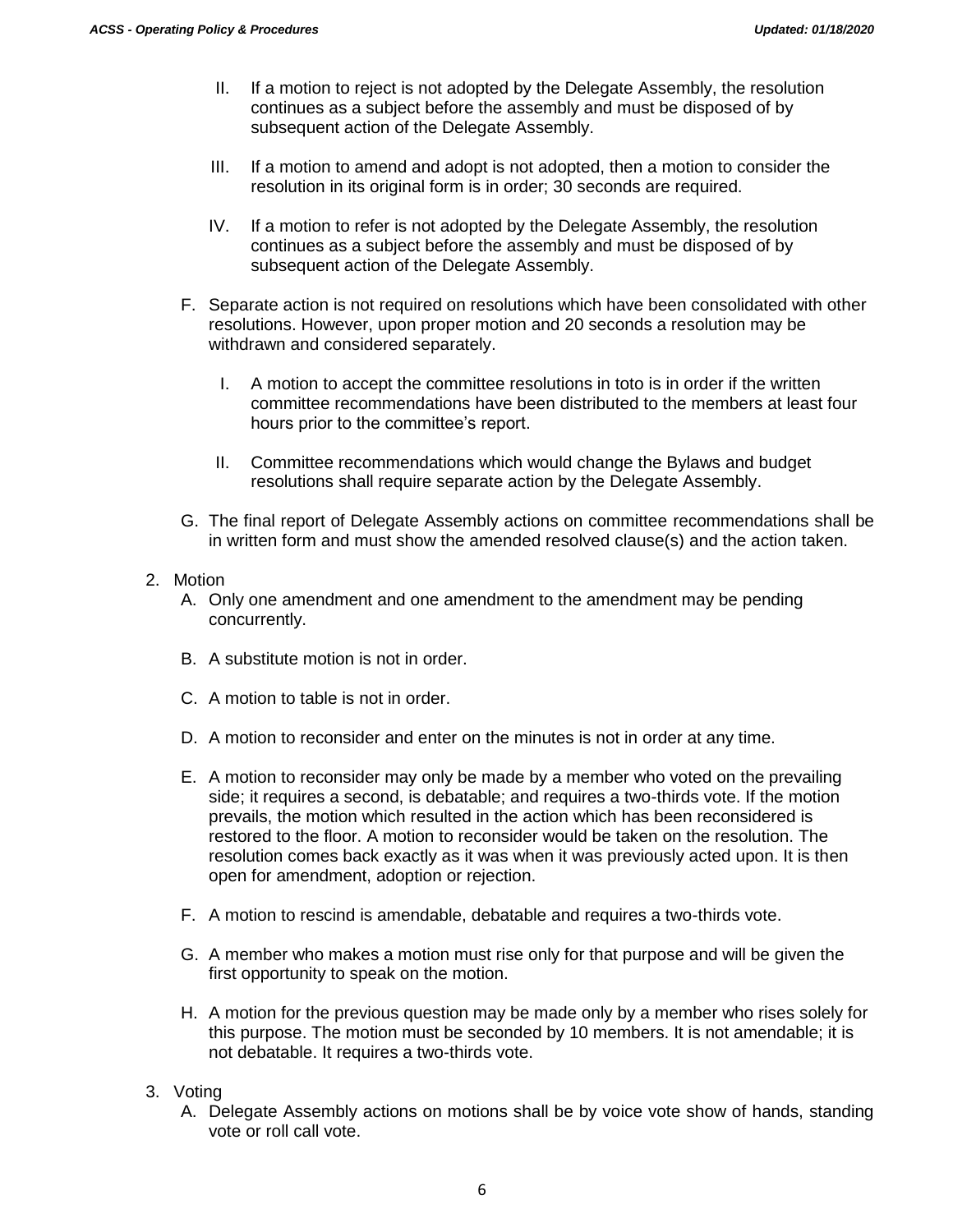II. If a motion to reject is not adopted by the Delegate Assembly, the resolution continues as a subject before the assembly and must be disposed of by subsequent action of the Delegate Assembly.

III. If a motion to amend and adopt is not adopted, then a motion to consider the resolution in its original form is in order; 30 seconds are required.

IV. If a motion to refer is not adopted by the Delegate Assembly, the resolution continues as a subject before the assembly and must be disposed of by subsequent action of the Delegate Assembly.

F. Separate action is not required on resolutions which have been consolidated with other resolutions. However, upon proper motion and 20 seconds a resolution may be withdrawn and considered separately.

I. A motion to accept the committee resolutions in toto is in order if the written committee recommendations have been distributed to the members at least four hours prior to the committee's report.

II. Committee recommendations which would change the Bylaws and budget resolutions shall require separate action by the Delegate Assembly.

G. The final report of Delegate Assembly actions on committee recommendations shall be in written form and must show the amended resolved clause(s) and the action taken.

2. Motion

A. Only one amendment and one amendment to the amendment may be pending concurrently.

B. A substitute motion is not in order.

C. A motion to table is not in order.

D. A motion to reconsider and enter on the minutes is not in order at any time.

E. A motion to reconsider may only be made by a member who voted on the prevailing side; it requires a second, is debatable; and requires a two-thirds vote. If the motion prevails, the motion which resulted in the action which has been reconsidered is restored to the floor. A motion to reconsider would be taken on the resolution. The resolution comes back exactly as it was when it was previously acted upon. It is then open for amendment, adoption or rejection.

F. A motion to rescind is amendable, debatable and requires a two-thirds vote.

G. A member who makes a motion must rise only for that purpose and will be given the first opportunity to speak on the motion.

H. A motion for the previous question may be made only by a member who rises solely for this purpose. The motion must be seconded by 10 members. It is not amendable; it is not debatable. It requires a two-thirds vote.

3. Voting

A. Delegate Assembly actions on motions shall be by voice vote show of hands, standing vote or roll call vote.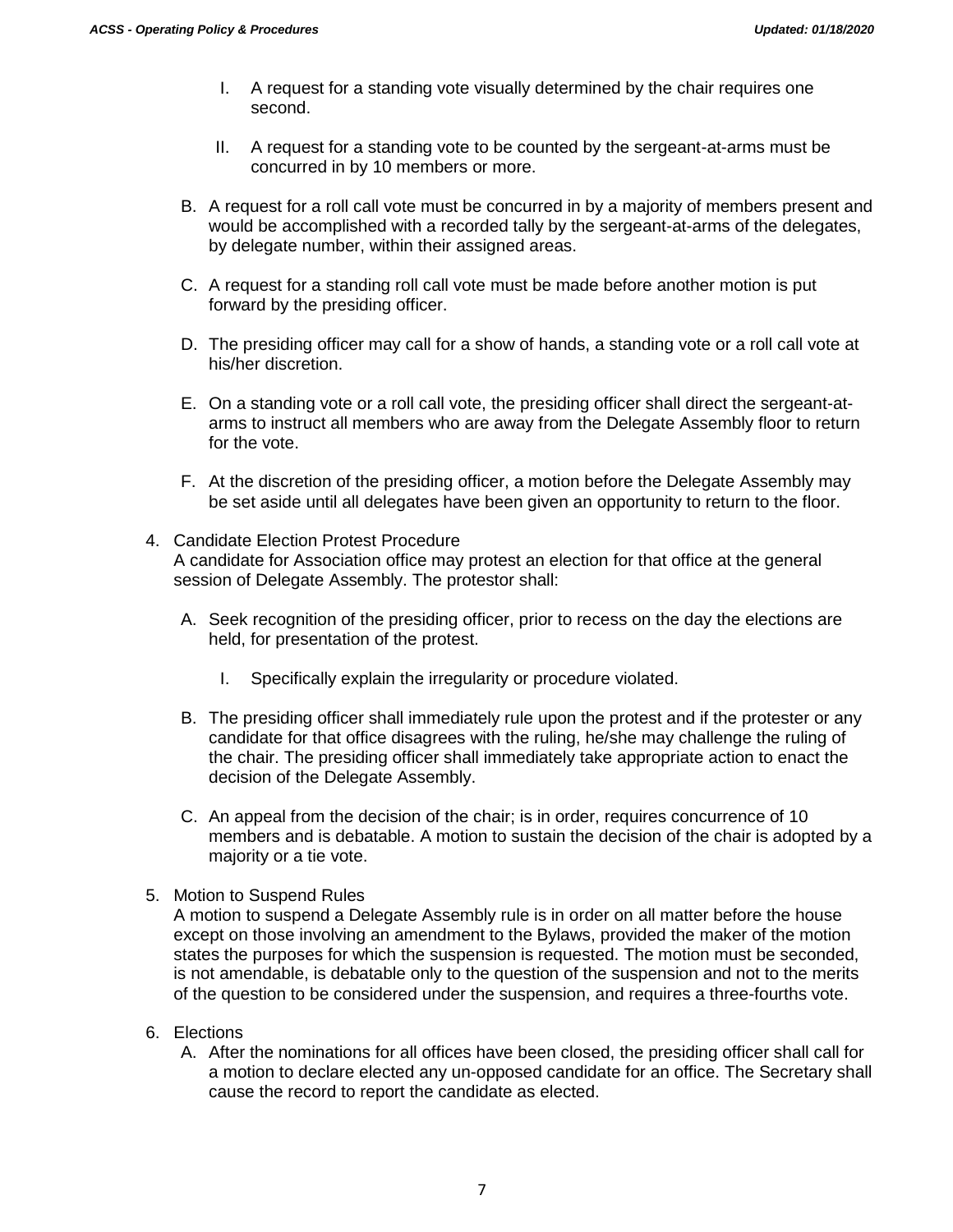I. A request for a standing vote visually determined by the chair requires one second.

   II. A request for a standing vote to be counted by the sergeant-at-arms must be concurred in by 10 members or more.

B. A request for a roll call vote must be concurred in by a majority of members present and would be accomplished with a recorded tally by the sergeant-at-arms of the delegates, by delegate number, within their assigned areas.

C. A request for a standing roll call vote must be made before another motion is put forward by the presiding officer.

D. The presiding officer may call for a show of hands, a standing vote or a roll call vote at his/her discretion.

E. On a standing vote or a roll call vote, the presiding officer shall direct the sergeant-at-arms to instruct all members who are away from the Delegate Assembly floor to return for the vote.

F. At the discretion of the presiding officer, a motion before the Delegate Assembly may be set aside until all delegates have been given an opportunity to return to the floor.

4. Candidate Election Protest Procedure
   A candidate for Association office may protest an election for that office at the general session of Delegate Assembly. The protestor shall:

   A. Seek recognition of the presiding officer, prior to recess on the day the elections are held, for presentation of the protest.

      I. Specifically explain the irregularity or procedure violated.

   B. The presiding officer shall immediately rule upon the protest and if the protester or any candidate for that office disagrees with the ruling, he/she may challenge the ruling of the chair. The presiding officer shall immediately take appropriate action to enact the decision of the Delegate Assembly.

   C. An appeal from the decision of the chair; is in order, requires concurrence of 10 members and is debatable. A motion to sustain the decision of the chair is adopted by a majority or a tie vote.

5. Motion to Suspend Rules
   A motion to suspend a Delegate Assembly rule is in order on all matter before the house except on those involving an amendment to the Bylaws, provided the maker of the motion states the purposes for which the suspension is requested. The motion must be seconded, is not amendable, is debatable only to the question of the suspension and not to the merits of the question to be considered under the suspension, and requires a three-fourths vote.

6. Elections
   A. After the nominations for all offices have been closed, the presiding officer shall call for a motion to declare elected any un-opposed candidate for an office. The Secretary shall cause the record to report the candidate as elected.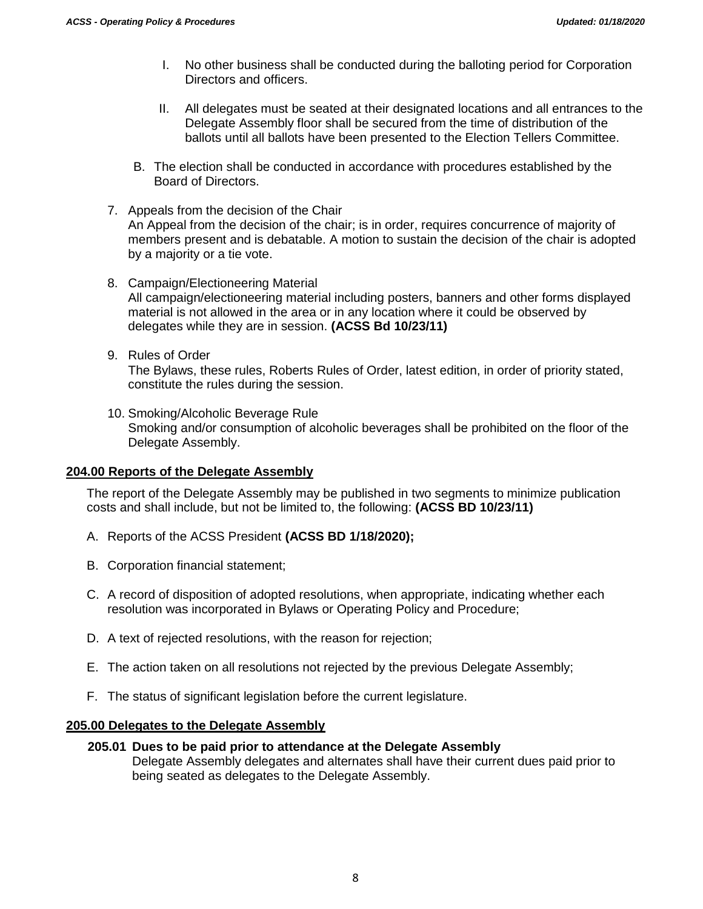I. No other business shall be conducted during the balloting period for Corporation Directors and officers.

II. All delegates must be seated at their designated locations and all entrances to the Delegate Assembly floor shall be secured from the time of distribution of the ballots until all ballots have been presented to the Election Tellers Committee.

B. The election shall be conducted in accordance with procedures established by the Board of Directors.

7. Appeals from the decision of the Chair
   An Appeal from the decision of the chair; is in order, requires concurrence of majority of members present and is debatable. A motion to sustain the decision of the chair is adopted by a majority or a tie vote.

8. Campaign/Electioneering Material
   All campaign/electioneering material including posters, banners and other forms displayed material is not allowed in the area or in any location where it could be observed by delegates while they are in session. **(ACSS Bd 10/23/11)**

9. Rules of Order
   The Bylaws, these rules, Roberts Rules of Order, latest edition, in order of priority stated, constitute the rules during the session.

10. Smoking/Alcoholic Beverage Rule
    Smoking and/or consumption of alcoholic beverages shall be prohibited on the floor of the Delegate Assembly.

## 204.00 Reports of the Delegate Assembly

The report of the Delegate Assembly may be published in two segments to minimize publication costs and shall include, but not be limited to, the following: **(ACSS BD 10/23/11)**

A. Reports of the ACSS President **(ACSS BD 1/18/2020);**

B. Corporation financial statement;

C. A record of disposition of adopted resolutions, when appropriate, indicating whether each resolution was incorporated in Bylaws or Operating Policy and Procedure;

D. A text of rejected resolutions, with the reason for rejection;

E. The action taken on all resolutions not rejected by the previous Delegate Assembly;

F. The status of significant legislation before the current legislature.

## 205.00 Delegates to the Delegate Assembly

### 205.01 Dues to be paid prior to attendance at the Delegate Assembly

Delegate Assembly delegates and alternates shall have their current dues paid prior to being seated as delegates to the Delegate Assembly.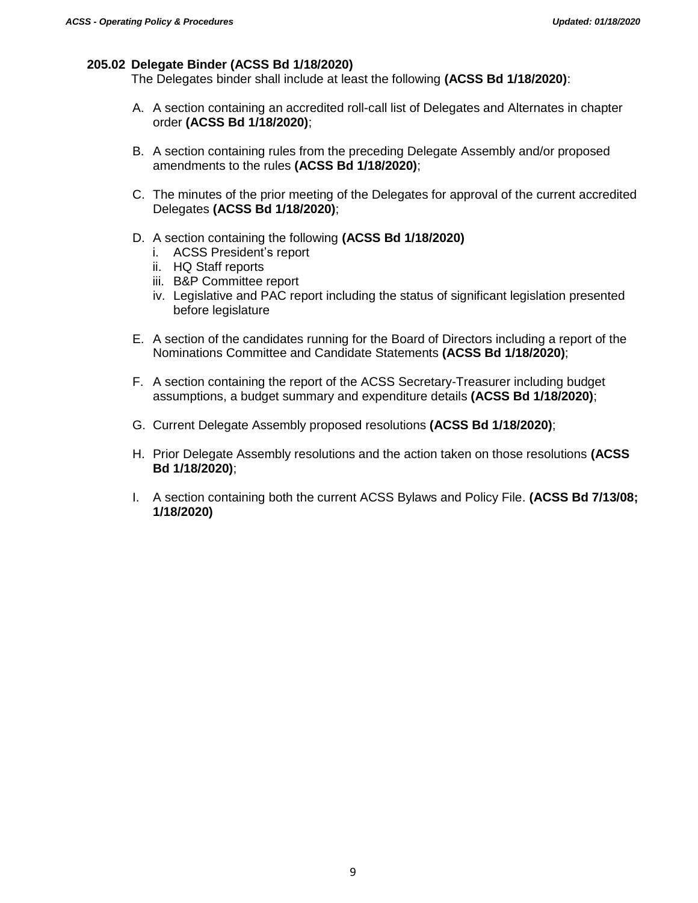### 205.02 Delegate Binder (ACSS Bd 1/18/2020)

The Delegates binder shall include at least the following **(ACSS Bd 1/18/2020)**:

A. A section containing an accredited roll-call list of Delegates and Alternates in chapter order **(ACSS Bd 1/18/2020)**;

B. A section containing rules from the preceding Delegate Assembly and/or proposed amendments to the rules **(ACSS Bd 1/18/2020)**;

C. The minutes of the prior meeting of the Delegates for approval of the current accredited Delegates **(ACSS Bd 1/18/2020)**;

D. A section containing the following **(ACSS Bd 1/18/2020)**
   i. ACSS President's report
   ii. HQ Staff reports
   iii. B&P Committee report
   iv. Legislative and PAC report including the status of significant legislation presented before legislature

E. A section of the candidates running for the Board of Directors including a report of the Nominations Committee and Candidate Statements **(ACSS Bd 1/18/2020)**;

F. A section containing the report of the ACSS Secretary-Treasurer including budget assumptions, a budget summary and expenditure details **(ACSS Bd 1/18/2020)**;

G. Current Delegate Assembly proposed resolutions **(ACSS Bd 1/18/2020)**;

H. Prior Delegate Assembly resolutions and the action taken on those resolutions **(ACSS Bd 1/18/2020)**;

I. A section containing both the current ACSS Bylaws and Policy File. **(ACSS Bd 7/13/08; 1/18/2020)**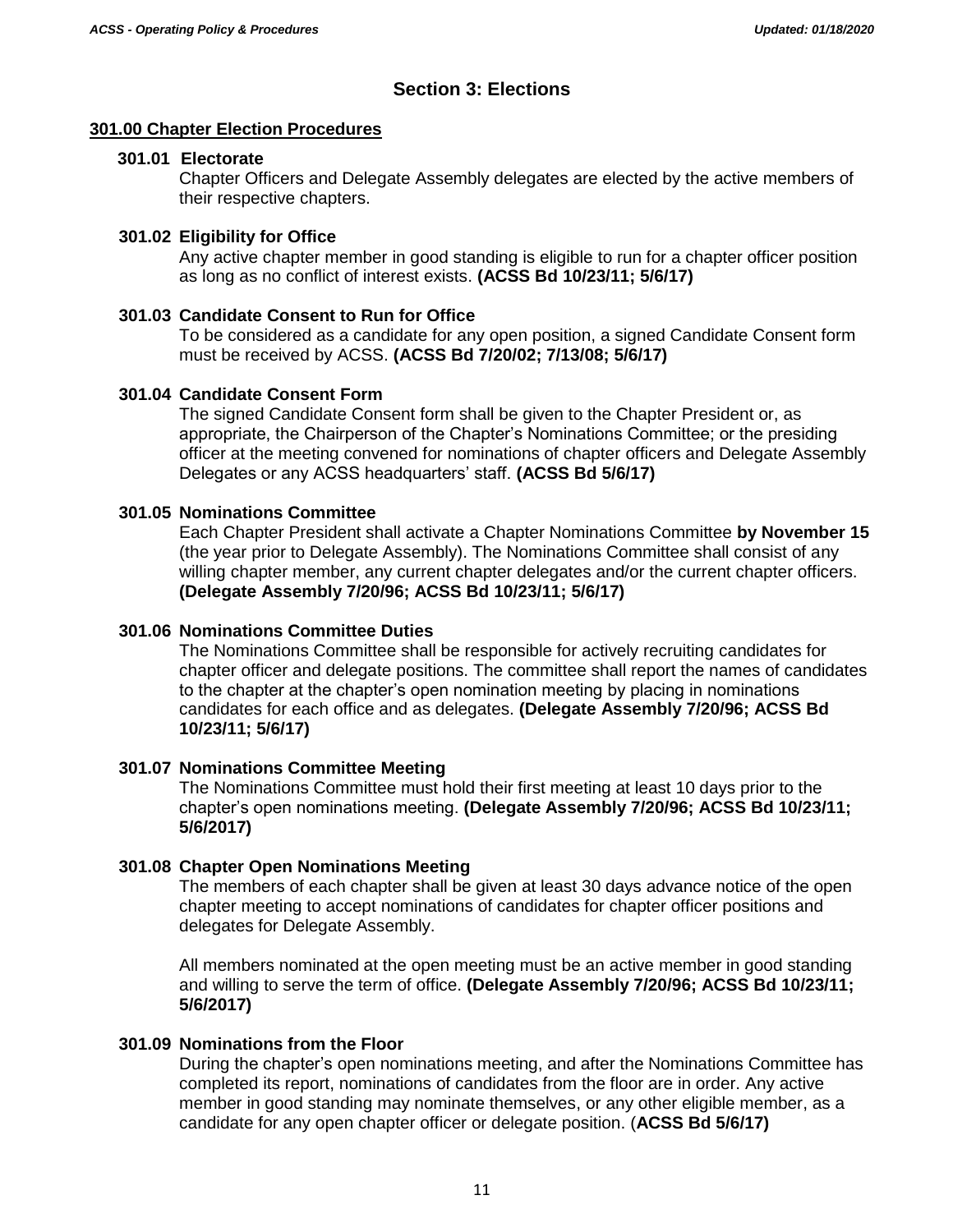# Section 3: Elections

## 301.00 Chapter Election Procedures

### 301.01 Electorate

Chapter Officers and Delegate Assembly delegates are elected by the active members of their respective chapters.

### 301.02 Eligibility for Office

Any active chapter member in good standing is eligible to run for a chapter officer position as long as no conflict of interest exists. **(ACSS Bd 10/23/11; 5/6/17)**

### 301.03 Candidate Consent to Run for Office

To be considered as a candidate for any open position, a signed Candidate Consent form must be received by ACSS. **(ACSS Bd 7/20/02; 7/13/08; 5/6/17)**

### 301.04 Candidate Consent Form

The signed Candidate Consent form shall be given to the Chapter President or, as appropriate, the Chairperson of the Chapter's Nominations Committee; or the presiding officer at the meeting convened for nominations of chapter officers and Delegate Assembly Delegates or any ACSS headquarters' staff. **(ACSS Bd 5/6/17)**

### 301.05 Nominations Committee

Each Chapter President shall activate a Chapter Nominations Committee **by November 15** (the year prior to Delegate Assembly). The Nominations Committee shall consist of any willing chapter member, any current chapter delegates and/or the current chapter officers. **(Delegate Assembly 7/20/96; ACSS Bd 10/23/11; 5/6/17)**

### 301.06 Nominations Committee Duties

The Nominations Committee shall be responsible for actively recruiting candidates for chapter officer and delegate positions. The committee shall report the names of candidates to the chapter at the chapter's open nomination meeting by placing in nominations candidates for each office and as delegates. **(Delegate Assembly 7/20/96; ACSS Bd 10/23/11; 5/6/17)**

### 301.07 Nominations Committee Meeting

The Nominations Committee must hold their first meeting at least 10 days prior to the chapter's open nominations meeting. **(Delegate Assembly 7/20/96; ACSS Bd 10/23/11; 5/6/2017)**

### 301.08 Chapter Open Nominations Meeting

The members of each chapter shall be given at least 30 days advance notice of the open chapter meeting to accept nominations of candidates for chapter officer positions and delegates for Delegate Assembly.

All members nominated at the open meeting must be an active member in good standing and willing to serve the term of office. **(Delegate Assembly 7/20/96; ACSS Bd 10/23/11; 5/6/2017)**

### 301.09 Nominations from the Floor

During the chapter's open nominations meeting, and after the Nominations Committee has completed its report, nominations of candidates from the floor are in order. Any active member in good standing may nominate themselves, or any other eligible member, as a candidate for any open chapter officer or delegate position. (**ACSS Bd 5/6/17)**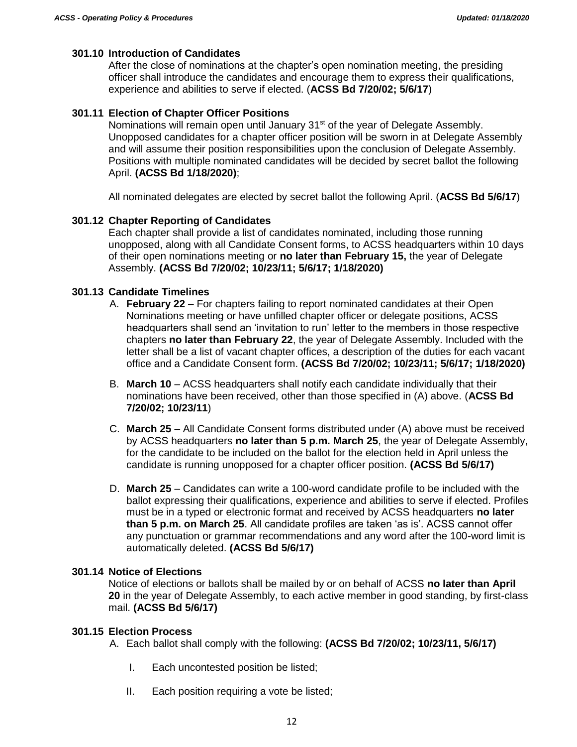### 301.10 Introduction of Candidates

After the close of nominations at the chapter's open nomination meeting, the presiding officer shall introduce the candidates and encourage them to express their qualifications, experience and abilities to serve if elected. (**ACSS Bd 7/20/02; 5/6/17**)

### 301.11 Election of Chapter Officer Positions

Nominations will remain open until January 31st of the year of Delegate Assembly. Unopposed candidates for a chapter officer position will be sworn in at Delegate Assembly and will assume their position responsibilities upon the conclusion of Delegate Assembly. Positions with multiple nominated candidates will be decided by secret ballot the following April. **(ACSS Bd 1/18/2020)**;

All nominated delegates are elected by secret ballot the following April. (**ACSS Bd 5/6/17**)

### 301.12 Chapter Reporting of Candidates

Each chapter shall provide a list of candidates nominated, including those running unopposed, along with all Candidate Consent forms, to ACSS headquarters within 10 days of their open nominations meeting or **no later than February 15,** the year of Delegate Assembly. **(ACSS Bd 7/20/02; 10/23/11; 5/6/17; 1/18/2020)**

### 301.13 Candidate Timelines

A. **February 22** – For chapters failing to report nominated candidates at their Open Nominations meeting or have unfilled chapter officer or delegate positions, ACSS headquarters shall send an 'invitation to run' letter to the members in those respective chapters **no later than February 22**, the year of Delegate Assembly. Included with the letter shall be a list of vacant chapter offices, a description of the duties for each vacant office and a Candidate Consent form. **(ACSS Bd 7/20/02; 10/23/11; 5/6/17; 1/18/2020)**

B. **March 10** – ACSS headquarters shall notify each candidate individually that their nominations have been received, other than those specified in (A) above. (**ACSS Bd 7/20/02; 10/23/11**)

C. **March 25** – All Candidate Consent forms distributed under (A) above must be received by ACSS headquarters **no later than 5 p.m. March 25**, the year of Delegate Assembly, for the candidate to be included on the ballot for the election held in April unless the candidate is running unopposed for a chapter officer position. **(ACSS Bd 5/6/17)**

D. **March 25** – Candidates can write a 100-word candidate profile to be included with the ballot expressing their qualifications, experience and abilities to serve if elected. Profiles must be in a typed or electronic format and received by ACSS headquarters **no later than 5 p.m. on March 25**. All candidate profiles are taken 'as is'. ACSS cannot offer any punctuation or grammar recommendations and any word after the 100-word limit is automatically deleted. **(ACSS Bd 5/6/17)**

### 301.14 Notice of Elections

Notice of elections or ballots shall be mailed by or on behalf of ACSS **no later than April 20** in the year of Delegate Assembly, to each active member in good standing, by first-class mail. **(ACSS Bd 5/6/17)**

### 301.15 Election Process

A. Each ballot shall comply with the following: **(ACSS Bd 7/20/02; 10/23/11, 5/6/17)**

  I. Each uncontested position be listed;

  II. Each position requiring a vote be listed;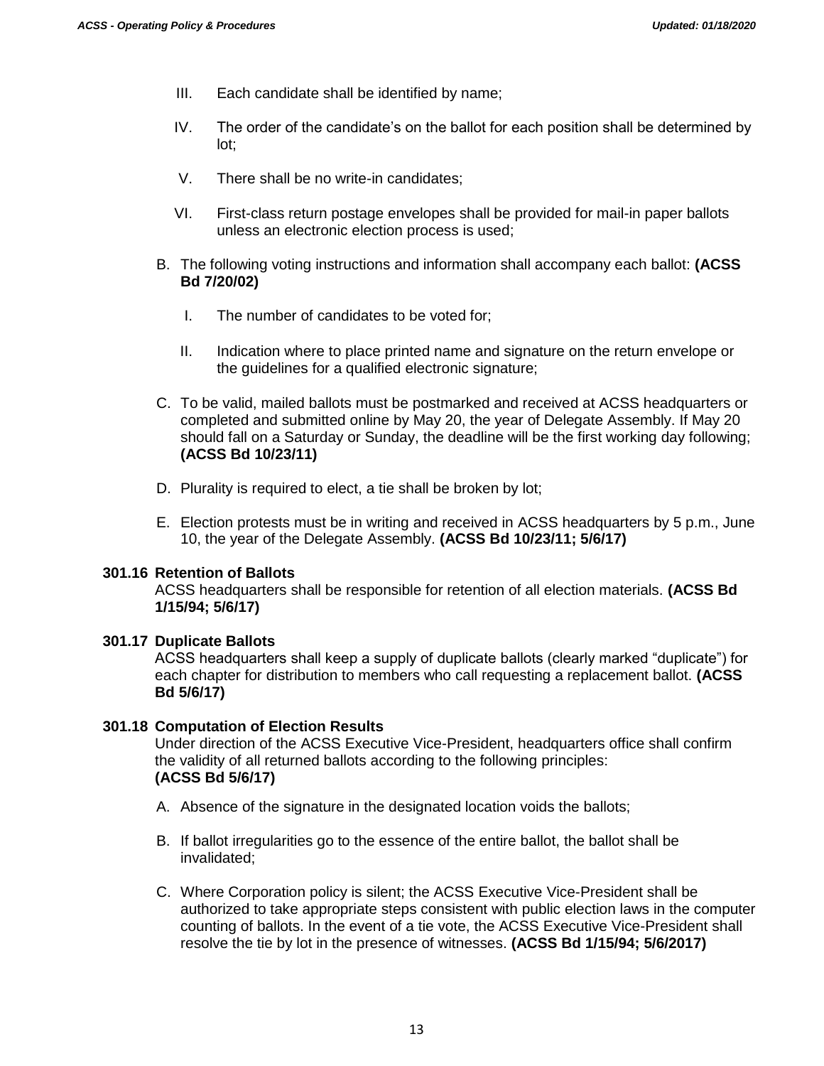III. Each candidate shall be identified by name;

IV. The order of the candidate's on the ballot for each position shall be determined by lot;

V. There shall be no write-in candidates;

VI. First-class return postage envelopes shall be provided for mail-in paper ballots unless an electronic election process is used;

B. The following voting instructions and information shall accompany each ballot: **(ACSS Bd 7/20/02)**

I. The number of candidates to be voted for;

II. Indication where to place printed name and signature on the return envelope or the guidelines for a qualified electronic signature;

C. To be valid, mailed ballots must be postmarked and received at ACSS headquarters or completed and submitted online by May 20, the year of Delegate Assembly. If May 20 should fall on a Saturday or Sunday, the deadline will be the first working day following; **(ACSS Bd 10/23/11)**

D. Plurality is required to elect, a tie shall be broken by lot;

E. Election protests must be in writing and received in ACSS headquarters by 5 p.m., June 10, the year of the Delegate Assembly. **(ACSS Bd 10/23/11; 5/6/17)**

### 301.16 Retention of Ballots

ACSS headquarters shall be responsible for retention of all election materials. **(ACSS Bd 1/15/94; 5/6/17)**

### 301.17 Duplicate Ballots

ACSS headquarters shall keep a supply of duplicate ballots (clearly marked "duplicate") for each chapter for distribution to members who call requesting a replacement ballot. **(ACSS Bd 5/6/17)**

### 301.18 Computation of Election Results

Under direction of the ACSS Executive Vice-President, headquarters office shall confirm the validity of all returned ballots according to the following principles: **(ACSS Bd 5/6/17)**

A. Absence of the signature in the designated location voids the ballots;

B. If ballot irregularities go to the essence of the entire ballot, the ballot shall be invalidated;

C. Where Corporation policy is silent; the ACSS Executive Vice-President shall be authorized to take appropriate steps consistent with public election laws in the computer counting of ballots. In the event of a tie vote, the ACSS Executive Vice-President shall resolve the tie by lot in the presence of witnesses. **(ACSS Bd 1/15/94; 5/6/2017)**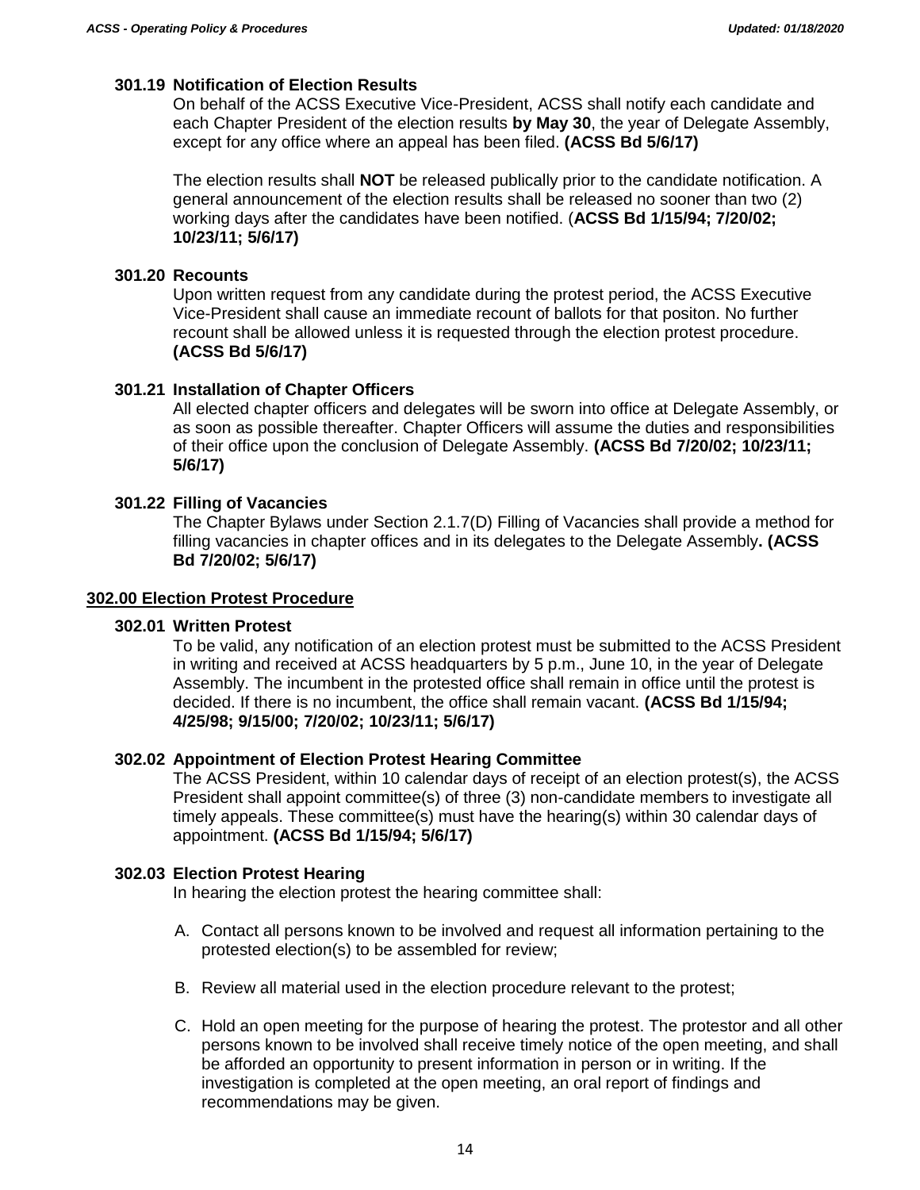### 301.19 Notification of Election Results

On behalf of the ACSS Executive Vice-President, ACSS shall notify each candidate and each Chapter President of the election results **by May 30**, the year of Delegate Assembly, except for any office where an appeal has been filed. **(ACSS Bd 5/6/17)**

The election results shall **NOT** be released publically prior to the candidate notification. A general announcement of the election results shall be released no sooner than two (2) working days after the candidates have been notified. (**ACSS Bd 1/15/94; 7/20/02; 10/23/11; 5/6/17)**

### 301.20 Recounts

Upon written request from any candidate during the protest period, the ACSS Executive Vice-President shall cause an immediate recount of ballots for that positon. No further recount shall be allowed unless it is requested through the election protest procedure. **(ACSS Bd 5/6/17)**

### 301.21 Installation of Chapter Officers

All elected chapter officers and delegates will be sworn into office at Delegate Assembly, or as soon as possible thereafter. Chapter Officers will assume the duties and responsibilities of their office upon the conclusion of Delegate Assembly. **(ACSS Bd 7/20/02; 10/23/11; 5/6/17)**

### 301.22 Filling of Vacancies

The Chapter Bylaws under Section 2.1.7(D) Filling of Vacancies shall provide a method for filling vacancies in chapter offices and in its delegates to the Delegate Assembly**. (ACSS Bd 7/20/02; 5/6/17)**

## 302.00 Election Protest Procedure

### 302.01 Written Protest

To be valid, any notification of an election protest must be submitted to the ACSS President in writing and received at ACSS headquarters by 5 p.m., June 10, in the year of Delegate Assembly. The incumbent in the protested office shall remain in office until the protest is decided. If there is no incumbent, the office shall remain vacant. **(ACSS Bd 1/15/94; 4/25/98; 9/15/00; 7/20/02; 10/23/11; 5/6/17)**

### 302.02 Appointment of Election Protest Hearing Committee

The ACSS President, within 10 calendar days of receipt of an election protest(s), the ACSS President shall appoint committee(s) of three (3) non-candidate members to investigate all timely appeals. These committee(s) must have the hearing(s) within 30 calendar days of appointment. **(ACSS Bd 1/15/94; 5/6/17)**

### 302.03 Election Protest Hearing

In hearing the election protest the hearing committee shall:

A. Contact all persons known to be involved and request all information pertaining to the protested election(s) to be assembled for review;

B. Review all material used in the election procedure relevant to the protest;

C. Hold an open meeting for the purpose of hearing the protest. The protestor and all other persons known to be involved shall receive timely notice of the open meeting, and shall be afforded an opportunity to present information in person or in writing. If the investigation is completed at the open meeting, an oral report of findings and recommendations may be given.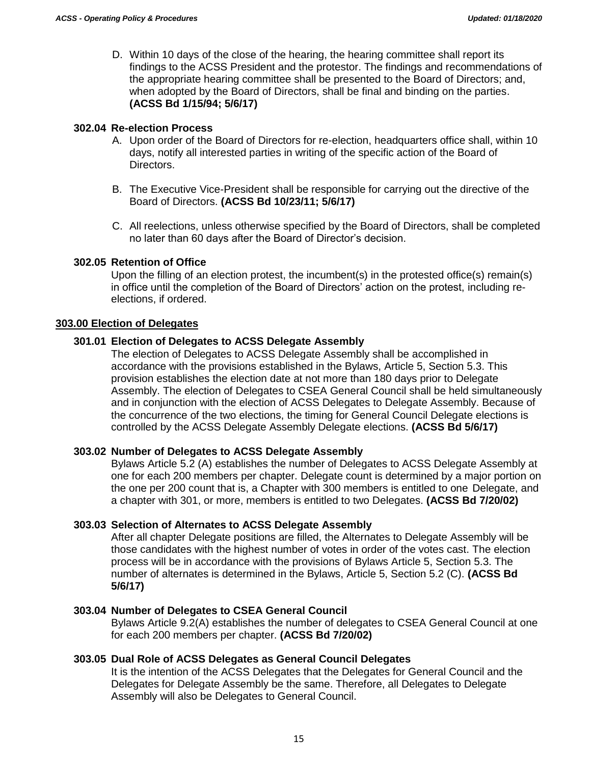D. Within 10 days of the close of the hearing, the hearing committee shall report its findings to the ACSS President and the protestor. The findings and recommendations of the appropriate hearing committee shall be presented to the Board of Directors; and, when adopted by the Board of Directors, shall be final and binding on the parties. **(ACSS Bd 1/15/94; 5/6/17)**

### 302.04 Re-election Process

A. Upon order of the Board of Directors for re-election, headquarters office shall, within 10 days, notify all interested parties in writing of the specific action of the Board of Directors.

B. The Executive Vice-President shall be responsible for carrying out the directive of the Board of Directors. **(ACSS Bd 10/23/11; 5/6/17)**

C. All reelections, unless otherwise specified by the Board of Directors, shall be completed no later than 60 days after the Board of Director's decision.

### 302.05 Retention of Office

Upon the filling of an election protest, the incumbent(s) in the protested office(s) remain(s) in office until the completion of the Board of Directors' action on the protest, including re-elections, if ordered.

## 303.00 Election of Delegates

### 301.01 Election of Delegates to ACSS Delegate Assembly

The election of Delegates to ACSS Delegate Assembly shall be accomplished in accordance with the provisions established in the Bylaws, Article 5, Section 5.3. This provision establishes the election date at not more than 180 days prior to Delegate Assembly. The election of Delegates to CSEA General Council shall be held simultaneously and in conjunction with the election of ACSS Delegates to Delegate Assembly. Because of the concurrence of the two elections, the timing for General Council Delegate elections is controlled by the ACSS Delegate Assembly Delegate elections. **(ACSS Bd 5/6/17)**

### 303.02 Number of Delegates to ACSS Delegate Assembly

Bylaws Article 5.2 (A) establishes the number of Delegates to ACSS Delegate Assembly at one for each 200 members per chapter. Delegate count is determined by a major portion on the one per 200 count that is, a Chapter with 300 members is entitled to one Delegate, and a chapter with 301, or more, members is entitled to two Delegates. **(ACSS Bd 7/20/02)**

### 303.03 Selection of Alternates to ACSS Delegate Assembly

After all chapter Delegate positions are filled, the Alternates to Delegate Assembly will be those candidates with the highest number of votes in order of the votes cast. The election process will be in accordance with the provisions of Bylaws Article 5, Section 5.3. The number of alternates is determined in the Bylaws, Article 5, Section 5.2 (C). **(ACSS Bd 5/6/17)**

### 303.04 Number of Delegates to CSEA General Council

Bylaws Article 9.2(A) establishes the number of delegates to CSEA General Council at one for each 200 members per chapter. **(ACSS Bd 7/20/02)**

### 303.05 Dual Role of ACSS Delegates as General Council Delegates

It is the intention of the ACSS Delegates that the Delegates for General Council and the Delegates for Delegate Assembly be the same. Therefore, all Delegates to Delegate Assembly will also be Delegates to General Council.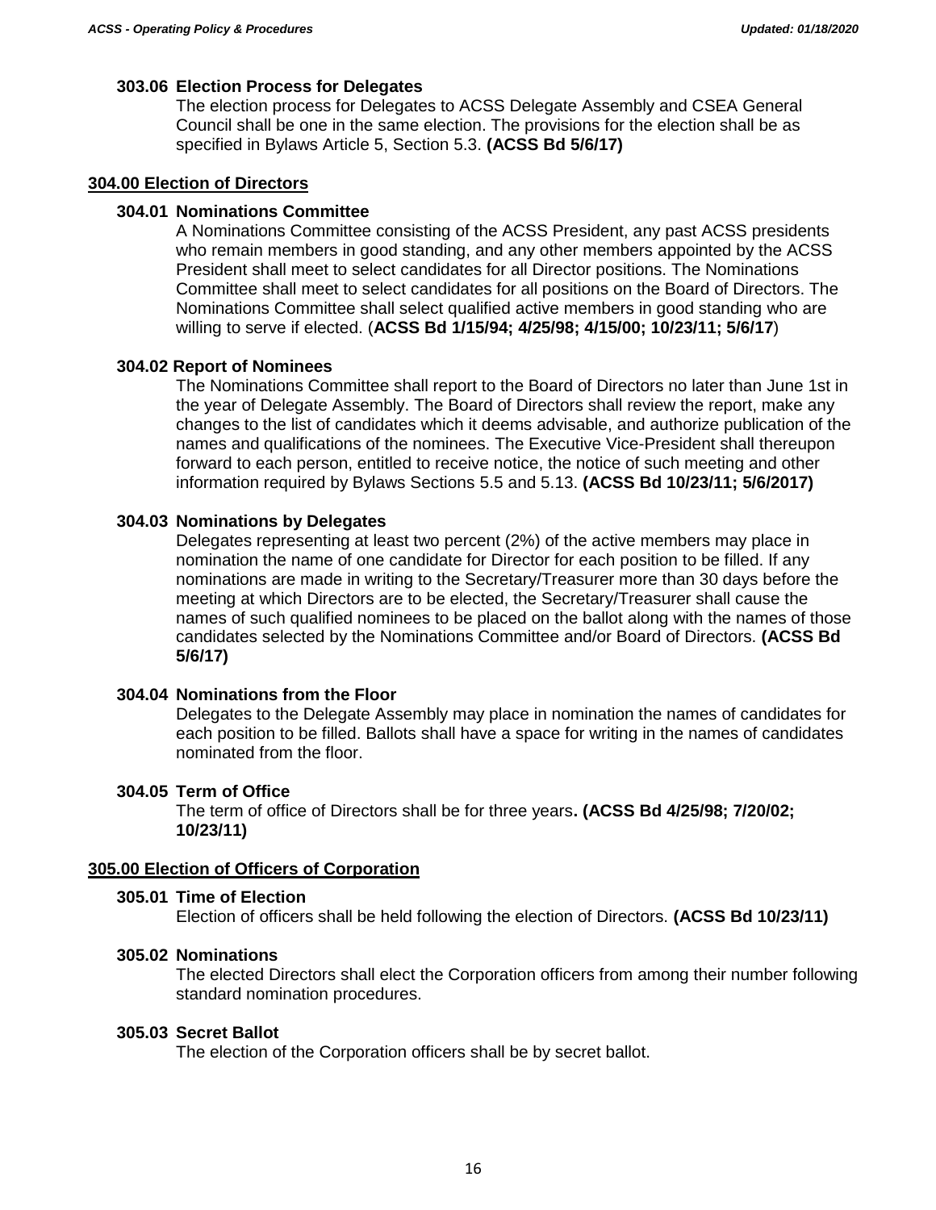### 303.06 Election Process for Delegates

The election process for Delegates to ACSS Delegate Assembly and CSEA General Council shall be one in the same election. The provisions for the election shall be as specified in Bylaws Article 5, Section 5.3. **(ACSS Bd 5/6/17)**

## 304.00 Election of Directors

### 304.01 Nominations Committee

A Nominations Committee consisting of the ACSS President, any past ACSS presidents who remain members in good standing, and any other members appointed by the ACSS President shall meet to select candidates for all Director positions. The Nominations Committee shall meet to select candidates for all positions on the Board of Directors. The Nominations Committee shall select qualified active members in good standing who are willing to serve if elected. (**ACSS Bd 1/15/94; 4/25/98; 4/15/00; 10/23/11; 5/6/17**)

### 304.02 Report of Nominees

The Nominations Committee shall report to the Board of Directors no later than June 1st in the year of Delegate Assembly. The Board of Directors shall review the report, make any changes to the list of candidates which it deems advisable, and authorize publication of the names and qualifications of the nominees. The Executive Vice-President shall thereupon forward to each person, entitled to receive notice, the notice of such meeting and other information required by Bylaws Sections 5.5 and 5.13. **(ACSS Bd 10/23/11; 5/6/2017)**

### 304.03 Nominations by Delegates

Delegates representing at least two percent (2%) of the active members may place in nomination the name of one candidate for Director for each position to be filled. If any nominations are made in writing to the Secretary/Treasurer more than 30 days before the meeting at which Directors are to be elected, the Secretary/Treasurer shall cause the names of such qualified nominees to be placed on the ballot along with the names of those candidates selected by the Nominations Committee and/or Board of Directors. **(ACSS Bd 5/6/17)**

### 304.04 Nominations from the Floor

Delegates to the Delegate Assembly may place in nomination the names of candidates for each position to be filled. Ballots shall have a space for writing in the names of candidates nominated from the floor.

### 304.05 Term of Office

The term of office of Directors shall be for three years**. (ACSS Bd 4/25/98; 7/20/02; 10/23/11)**

## 305.00 Election of Officers of Corporation

### 305.01 Time of Election

Election of officers shall be held following the election of Directors. **(ACSS Bd 10/23/11)**

### 305.02 Nominations

The elected Directors shall elect the Corporation officers from among their number following standard nomination procedures.

### 305.03 Secret Ballot

The election of the Corporation officers shall be by secret ballot.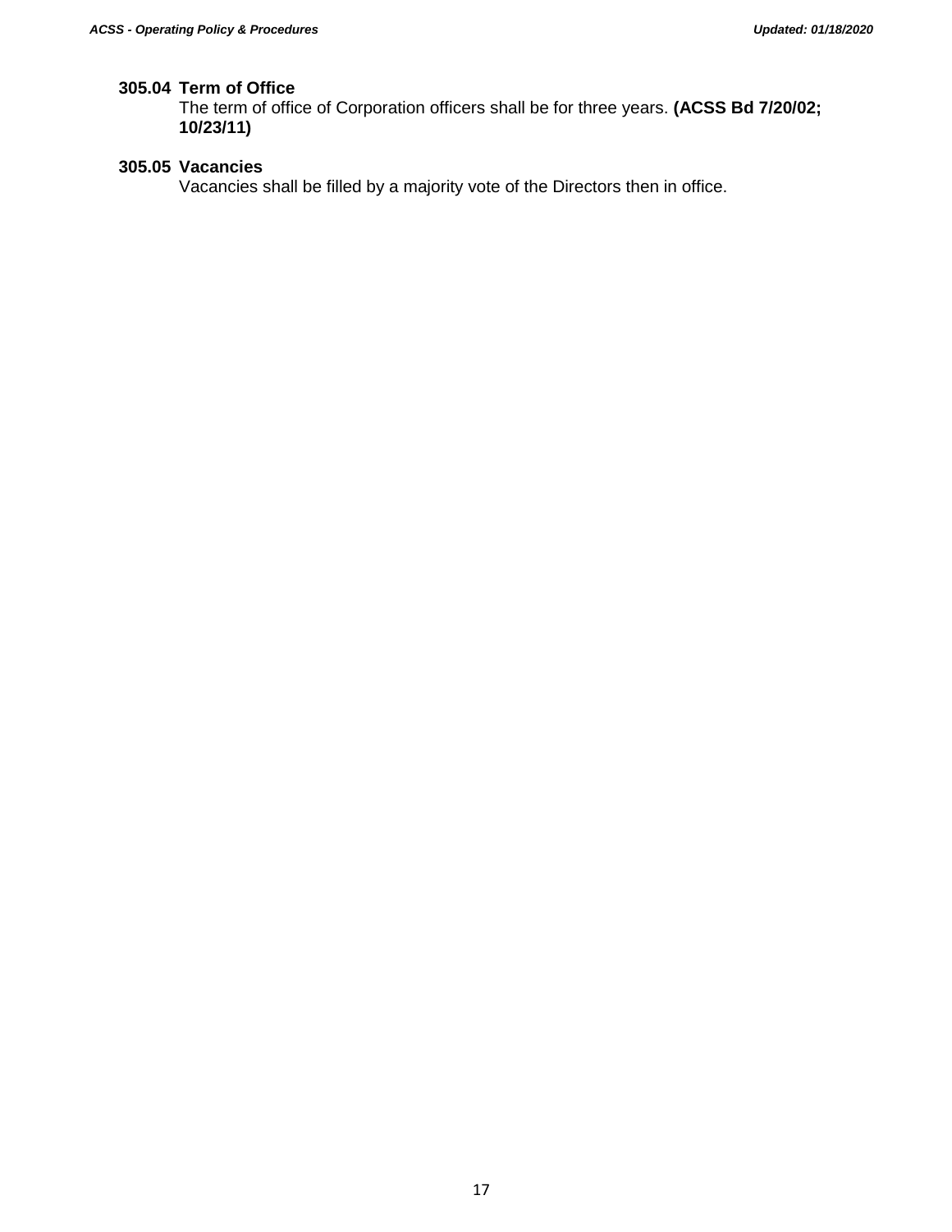### 305.04 Term of Office

The term of office of Corporation officers shall be for three years. **(ACSS Bd 7/20/02; 10/23/11)**

### 305.05 Vacancies

Vacancies shall be filled by a majority vote of the Directors then in office.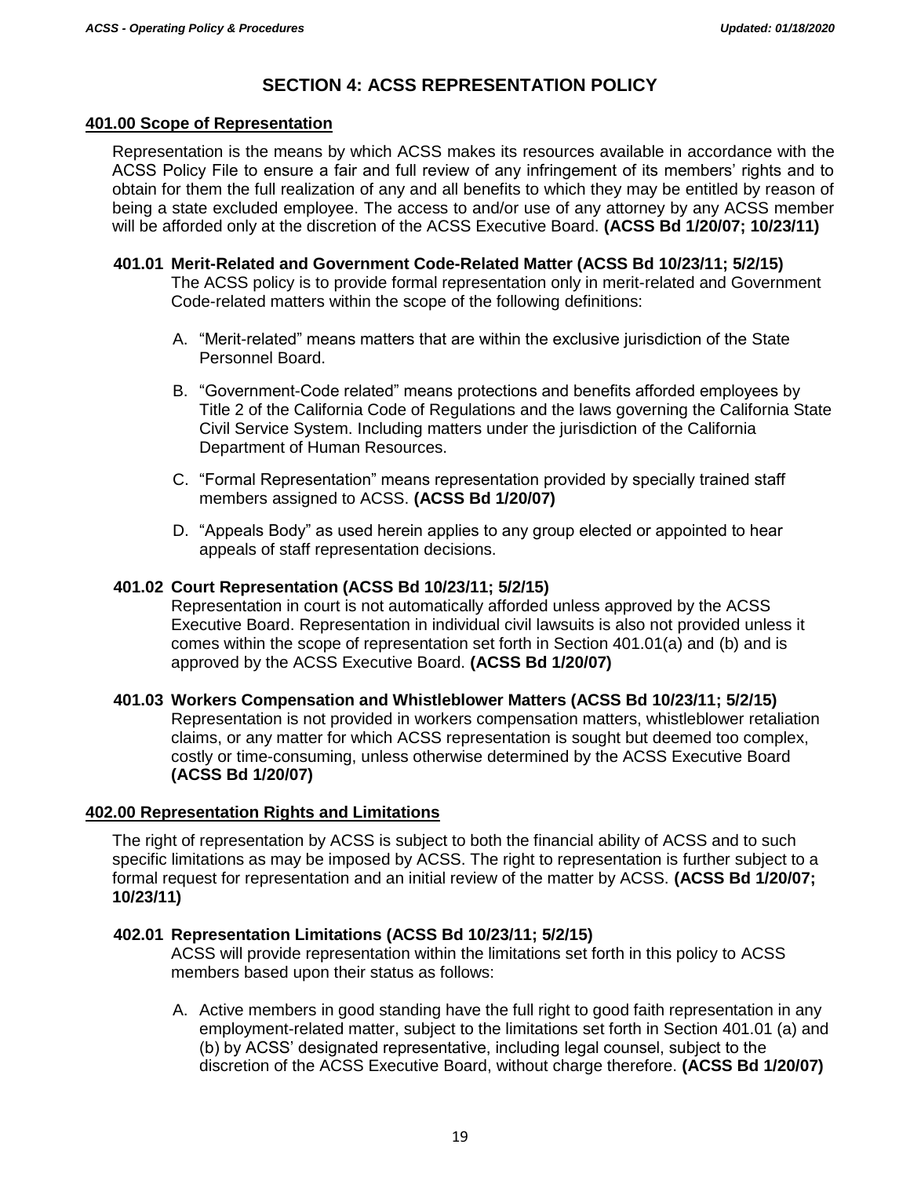## SECTION 4: ACSS REPRESENTATION POLICY

### 401.00 Scope of Representation

Representation is the means by which ACSS makes its resources available in accordance with the ACSS Policy File to ensure a fair and full review of any infringement of its members' rights and to obtain for them the full realization of any and all benefits to which they may be entitled by reason of being a state excluded employee. The access to and/or use of any attorney by any ACSS member will be afforded only at the discretion of the ACSS Executive Board. **(ACSS Bd 1/20/07; 10/23/11)**

**401.01 Merit-Related and Government Code-Related Matter (ACSS Bd 10/23/11; 5/2/15)**
The ACSS policy is to provide formal representation only in merit-related and Government Code-related matters within the scope of the following definitions:

A. "Merit-related" means matters that are within the exclusive jurisdiction of the State Personnel Board.

B. "Government-Code related" means protections and benefits afforded employees by Title 2 of the California Code of Regulations and the laws governing the California State Civil Service System. Including matters under the jurisdiction of the California Department of Human Resources.

C. "Formal Representation" means representation provided by specially trained staff members assigned to ACSS. **(ACSS Bd 1/20/07)**

D. "Appeals Body" as used herein applies to any group elected or appointed to hear appeals of staff representation decisions.

**401.02 Court Representation (ACSS Bd 10/23/11; 5/2/15)**
Representation in court is not automatically afforded unless approved by the ACSS Executive Board. Representation in individual civil lawsuits is also not provided unless it comes within the scope of representation set forth in Section 401.01(a) and (b) and is approved by the ACSS Executive Board. **(ACSS Bd 1/20/07)**

**401.03 Workers Compensation and Whistleblower Matters (ACSS Bd 10/23/11; 5/2/15)**
Representation is not provided in workers compensation matters, whistleblower retaliation claims, or any matter for which ACSS representation is sought but deemed too complex, costly or time-consuming, unless otherwise determined by the ACSS Executive Board **(ACSS Bd 1/20/07)**

### 402.00 Representation Rights and Limitations

The right of representation by ACSS is subject to both the financial ability of ACSS and to such specific limitations as may be imposed by ACSS. The right to representation is further subject to a formal request for representation and an initial review of the matter by ACSS. **(ACSS Bd 1/20/07; 10/23/11)**

**402.01 Representation Limitations (ACSS Bd 10/23/11; 5/2/15)**
ACSS will provide representation within the limitations set forth in this policy to ACSS members based upon their status as follows:

A. Active members in good standing have the full right to good faith representation in any employment-related matter, subject to the limitations set forth in Section 401.01 (a) and (b) by ACSS' designated representative, including legal counsel, subject to the discretion of the ACSS Executive Board, without charge therefore. **(ACSS Bd 1/20/07)**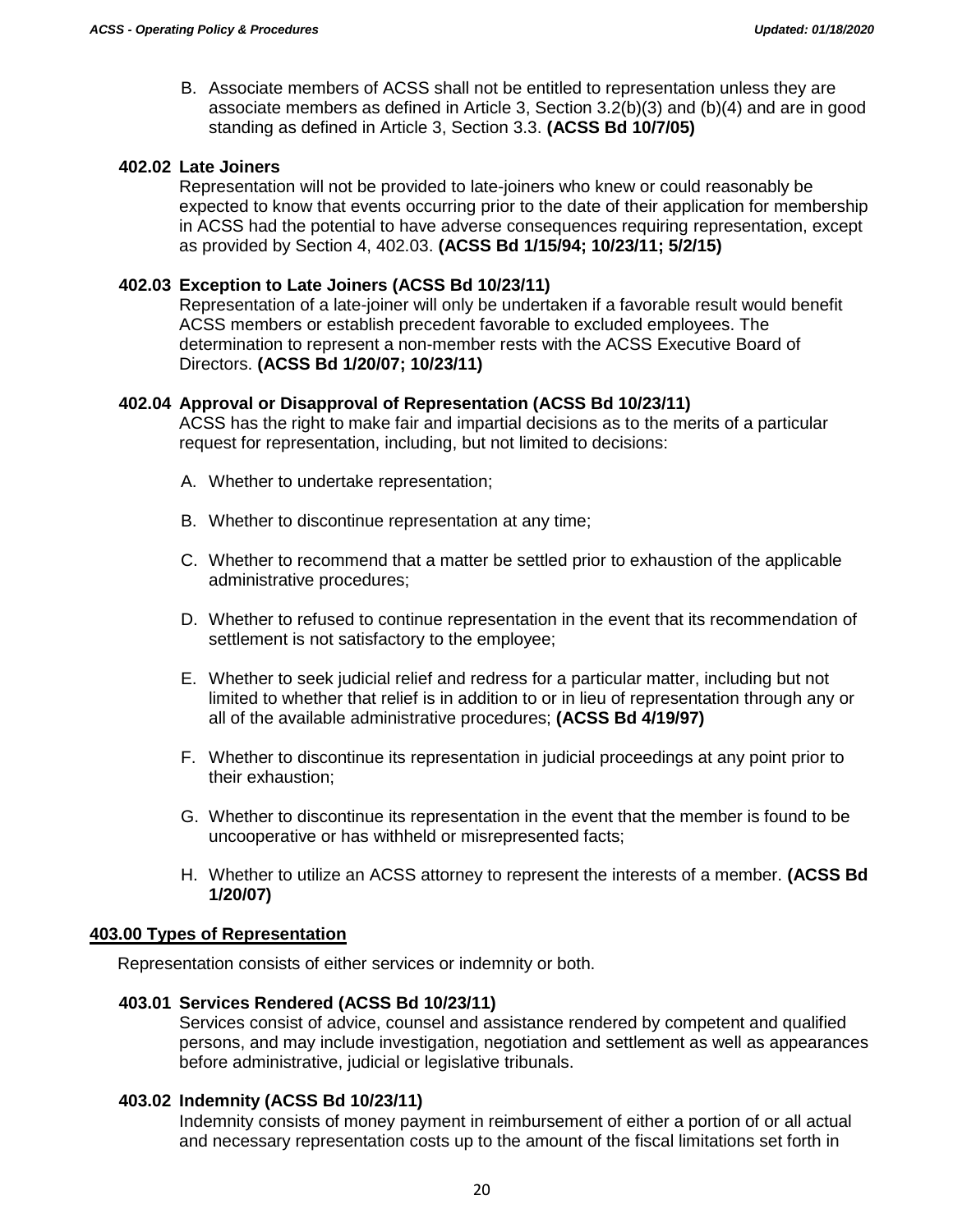B. Associate members of ACSS shall not be entitled to representation unless they are associate members as defined in Article 3, Section 3.2(b)(3) and (b)(4) and are in good standing as defined in Article 3, Section 3.3. **(ACSS Bd 10/7/05)**

### 402.02 Late Joiners

Representation will not be provided to late-joiners who knew or could reasonably be expected to know that events occurring prior to the date of their application for membership in ACSS had the potential to have adverse consequences requiring representation, except as provided by Section 4, 402.03. **(ACSS Bd 1/15/94; 10/23/11; 5/2/15)**

### 402.03 Exception to Late Joiners (ACSS Bd 10/23/11)

Representation of a late-joiner will only be undertaken if a favorable result would benefit ACSS members or establish precedent favorable to excluded employees. The determination to represent a non-member rests with the ACSS Executive Board of Directors. **(ACSS Bd 1/20/07; 10/23/11)**

### 402.04 Approval or Disapproval of Representation (ACSS Bd 10/23/11)

ACSS has the right to make fair and impartial decisions as to the merits of a particular request for representation, including, but not limited to decisions:

A. Whether to undertake representation;

B. Whether to discontinue representation at any time;

C. Whether to recommend that a matter be settled prior to exhaustion of the applicable administrative procedures;

D. Whether to refused to continue representation in the event that its recommendation of settlement is not satisfactory to the employee;

E. Whether to seek judicial relief and redress for a particular matter, including but not limited to whether that relief is in addition to or in lieu of representation through any or all of the available administrative procedures; **(ACSS Bd 4/19/97)**

F. Whether to discontinue its representation in judicial proceedings at any point prior to their exhaustion;

G. Whether to discontinue its representation in the event that the member is found to be uncooperative or has withheld or misrepresented facts;

H. Whether to utilize an ACSS attorney to represent the interests of a member. **(ACSS Bd 1/20/07)**

## 403.00 Types of Representation

Representation consists of either services or indemnity or both.

### 403.01 Services Rendered (ACSS Bd 10/23/11)

Services consist of advice, counsel and assistance rendered by competent and qualified persons, and may include investigation, negotiation and settlement as well as appearances before administrative, judicial or legislative tribunals.

### 403.02 Indemnity (ACSS Bd 10/23/11)

Indemnity consists of money payment in reimbursement of either a portion of or all actual and necessary representation costs up to the amount of the fiscal limitations set forth in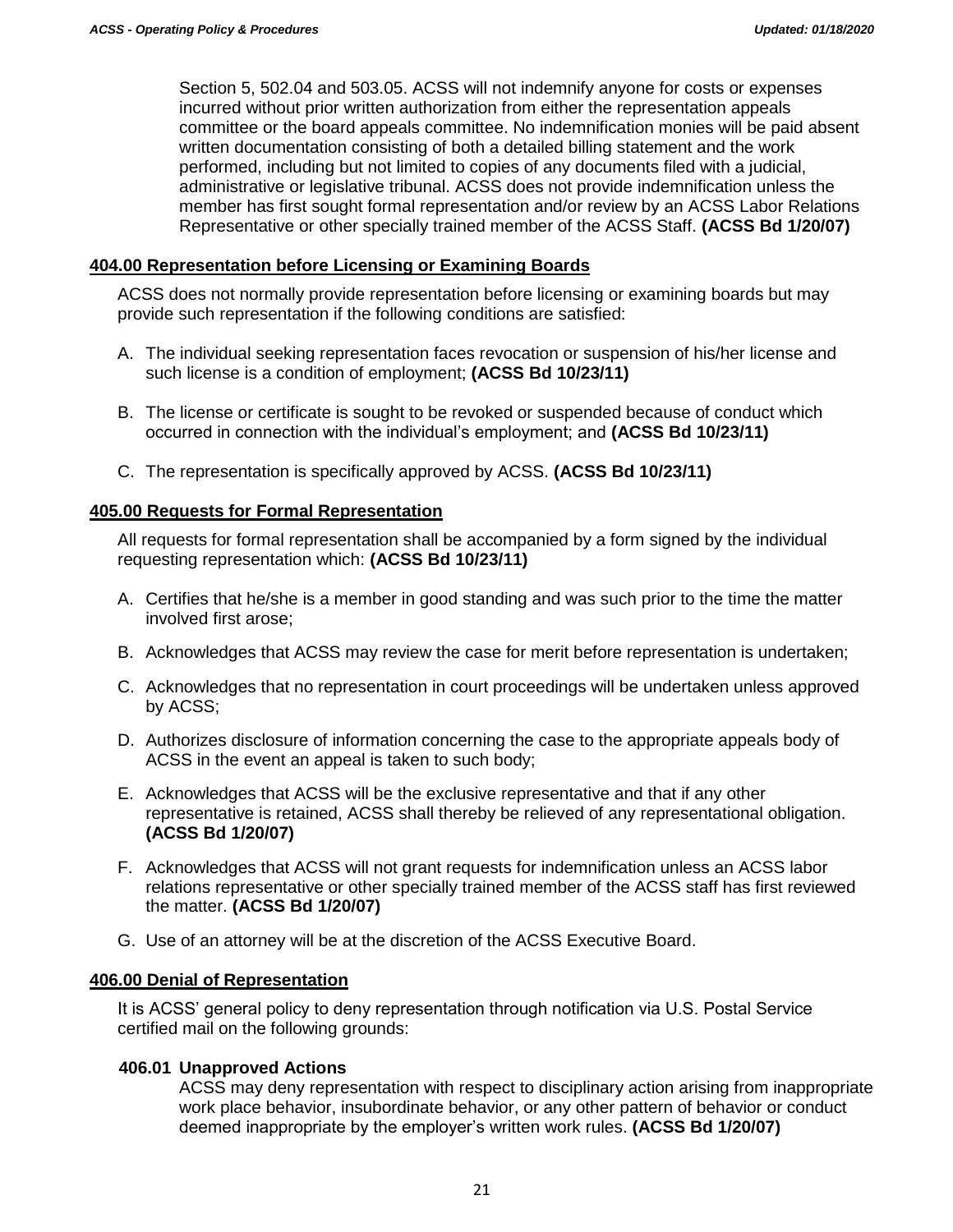Section 5, 502.04 and 503.05. ACSS will not indemnify anyone for costs or expenses incurred without prior written authorization from either the representation appeals committee or the board appeals committee. No indemnification monies will be paid absent written documentation consisting of both a detailed billing statement and the work performed, including but not limited to copies of any documents filed with a judicial, administrative or legislative tribunal. ACSS does not provide indemnification unless the member has first sought formal representation and/or review by an ACSS Labor Relations Representative or other specially trained member of the ACSS Staff. **(ACSS Bd 1/20/07)**

## 404.00 Representation before Licensing or Examining Boards

ACSS does not normally provide representation before licensing or examining boards but may provide such representation if the following conditions are satisfied:

A. The individual seeking representation faces revocation or suspension of his/her license and such license is a condition of employment; **(ACSS Bd 10/23/11)**

B. The license or certificate is sought to be revoked or suspended because of conduct which occurred in connection with the individual's employment; and **(ACSS Bd 10/23/11)**

C. The representation is specifically approved by ACSS. **(ACSS Bd 10/23/11)**

## 405.00 Requests for Formal Representation

All requests for formal representation shall be accompanied by a form signed by the individual requesting representation which: **(ACSS Bd 10/23/11)**

A. Certifies that he/she is a member in good standing and was such prior to the time the matter involved first arose;

B. Acknowledges that ACSS may review the case for merit before representation is undertaken;

C. Acknowledges that no representation in court proceedings will be undertaken unless approved by ACSS;

D. Authorizes disclosure of information concerning the case to the appropriate appeals body of ACSS in the event an appeal is taken to such body;

E. Acknowledges that ACSS will be the exclusive representative and that if any other representative is retained, ACSS shall thereby be relieved of any representational obligation. **(ACSS Bd 1/20/07)**

F. Acknowledges that ACSS will not grant requests for indemnification unless an ACSS labor relations representative or other specially trained member of the ACSS staff has first reviewed the matter. **(ACSS Bd 1/20/07)**

G. Use of an attorney will be at the discretion of the ACSS Executive Board.

## 406.00 Denial of Representation

It is ACSS' general policy to deny representation through notification via U.S. Postal Service certified mail on the following grounds:

### 406.01 Unapproved Actions

ACSS may deny representation with respect to disciplinary action arising from inappropriate work place behavior, insubordinate behavior, or any other pattern of behavior or conduct deemed inappropriate by the employer's written work rules. **(ACSS Bd 1/20/07)**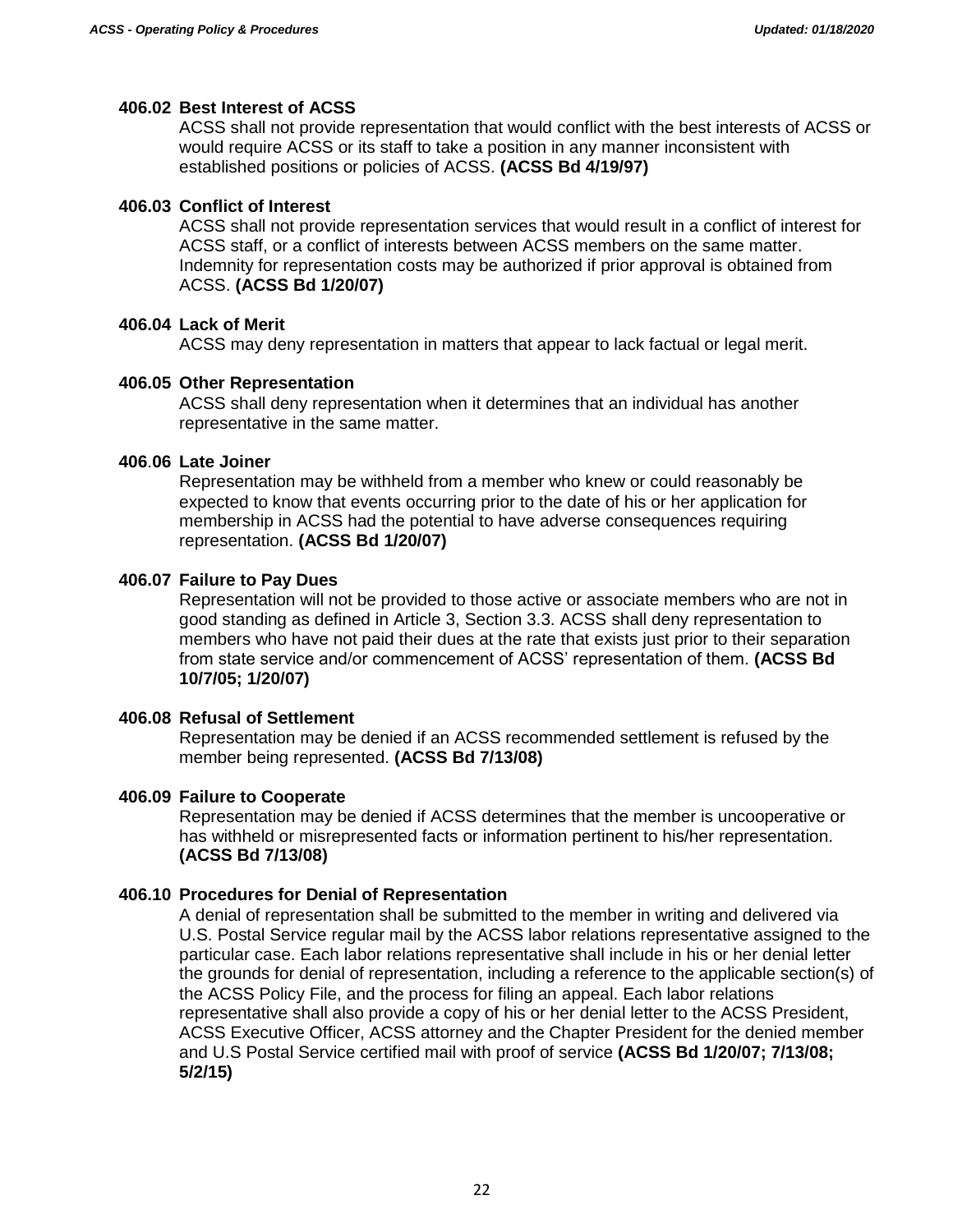### 406.02 Best Interest of ACSS

ACSS shall not provide representation that would conflict with the best interests of ACSS or would require ACSS or its staff to take a position in any manner inconsistent with established positions or policies of ACSS. **(ACSS Bd 4/19/97)**

### 406.03 Conflict of Interest

ACSS shall not provide representation services that would result in a conflict of interest for ACSS staff, or a conflict of interests between ACSS members on the same matter. Indemnity for representation costs may be authorized if prior approval is obtained from ACSS. **(ACSS Bd 1/20/07)**

### 406.04 Lack of Merit

ACSS may deny representation in matters that appear to lack factual or legal merit.

### 406.05 Other Representation

ACSS shall deny representation when it determines that an individual has another representative in the same matter.

### 406.06 Late Joiner

Representation may be withheld from a member who knew or could reasonably be expected to know that events occurring prior to the date of his or her application for membership in ACSS had the potential to have adverse consequences requiring representation. **(ACSS Bd 1/20/07)**

### 406.07 Failure to Pay Dues

Representation will not be provided to those active or associate members who are not in good standing as defined in Article 3, Section 3.3. ACSS shall deny representation to members who have not paid their dues at the rate that exists just prior to their separation from state service and/or commencement of ACSS' representation of them. **(ACSS Bd 10/7/05; 1/20/07)**

### 406.08 Refusal of Settlement

Representation may be denied if an ACSS recommended settlement is refused by the member being represented. **(ACSS Bd 7/13/08)**

### 406.09 Failure to Cooperate

Representation may be denied if ACSS determines that the member is uncooperative or has withheld or misrepresented facts or information pertinent to his/her representation. **(ACSS Bd 7/13/08)**

### 406.10 Procedures for Denial of Representation

A denial of representation shall be submitted to the member in writing and delivered via U.S. Postal Service regular mail by the ACSS labor relations representative assigned to the particular case. Each labor relations representative shall include in his or her denial letter the grounds for denial of representation, including a reference to the applicable section(s) of the ACSS Policy File, and the process for filing an appeal. Each labor relations representative shall also provide a copy of his or her denial letter to the ACSS President, ACSS Executive Officer, ACSS attorney and the Chapter President for the denied member and U.S Postal Service certified mail with proof of service **(ACSS Bd 1/20/07; 7/13/08; 5/2/15)**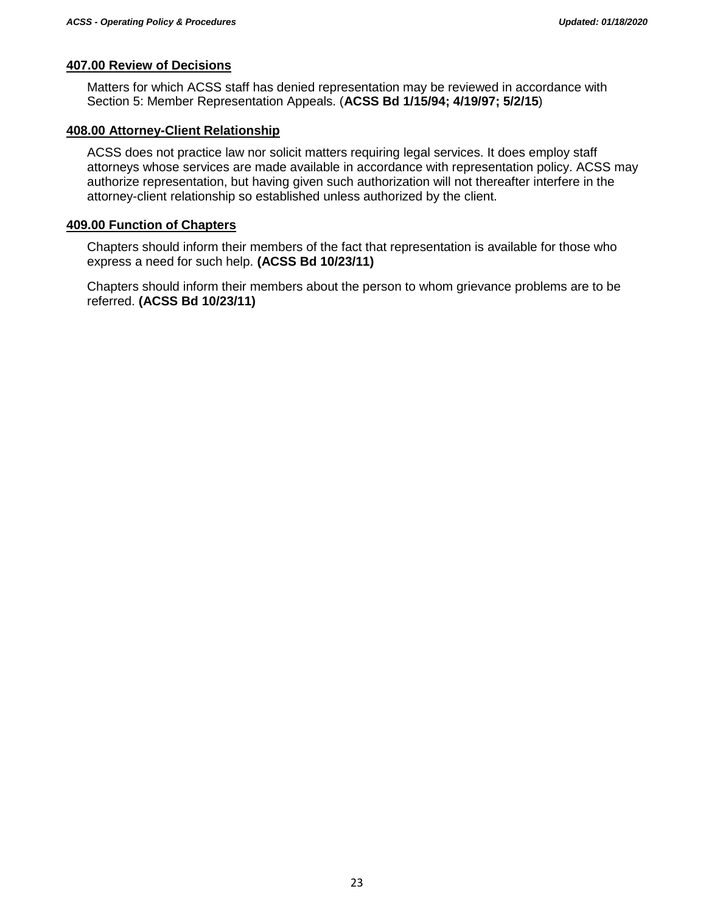### 407.00 Review of Decisions

Matters for which ACSS staff has denied representation may be reviewed in accordance with Section 5: Member Representation Appeals. (**ACSS Bd 1/15/94; 4/19/97; 5/2/15**)

### 408.00 Attorney-Client Relationship

ACSS does not practice law nor solicit matters requiring legal services. It does employ staff attorneys whose services are made available in accordance with representation policy. ACSS may authorize representation, but having given such authorization will not thereafter interfere in the attorney-client relationship so established unless authorized by the client.

### 409.00 Function of Chapters

Chapters should inform their members of the fact that representation is available for those who express a need for such help. **(ACSS Bd 10/23/11)**

Chapters should inform their members about the person to whom grievance problems are to be referred. **(ACSS Bd 10/23/11)**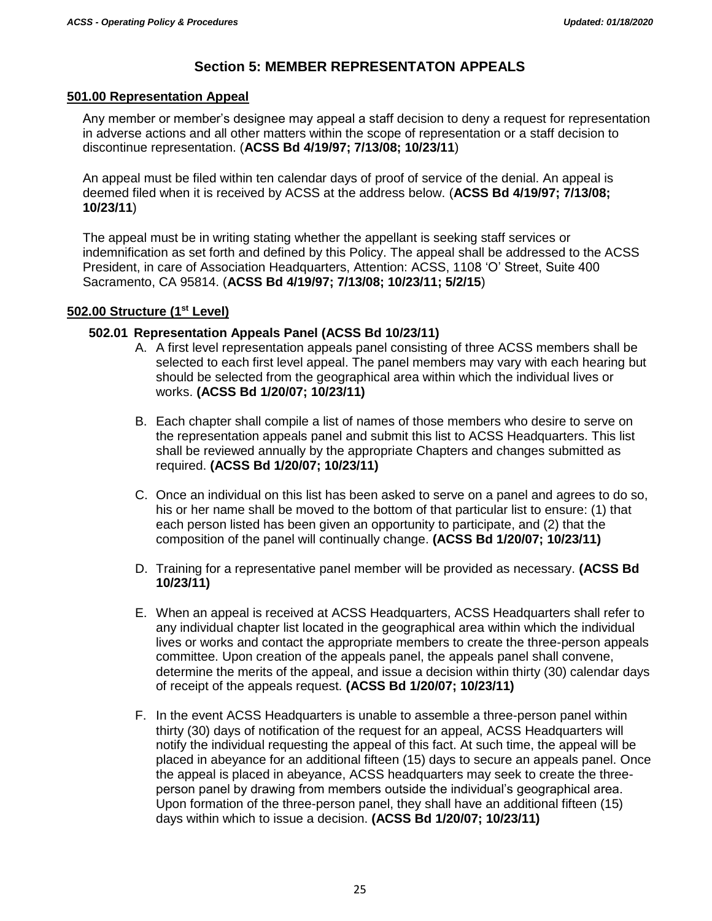# Section 5: MEMBER REPRESENTATON APPEALS

## 501.00 Representation Appeal

Any member or member's designee may appeal a staff decision to deny a request for representation in adverse actions and all other matters within the scope of representation or a staff decision to discontinue representation. (**ACSS Bd 4/19/97; 7/13/08; 10/23/11**)

An appeal must be filed within ten calendar days of proof of service of the denial. An appeal is deemed filed when it is received by ACSS at the address below. (**ACSS Bd 4/19/97; 7/13/08; 10/23/11**)

The appeal must be in writing stating whether the appellant is seeking staff services or indemnification as set forth and defined by this Policy. The appeal shall be addressed to the ACSS President, in care of Association Headquarters, Attention: ACSS, 1108 'O' Street, Suite 400 Sacramento, CA 95814. (**ACSS Bd 4/19/97; 7/13/08; 10/23/11; 5/2/15**)

## 502.00 Structure (1st Level)

### 502.01 Representation Appeals Panel (ACSS Bd 10/23/11)

A. A first level representation appeals panel consisting of three ACSS members shall be selected to each first level appeal. The panel members may vary with each hearing but should be selected from the geographical area within which the individual lives or works. **(ACSS Bd 1/20/07; 10/23/11)**

B. Each chapter shall compile a list of names of those members who desire to serve on the representation appeals panel and submit this list to ACSS Headquarters. This list shall be reviewed annually by the appropriate Chapters and changes submitted as required. **(ACSS Bd 1/20/07; 10/23/11)**

C. Once an individual on this list has been asked to serve on a panel and agrees to do so, his or her name shall be moved to the bottom of that particular list to ensure: (1) that each person listed has been given an opportunity to participate, and (2) that the composition of the panel will continually change. **(ACSS Bd 1/20/07; 10/23/11)**

D. Training for a representative panel member will be provided as necessary. **(ACSS Bd 10/23/11)**

E. When an appeal is received at ACSS Headquarters, ACSS Headquarters shall refer to any individual chapter list located in the geographical area within which the individual lives or works and contact the appropriate members to create the three-person appeals committee. Upon creation of the appeals panel, the appeals panel shall convene, determine the merits of the appeal, and issue a decision within thirty (30) calendar days of receipt of the appeals request. **(ACSS Bd 1/20/07; 10/23/11)**

F. In the event ACSS Headquarters is unable to assemble a three-person panel within thirty (30) days of notification of the request for an appeal, ACSS Headquarters will notify the individual requesting the appeal of this fact. At such time, the appeal will be placed in abeyance for an additional fifteen (15) days to secure an appeals panel. Once the appeal is placed in abeyance, ACSS headquarters may seek to create the three-person panel by drawing from members outside the individual's geographical area. Upon formation of the three-person panel, they shall have an additional fifteen (15) days within which to issue a decision. **(ACSS Bd 1/20/07; 10/23/11)**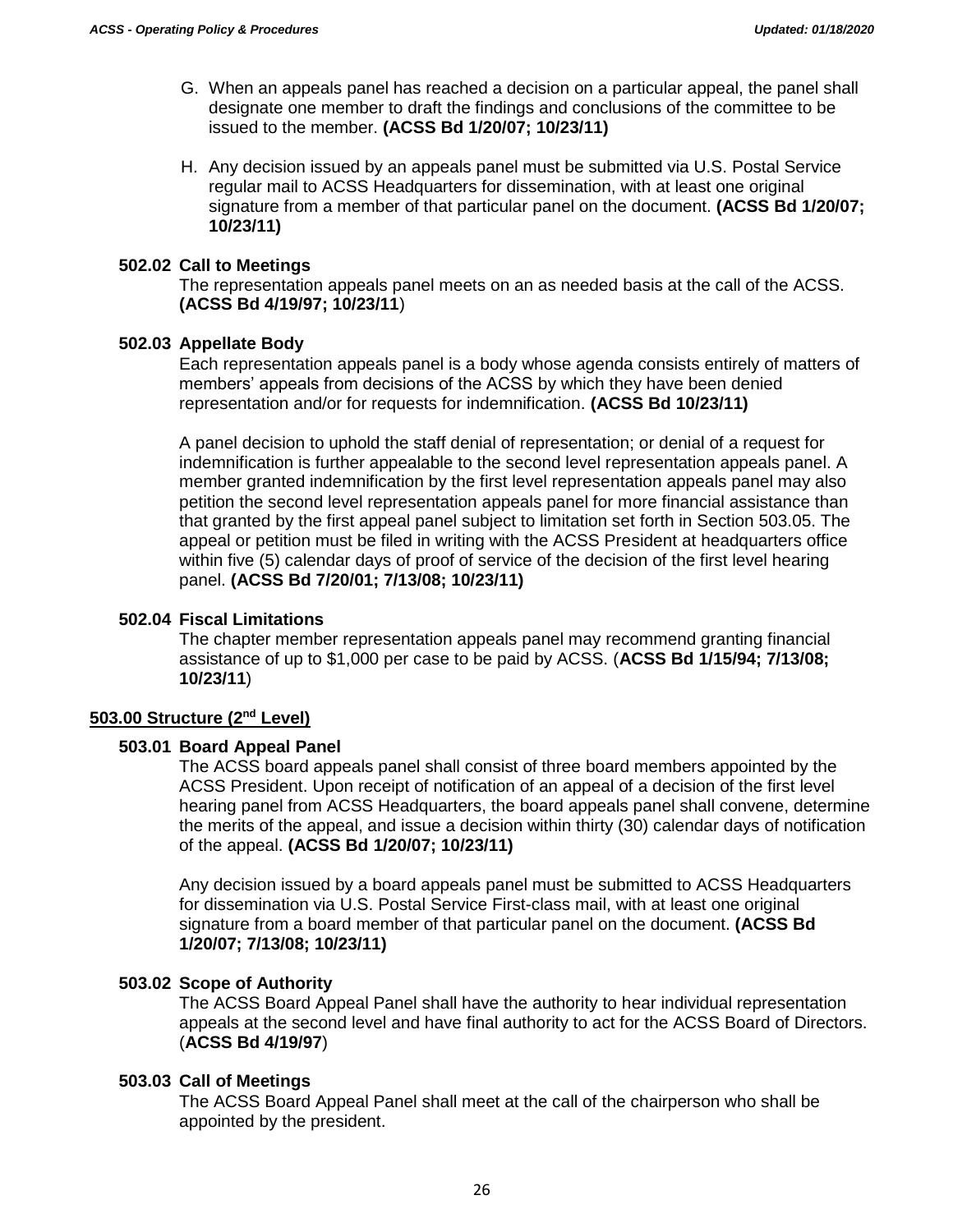G. When an appeals panel has reached a decision on a particular appeal, the panel shall designate one member to draft the findings and conclusions of the committee to be issued to the member. **(ACSS Bd 1/20/07; 10/23/11)**

H. Any decision issued by an appeals panel must be submitted via U.S. Postal Service regular mail to ACSS Headquarters for dissemination, with at least one original signature from a member of that particular panel on the document. **(ACSS Bd 1/20/07; 10/23/11)**

### 502.02 Call to Meetings

The representation appeals panel meets on an as needed basis at the call of the ACSS. **(ACSS Bd 4/19/97; 10/23/11)**

### 502.03 Appellate Body

Each representation appeals panel is a body whose agenda consists entirely of matters of members' appeals from decisions of the ACSS by which they have been denied representation and/or for requests for indemnification. **(ACSS Bd 10/23/11)**

A panel decision to uphold the staff denial of representation; or denial of a request for indemnification is further appealable to the second level representation appeals panel. A member granted indemnification by the first level representation appeals panel may also petition the second level representation appeals panel for more financial assistance than that granted by the first appeal panel subject to limitation set forth in Section 503.05. The appeal or petition must be filed in writing with the ACSS President at headquarters office within five (5) calendar days of proof of service of the decision of the first level hearing panel. **(ACSS Bd 7/20/01; 7/13/08; 10/23/11)**

### 502.04 Fiscal Limitations

The chapter member representation appeals panel may recommend granting financial assistance of up to $1,000 per case to be paid by ACSS. (**ACSS Bd 1/15/94; 7/13/08; 10/23/11**)

## 503.00 Structure (2nd Level)

### 503.01 Board Appeal Panel

The ACSS board appeals panel shall consist of three board members appointed by the ACSS President. Upon receipt of notification of an appeal of a decision of the first level hearing panel from ACSS Headquarters, the board appeals panel shall convene, determine the merits of the appeal, and issue a decision within thirty (30) calendar days of notification of the appeal. **(ACSS Bd 1/20/07; 10/23/11)**

Any decision issued by a board appeals panel must be submitted to ACSS Headquarters for dissemination via U.S. Postal Service First-class mail, with at least one original signature from a board member of that particular panel on the document. **(ACSS Bd 1/20/07; 7/13/08; 10/23/11)**

### 503.02 Scope of Authority

The ACSS Board Appeal Panel shall have the authority to hear individual representation appeals at the second level and have final authority to act for the ACSS Board of Directors. (**ACSS Bd 4/19/97**)

### 503.03 Call of Meetings

The ACSS Board Appeal Panel shall meet at the call of the chairperson who shall be appointed by the president.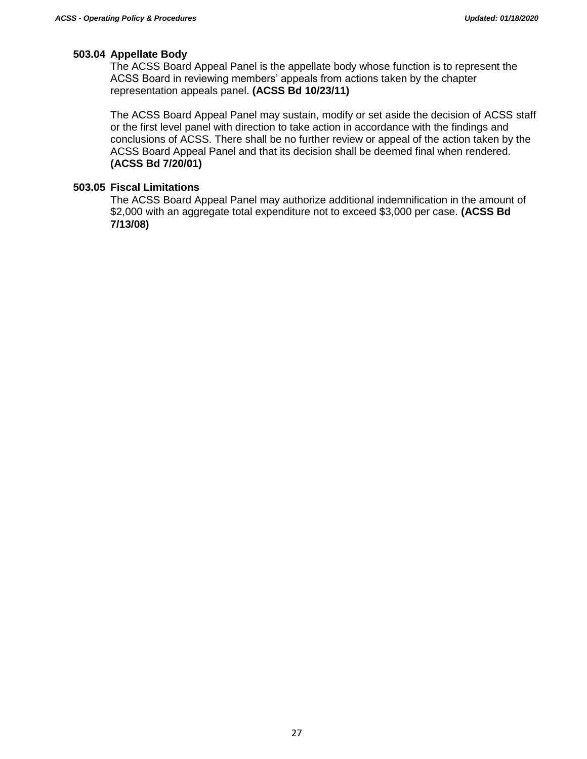### 503.04 Appellate Body

The ACSS Board Appeal Panel is the appellate body whose function is to represent the ACSS Board in reviewing members' appeals from actions taken by the chapter representation appeals panel. **(ACSS Bd 10/23/11)**

The ACSS Board Appeal Panel may sustain, modify or set aside the decision of ACSS staff or the first level panel with direction to take action in accordance with the findings and conclusions of ACSS. There shall be no further review or appeal of the action taken by the ACSS Board Appeal Panel and that its decision shall be deemed final when rendered. **(ACSS Bd 7/20/01)**

### 503.05 Fiscal Limitations

The ACSS Board Appeal Panel may authorize additional indemnification in the amount of $2,000 with an aggregate total expenditure not to exceed $3,000 per case. **(ACSS Bd 7/13/08)**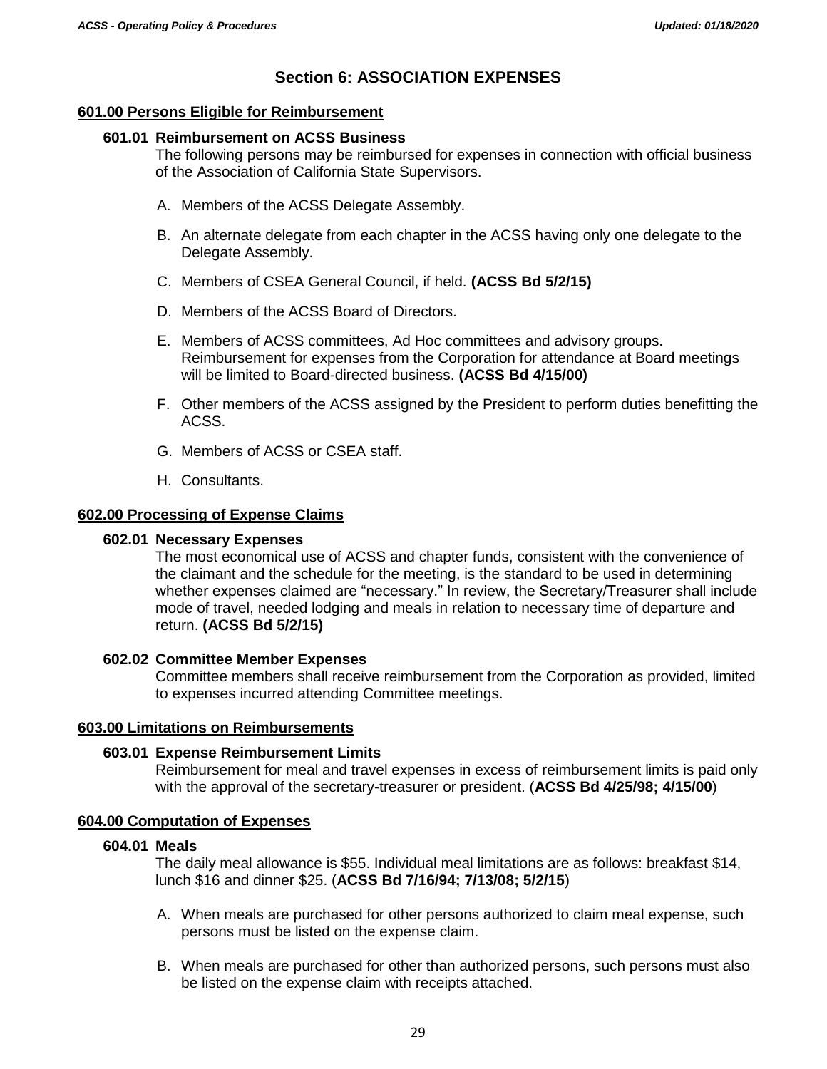# Section 6: ASSOCIATION EXPENSES

## 601.00 Persons Eligible for Reimbursement

### 601.01 Reimbursement on ACSS Business

The following persons may be reimbursed for expenses in connection with official business of the Association of California State Supervisors.

A. Members of the ACSS Delegate Assembly.

B. An alternate delegate from each chapter in the ACSS having only one delegate to the Delegate Assembly.

C. Members of CSEA General Council, if held. **(ACSS Bd 5/2/15)**

D. Members of the ACSS Board of Directors.

E. Members of ACSS committees, Ad Hoc committees and advisory groups. Reimbursement for expenses from the Corporation for attendance at Board meetings will be limited to Board-directed business. **(ACSS Bd 4/15/00)**

F. Other members of the ACSS assigned by the President to perform duties benefitting the ACSS.

G. Members of ACSS or CSEA staff.

H. Consultants.

## 602.00 Processing of Expense Claims

### 602.01 Necessary Expenses

The most economical use of ACSS and chapter funds, consistent with the convenience of the claimant and the schedule for the meeting, is the standard to be used in determining whether expenses claimed are "necessary." In review, the Secretary/Treasurer shall include mode of travel, needed lodging and meals in relation to necessary time of departure and return. **(ACSS Bd 5/2/15)**

### 602.02 Committee Member Expenses

Committee members shall receive reimbursement from the Corporation as provided, limited to expenses incurred attending Committee meetings.

## 603.00 Limitations on Reimbursements

### 603.01 Expense Reimbursement Limits

Reimbursement for meal and travel expenses in excess of reimbursement limits is paid only with the approval of the secretary-treasurer or president. (**ACSS Bd 4/25/98; 4/15/00**)

## 604.00 Computation of Expenses

### 604.01 Meals

The daily meal allowance is $55. Individual meal limitations are as follows: breakfast $14, lunch $16 and dinner $25. (**ACSS Bd 7/16/94; 7/13/08; 5/2/15**)

A. When meals are purchased for other persons authorized to claim meal expense, such persons must be listed on the expense claim.

B. When meals are purchased for other than authorized persons, such persons must also be listed on the expense claim with receipts attached.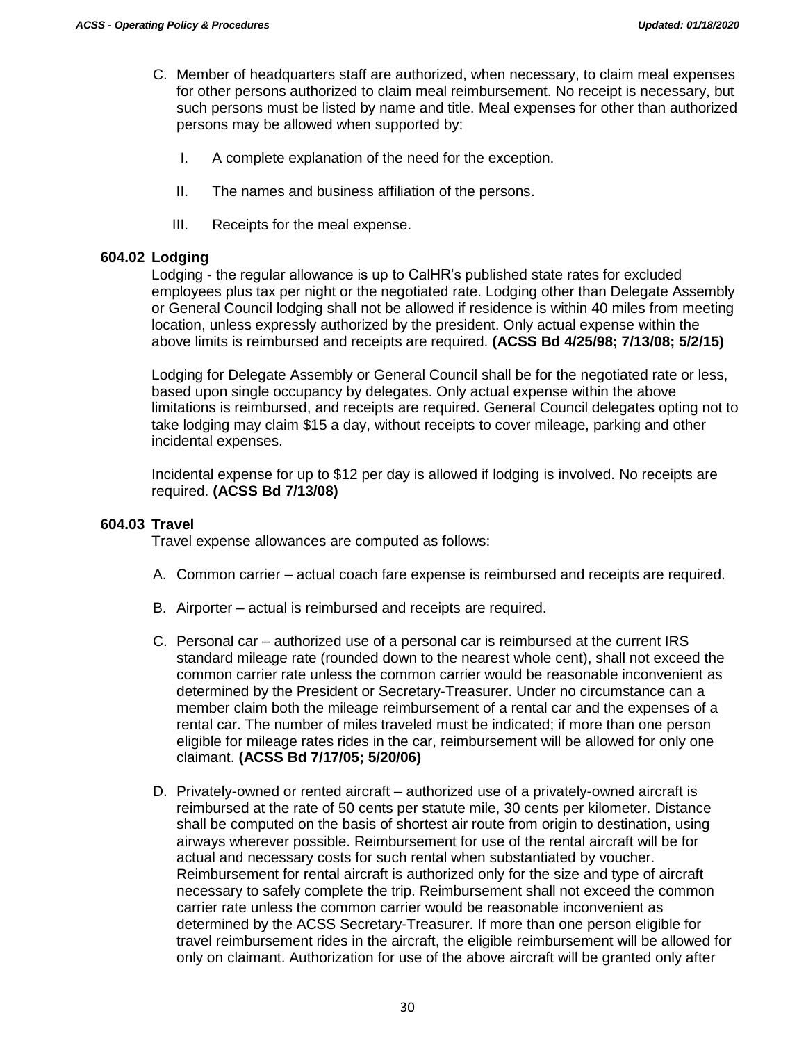C. Member of headquarters staff are authorized, when necessary, to claim meal expenses for other persons authorized to claim meal reimbursement. No receipt is necessary, but such persons must be listed by name and title. Meal expenses for other than authorized persons may be allowed when supported by:

   I. A complete explanation of the need for the exception.

   II. The names and business affiliation of the persons.

   III. Receipts for the meal expense.

### 604.02 Lodging

Lodging - the regular allowance is up to CalHR's published state rates for excluded employees plus tax per night or the negotiated rate. Lodging other than Delegate Assembly or General Council lodging shall not be allowed if residence is within 40 miles from meeting location, unless expressly authorized by the president. Only actual expense within the above limits is reimbursed and receipts are required. **(ACSS Bd 4/25/98; 7/13/08; 5/2/15)**

Lodging for Delegate Assembly or General Council shall be for the negotiated rate or less, based upon single occupancy by delegates. Only actual expense within the above limitations is reimbursed, and receipts are required. General Council delegates opting not to take lodging may claim $15 a day, without receipts to cover mileage, parking and other incidental expenses.

Incidental expense for up to $12 per day is allowed if lodging is involved. No receipts are required. **(ACSS Bd 7/13/08)**

### 604.03 Travel

Travel expense allowances are computed as follows:

A. Common carrier – actual coach fare expense is reimbursed and receipts are required.

B. Airporter – actual is reimbursed and receipts are required.

C. Personal car – authorized use of a personal car is reimbursed at the current IRS standard mileage rate (rounded down to the nearest whole cent), shall not exceed the common carrier rate unless the common carrier would be reasonable inconvenient as determined by the President or Secretary-Treasurer. Under no circumstance can a member claim both the mileage reimbursement of a rental car and the expenses of a rental car. The number of miles traveled must be indicated; if more than one person eligible for mileage rates rides in the car, reimbursement will be allowed for only one claimant. **(ACSS Bd 7/17/05; 5/20/06)**

D. Privately-owned or rented aircraft – authorized use of a privately-owned aircraft is reimbursed at the rate of 50 cents per statute mile, 30 cents per kilometer. Distance shall be computed on the basis of shortest air route from origin to destination, using airways wherever possible. Reimbursement for use of the rental aircraft will be for actual and necessary costs for such rental when substantiated by voucher. Reimbursement for rental aircraft is authorized only for the size and type of aircraft necessary to safely complete the trip. Reimbursement shall not exceed the common carrier rate unless the common carrier would be reasonable inconvenient as determined by the ACSS Secretary-Treasurer. If more than one person eligible for travel reimbursement rides in the aircraft, the eligible reimbursement will be allowed for only on claimant. Authorization for use of the above aircraft will be granted only after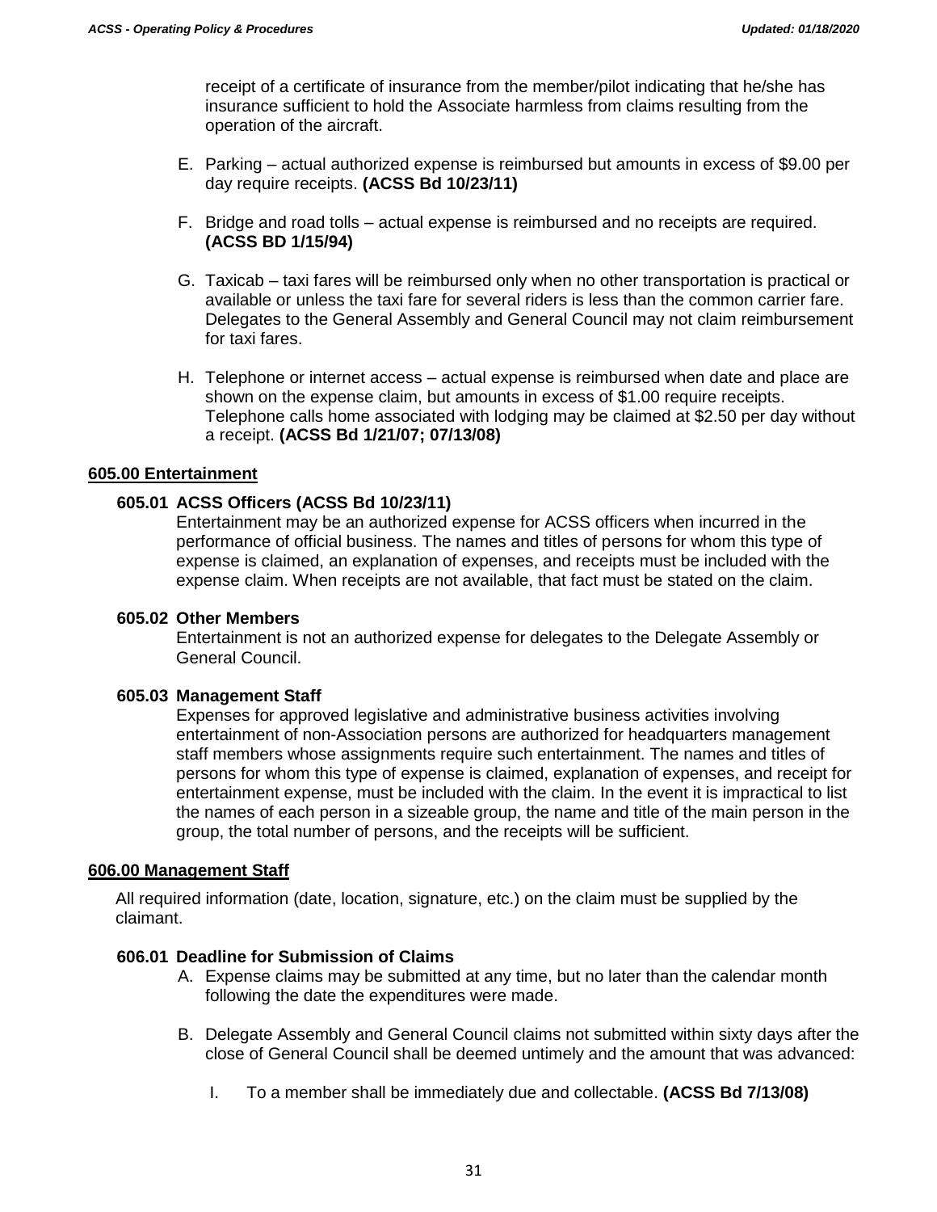receipt of a certificate of insurance from the member/pilot indicating that he/she has insurance sufficient to hold the Associate harmless from claims resulting from the operation of the aircraft.

E. Parking – actual authorized expense is reimbursed but amounts in excess of $9.00 per day require receipts. **(ACSS Bd 10/23/11)**

F. Bridge and road tolls – actual expense is reimbursed and no receipts are required. **(ACSS BD 1/15/94)**

G. Taxicab – taxi fares will be reimbursed only when no other transportation is practical or available or unless the taxi fare for several riders is less than the common carrier fare. Delegates to the General Assembly and General Council may not claim reimbursement for taxi fares.

H. Telephone or internet access – actual expense is reimbursed when date and place are shown on the expense claim, but amounts in excess of $1.00 require receipts. Telephone calls home associated with lodging may be claimed at $2.50 per day without a receipt. **(ACSS Bd 1/21/07; 07/13/08)**

## 605.00 Entertainment

### 605.01 ACSS Officers (ACSS Bd 10/23/11)

Entertainment may be an authorized expense for ACSS officers when incurred in the performance of official business. The names and titles of persons for whom this type of expense is claimed, an explanation of expenses, and receipts must be included with the expense claim. When receipts are not available, that fact must be stated on the claim.

### 605.02 Other Members

Entertainment is not an authorized expense for delegates to the Delegate Assembly or General Council.

### 605.03 Management Staff

Expenses for approved legislative and administrative business activities involving entertainment of non-Association persons are authorized for headquarters management staff members whose assignments require such entertainment. The names and titles of persons for whom this type of expense is claimed, explanation of expenses, and receipt for entertainment expense, must be included with the claim. In the event it is impractical to list the names of each person in a sizeable group, the name and title of the main person in the group, the total number of persons, and the receipts will be sufficient.

## 606.00 Management Staff

All required information (date, location, signature, etc.) on the claim must be supplied by the claimant.

### 606.01 Deadline for Submission of Claims

A. Expense claims may be submitted at any time, but no later than the calendar month following the date the expenditures were made.

B. Delegate Assembly and General Council claims not submitted within sixty days after the close of General Council shall be deemed untimely and the amount that was advanced:

I. To a member shall be immediately due and collectable. **(ACSS Bd 7/13/08)**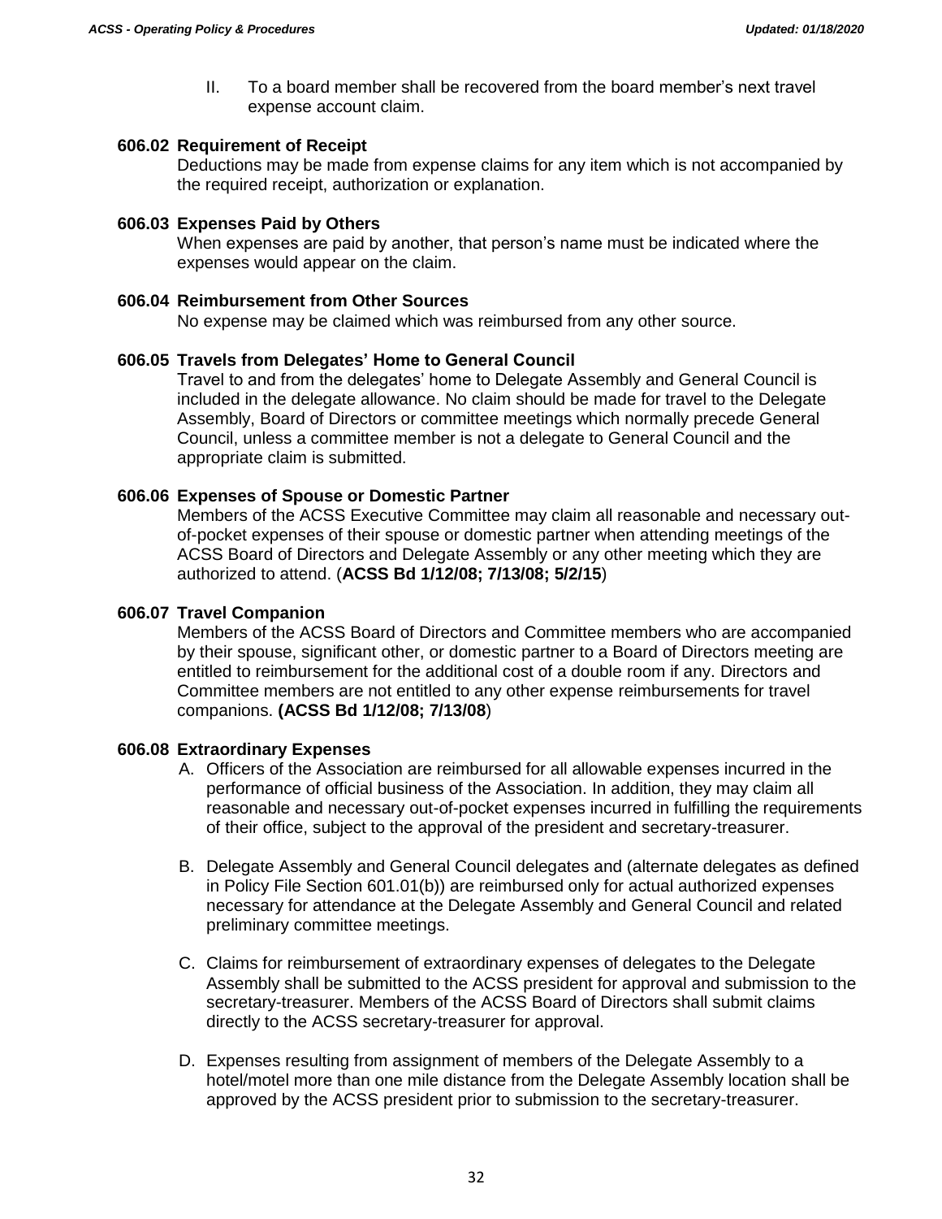II. To a board member shall be recovered from the board member's next travel expense account claim.

**606.02 Requirement of Receipt**

Deductions may be made from expense claims for any item which is not accompanied by the required receipt, authorization or explanation.

**606.03 Expenses Paid by Others**

When expenses are paid by another, that person's name must be indicated where the expenses would appear on the claim.

**606.04 Reimbursement from Other Sources**

No expense may be claimed which was reimbursed from any other source.

**606.05 Travels from Delegates' Home to General Council**

Travel to and from the delegates' home to Delegate Assembly and General Council is included in the delegate allowance. No claim should be made for travel to the Delegate Assembly, Board of Directors or committee meetings which normally precede General Council, unless a committee member is not a delegate to General Council and the appropriate claim is submitted.

**606.06 Expenses of Spouse or Domestic Partner**

Members of the ACSS Executive Committee may claim all reasonable and necessary out-of-pocket expenses of their spouse or domestic partner when attending meetings of the ACSS Board of Directors and Delegate Assembly or any other meeting which they are authorized to attend. (**ACSS Bd 1/12/08; 7/13/08; 5/2/15**)

**606.07 Travel Companion**

Members of the ACSS Board of Directors and Committee members who are accompanied by their spouse, significant other, or domestic partner to a Board of Directors meeting are entitled to reimbursement for the additional cost of a double room if any. Directors and Committee members are not entitled to any other expense reimbursements for travel companions. **(ACSS Bd 1/12/08; 7/13/08**)

**606.08 Extraordinary Expenses**

A. Officers of the Association are reimbursed for all allowable expenses incurred in the performance of official business of the Association. In addition, they may claim all reasonable and necessary out-of-pocket expenses incurred in fulfilling the requirements of their office, subject to the approval of the president and secretary-treasurer.

B. Delegate Assembly and General Council delegates and (alternate delegates as defined in Policy File Section 601.01(b)) are reimbursed only for actual authorized expenses necessary for attendance at the Delegate Assembly and General Council and related preliminary committee meetings.

C. Claims for reimbursement of extraordinary expenses of delegates to the Delegate Assembly shall be submitted to the ACSS president for approval and submission to the secretary-treasurer. Members of the ACSS Board of Directors shall submit claims directly to the ACSS secretary-treasurer for approval.

D. Expenses resulting from assignment of members of the Delegate Assembly to a hotel/motel more than one mile distance from the Delegate Assembly location shall be approved by the ACSS president prior to submission to the secretary-treasurer.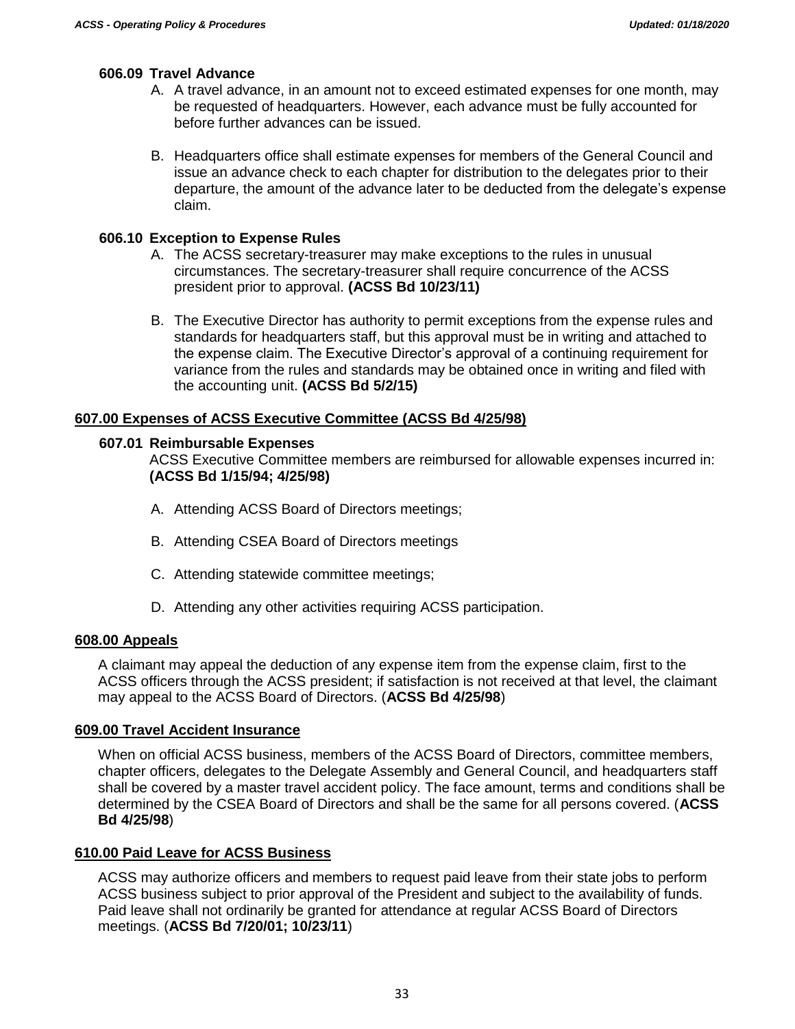### 606.09 Travel Advance

A. A travel advance, in an amount not to exceed estimated expenses for one month, may be requested of headquarters. However, each advance must be fully accounted for before further advances can be issued.

B. Headquarters office shall estimate expenses for members of the General Council and issue an advance check to each chapter for distribution to the delegates prior to their departure, the amount of the advance later to be deducted from the delegate's expense claim.

### 606.10 Exception to Expense Rules

A. The ACSS secretary-treasurer may make exceptions to the rules in unusual circumstances. The secretary-treasurer shall require concurrence of the ACSS president prior to approval. **(ACSS Bd 10/23/11)**

B. The Executive Director has authority to permit exceptions from the expense rules and standards for headquarters staff, but this approval must be in writing and attached to the expense claim. The Executive Director's approval of a continuing requirement for variance from the rules and standards may be obtained once in writing and filed with the accounting unit. **(ACSS Bd 5/2/15)**

## 607.00 Expenses of ACSS Executive Committee (ACSS Bd 4/25/98)

### 607.01 Reimbursable Expenses

ACSS Executive Committee members are reimbursed for allowable expenses incurred in: **(ACSS Bd 1/15/94; 4/25/98)**

A. Attending ACSS Board of Directors meetings;

B. Attending CSEA Board of Directors meetings

C. Attending statewide committee meetings;

D. Attending any other activities requiring ACSS participation.

## 608.00 Appeals

A claimant may appeal the deduction of any expense item from the expense claim, first to the ACSS officers through the ACSS president; if satisfaction is not received at that level, the claimant may appeal to the ACSS Board of Directors. (**ACSS Bd 4/25/98**)

## 609.00 Travel Accident Insurance

When on official ACSS business, members of the ACSS Board of Directors, committee members, chapter officers, delegates to the Delegate Assembly and General Council, and headquarters staff shall be covered by a master travel accident policy. The face amount, terms and conditions shall be determined by the CSEA Board of Directors and shall be the same for all persons covered. (**ACSS Bd 4/25/98**)

## 610.00 Paid Leave for ACSS Business

ACSS may authorize officers and members to request paid leave from their state jobs to perform ACSS business subject to prior approval of the President and subject to the availability of funds. Paid leave shall not ordinarily be granted for attendance at regular ACSS Board of Directors meetings. (**ACSS Bd 7/20/01; 10/23/11**)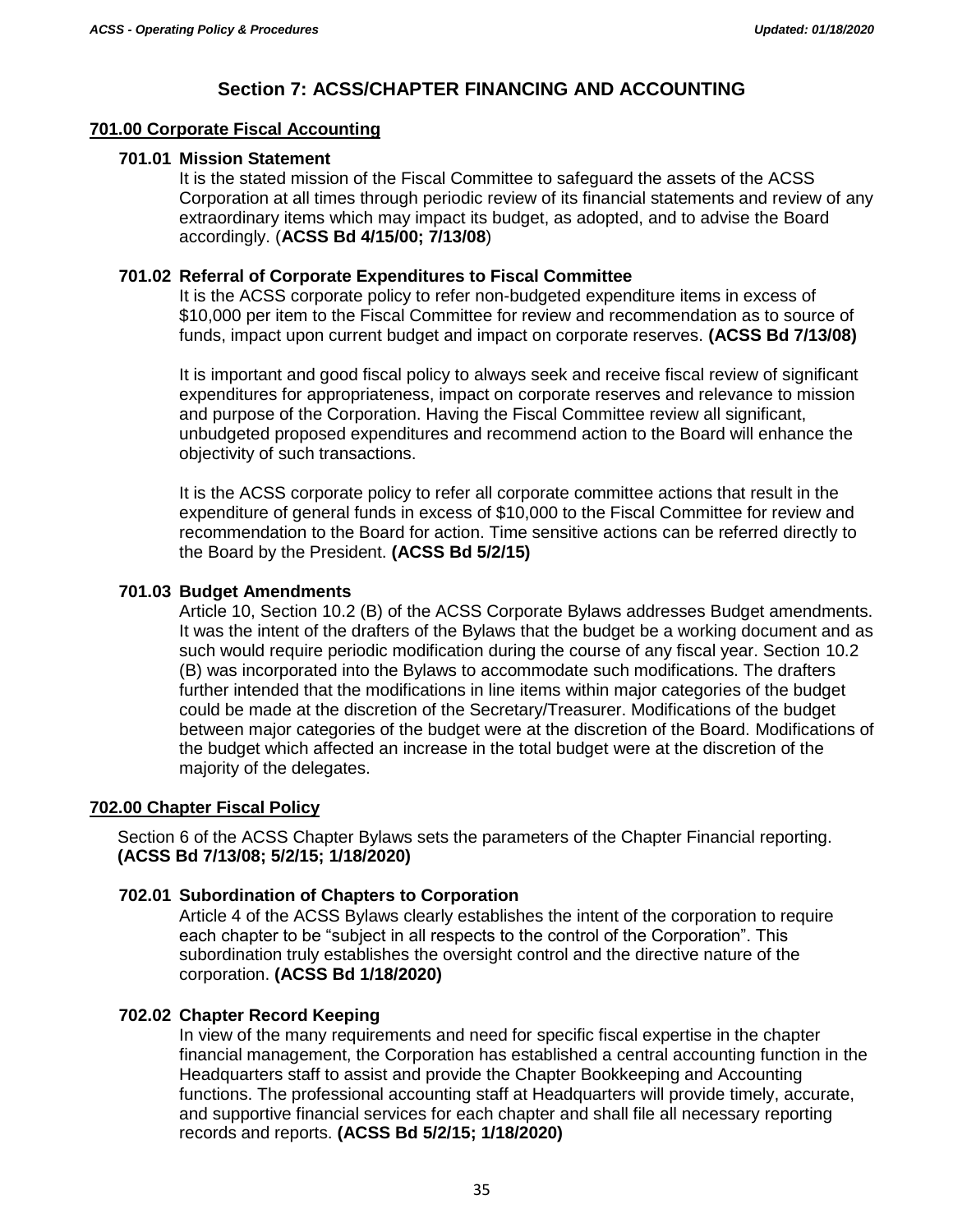# Section 7: ACSS/CHAPTER FINANCING AND ACCOUNTING

## 701.00 Corporate Fiscal Accounting

### 701.01 Mission Statement

It is the stated mission of the Fiscal Committee to safeguard the assets of the ACSS Corporation at all times through periodic review of its financial statements and review of any extraordinary items which may impact its budget, as adopted, and to advise the Board accordingly. (**ACSS Bd 4/15/00; 7/13/08**)

### 701.02 Referral of Corporate Expenditures to Fiscal Committee

It is the ACSS corporate policy to refer non-budgeted expenditure items in excess of $10,000 per item to the Fiscal Committee for review and recommendation as to source of funds, impact upon current budget and impact on corporate reserves. **(ACSS Bd 7/13/08)**

It is important and good fiscal policy to always seek and receive fiscal review of significant expenditures for appropriateness, impact on corporate reserves and relevance to mission and purpose of the Corporation. Having the Fiscal Committee review all significant, unbudgeted proposed expenditures and recommend action to the Board will enhance the objectivity of such transactions.

It is the ACSS corporate policy to refer all corporate committee actions that result in the expenditure of general funds in excess of $10,000 to the Fiscal Committee for review and recommendation to the Board for action. Time sensitive actions can be referred directly to the Board by the President. **(ACSS Bd 5/2/15)**

### 701.03 Budget Amendments

Article 10, Section 10.2 (B) of the ACSS Corporate Bylaws addresses Budget amendments. It was the intent of the drafters of the Bylaws that the budget be a working document and as such would require periodic modification during the course of any fiscal year. Section 10.2 (B) was incorporated into the Bylaws to accommodate such modifications. The drafters further intended that the modifications in line items within major categories of the budget could be made at the discretion of the Secretary/Treasurer. Modifications of the budget between major categories of the budget were at the discretion of the Board. Modifications of the budget which affected an increase in the total budget were at the discretion of the majority of the delegates.

## 702.00 Chapter Fiscal Policy

Section 6 of the ACSS Chapter Bylaws sets the parameters of the Chapter Financial reporting. **(ACSS Bd 7/13/08; 5/2/15; 1/18/2020)**

### 702.01 Subordination of Chapters to Corporation

Article 4 of the ACSS Bylaws clearly establishes the intent of the corporation to require each chapter to be "subject in all respects to the control of the Corporation". This subordination truly establishes the oversight control and the directive nature of the corporation. **(ACSS Bd 1/18/2020)**

### 702.02 Chapter Record Keeping

In view of the many requirements and need for specific fiscal expertise in the chapter financial management, the Corporation has established a central accounting function in the Headquarters staff to assist and provide the Chapter Bookkeeping and Accounting functions. The professional accounting staff at Headquarters will provide timely, accurate, and supportive financial services for each chapter and shall file all necessary reporting records and reports. **(ACSS Bd 5/2/15; 1/18/2020)**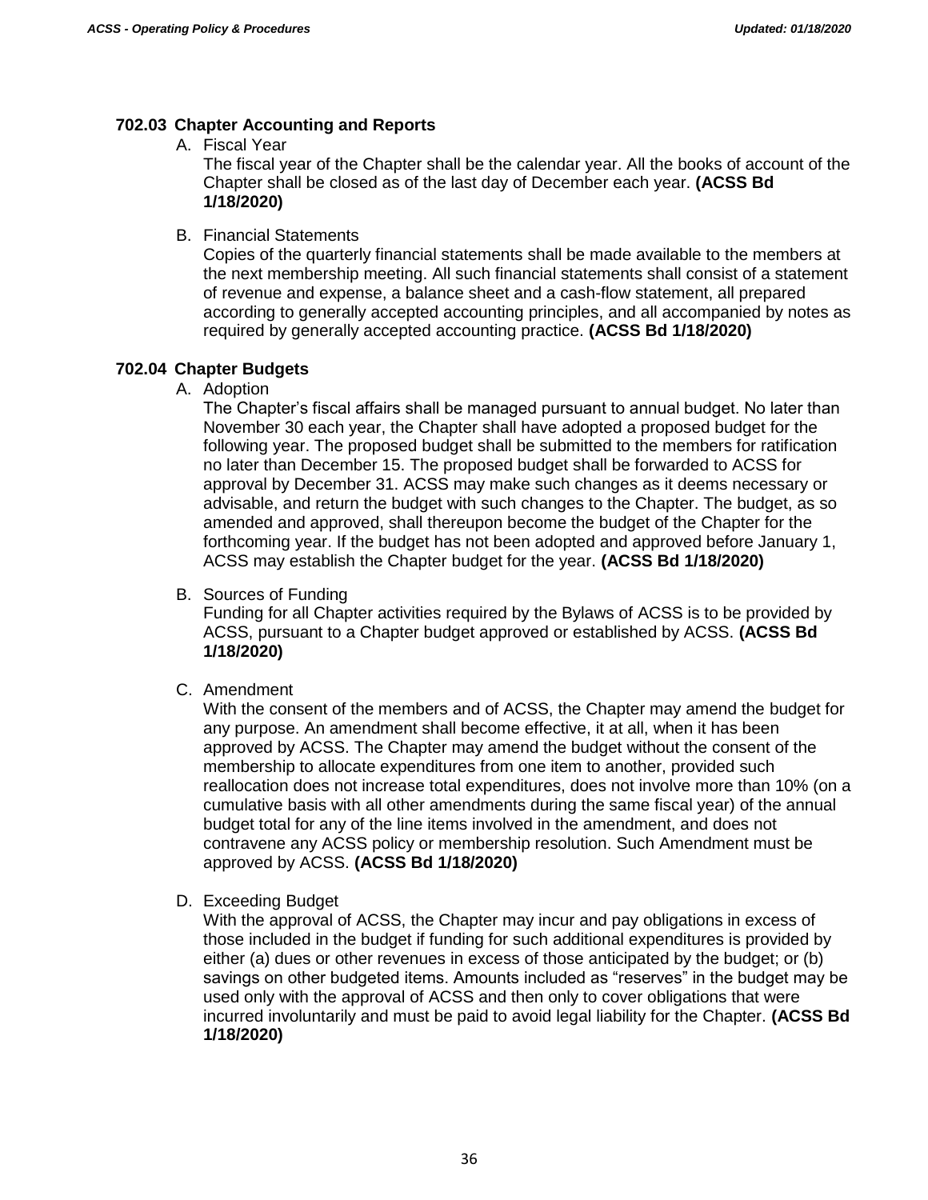### 702.03 Chapter Accounting and Reports

A. Fiscal Year

The fiscal year of the Chapter shall be the calendar year. All the books of account of the Chapter shall be closed as of the last day of December each year. **(ACSS Bd 1/18/2020)**

B. Financial Statements

Copies of the quarterly financial statements shall be made available to the members at the next membership meeting. All such financial statements shall consist of a statement of revenue and expense, a balance sheet and a cash-flow statement, all prepared according to generally accepted accounting principles, and all accompanied by notes as required by generally accepted accounting practice. **(ACSS Bd 1/18/2020)**

### 702.04 Chapter Budgets

A. Adoption

The Chapter's fiscal affairs shall be managed pursuant to annual budget. No later than November 30 each year, the Chapter shall have adopted a proposed budget for the following year. The proposed budget shall be submitted to the members for ratification no later than December 15. The proposed budget shall be forwarded to ACSS for approval by December 31. ACSS may make such changes as it deems necessary or advisable, and return the budget with such changes to the Chapter. The budget, as so amended and approved, shall thereupon become the budget of the Chapter for the forthcoming year. If the budget has not been adopted and approved before January 1, ACSS may establish the Chapter budget for the year. **(ACSS Bd 1/18/2020)**

B. Sources of Funding

Funding for all Chapter activities required by the Bylaws of ACSS is to be provided by ACSS, pursuant to a Chapter budget approved or established by ACSS. **(ACSS Bd 1/18/2020)**

C. Amendment

With the consent of the members and of ACSS, the Chapter may amend the budget for any purpose. An amendment shall become effective, it at all, when it has been approved by ACSS. The Chapter may amend the budget without the consent of the membership to allocate expenditures from one item to another, provided such reallocation does not increase total expenditures, does not involve more than 10% (on a cumulative basis with all other amendments during the same fiscal year) of the annual budget total for any of the line items involved in the amendment, and does not contravene any ACSS policy or membership resolution. Such Amendment must be approved by ACSS. **(ACSS Bd 1/18/2020)**

D. Exceeding Budget

With the approval of ACSS, the Chapter may incur and pay obligations in excess of those included in the budget if funding for such additional expenditures is provided by either (a) dues or other revenues in excess of those anticipated by the budget; or (b) savings on other budgeted items. Amounts included as "reserves" in the budget may be used only with the approval of ACSS and then only to cover obligations that were incurred involuntarily and must be paid to avoid legal liability for the Chapter. **(ACSS Bd 1/18/2020)**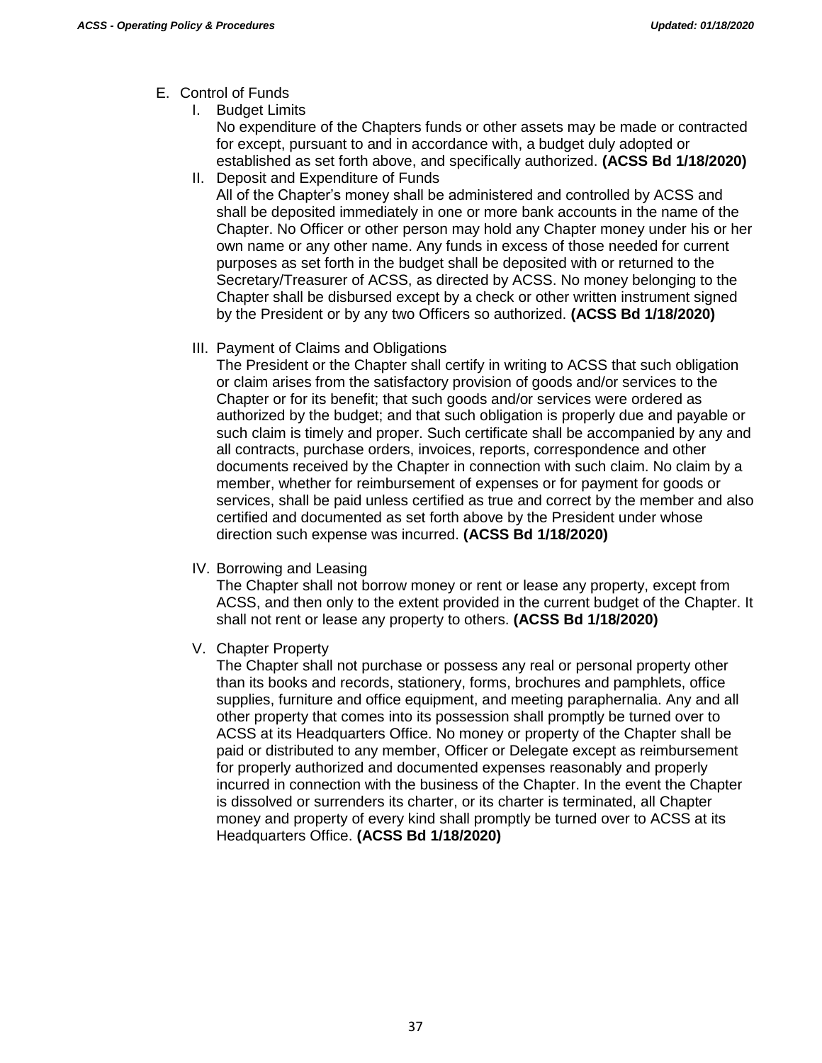E. Control of Funds

   I. Budget Limits

      No expenditure of the Chapters funds or other assets may be made or contracted for except, pursuant to and in accordance with, a budget duly adopted or established as set forth above, and specifically authorized. **(ACSS Bd 1/18/2020)**

   II. Deposit and Expenditure of Funds

      All of the Chapter's money shall be administered and controlled by ACSS and shall be deposited immediately in one or more bank accounts in the name of the Chapter. No Officer or other person may hold any Chapter money under his or her own name or any other name. Any funds in excess of those needed for current purposes as set forth in the budget shall be deposited with or returned to the Secretary/Treasurer of ACSS, as directed by ACSS. No money belonging to the Chapter shall be disbursed except by a check or other written instrument signed by the President or by any two Officers so authorized. **(ACSS Bd 1/18/2020)**

   III. Payment of Claims and Obligations

      The President or the Chapter shall certify in writing to ACSS that such obligation or claim arises from the satisfactory provision of goods and/or services to the Chapter or for its benefit; that such goods and/or services were ordered as authorized by the budget; and that such obligation is properly due and payable or such claim is timely and proper. Such certificate shall be accompanied by any and all contracts, purchase orders, invoices, reports, correspondence and other documents received by the Chapter in connection with such claim. No claim by a member, whether for reimbursement of expenses or for payment for goods or services, shall be paid unless certified as true and correct by the member and also certified and documented as set forth above by the President under whose direction such expense was incurred. **(ACSS Bd 1/18/2020)**

   IV. Borrowing and Leasing

      The Chapter shall not borrow money or rent or lease any property, except from ACSS, and then only to the extent provided in the current budget of the Chapter. It shall not rent or lease any property to others. **(ACSS Bd 1/18/2020)**

   V. Chapter Property

      The Chapter shall not purchase or possess any real or personal property other than its books and records, stationery, forms, brochures and pamphlets, office supplies, furniture and office equipment, and meeting paraphernalia. Any and all other property that comes into its possession shall promptly be turned over to ACSS at its Headquarters Office. No money or property of the Chapter shall be paid or distributed to any member, Officer or Delegate except as reimbursement for properly authorized and documented expenses reasonably and properly incurred in connection with the business of the Chapter. In the event the Chapter is dissolved or surrenders its charter, or its charter is terminated, all Chapter money and property of every kind shall promptly be turned over to ACSS at its Headquarters Office. **(ACSS Bd 1/18/2020)**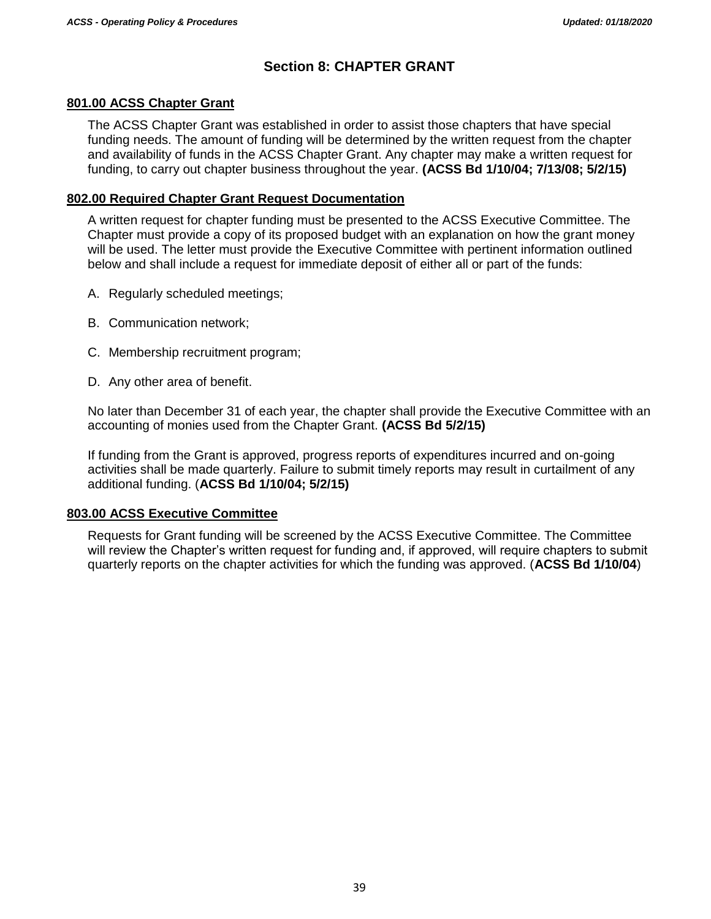# Section 8: CHAPTER GRANT

## 801.00 ACSS Chapter Grant

The ACSS Chapter Grant was established in order to assist those chapters that have special funding needs. The amount of funding will be determined by the written request from the chapter and availability of funds in the ACSS Chapter Grant. Any chapter may make a written request for funding, to carry out chapter business throughout the year. **(ACSS Bd 1/10/04; 7/13/08; 5/2/15)**

## 802.00 Required Chapter Grant Request Documentation

A written request for chapter funding must be presented to the ACSS Executive Committee. The Chapter must provide a copy of its proposed budget with an explanation on how the grant money will be used. The letter must provide the Executive Committee with pertinent information outlined below and shall include a request for immediate deposit of either all or part of the funds:

A. Regularly scheduled meetings;

B. Communication network;

C. Membership recruitment program;

D. Any other area of benefit.

No later than December 31 of each year, the chapter shall provide the Executive Committee with an accounting of monies used from the Chapter Grant. **(ACSS Bd 5/2/15)**

If funding from the Grant is approved, progress reports of expenditures incurred and on-going activities shall be made quarterly. Failure to submit timely reports may result in curtailment of any additional funding. (**ACSS Bd 1/10/04; 5/2/15)**

## 803.00 ACSS Executive Committee

Requests for Grant funding will be screened by the ACSS Executive Committee. The Committee will review the Chapter's written request for funding and, if approved, will require chapters to submit quarterly reports on the chapter activities for which the funding was approved. (**ACSS Bd 1/10/04**)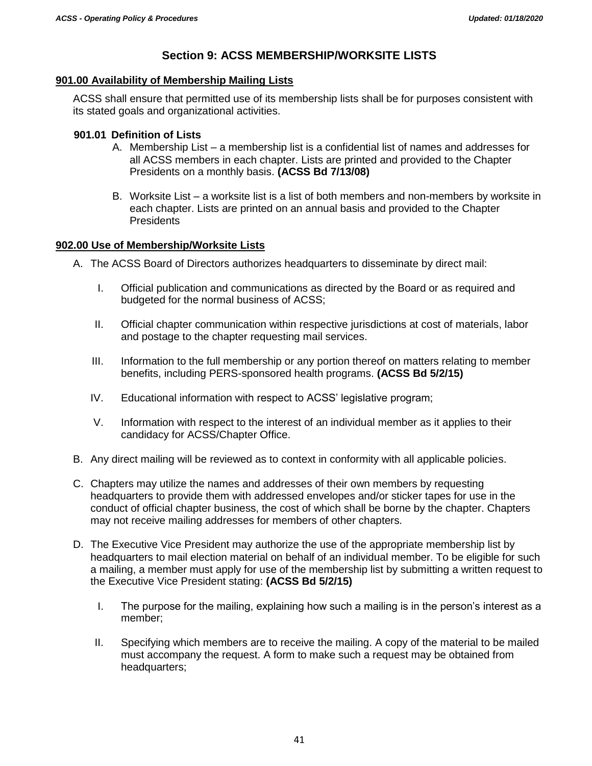## Section 9: ACSS MEMBERSHIP/WORKSITE LISTS

### 901.00 Availability of Membership Mailing Lists

ACSS shall ensure that permitted use of its membership lists shall be for purposes consistent with its stated goals and organizational activities.

#### 901.01 Definition of Lists

A. Membership List – a membership list is a confidential list of names and addresses for all ACSS members in each chapter. Lists are printed and provided to the Chapter Presidents on a monthly basis. **(ACSS Bd 7/13/08)**

B. Worksite List – a worksite list is a list of both members and non-members by worksite in each chapter. Lists are printed on an annual basis and provided to the Chapter Presidents

### 902.00 Use of Membership/Worksite Lists

A. The ACSS Board of Directors authorizes headquarters to disseminate by direct mail:

   I. Official publication and communications as directed by the Board or as required and budgeted for the normal business of ACSS;

   II. Official chapter communication within respective jurisdictions at cost of materials, labor and postage to the chapter requesting mail services.

   III. Information to the full membership or any portion thereof on matters relating to member benefits, including PERS-sponsored health programs. **(ACSS Bd 5/2/15)**

   IV. Educational information with respect to ACSS' legislative program;

   V. Information with respect to the interest of an individual member as it applies to their candidacy for ACSS/Chapter Office.

B. Any direct mailing will be reviewed as to context in conformity with all applicable policies.

C. Chapters may utilize the names and addresses of their own members by requesting headquarters to provide them with addressed envelopes and/or sticker tapes for use in the conduct of official chapter business, the cost of which shall be borne by the chapter. Chapters may not receive mailing addresses for members of other chapters.

D. The Executive Vice President may authorize the use of the appropriate membership list by headquarters to mail election material on behalf of an individual member. To be eligible for such a mailing, a member must apply for use of the membership list by submitting a written request to the Executive Vice President stating: **(ACSS Bd 5/2/15)**

   I. The purpose for the mailing, explaining how such a mailing is in the person's interest as a member;

   II. Specifying which members are to receive the mailing. A copy of the material to be mailed must accompany the request. A form to make such a request may be obtained from headquarters;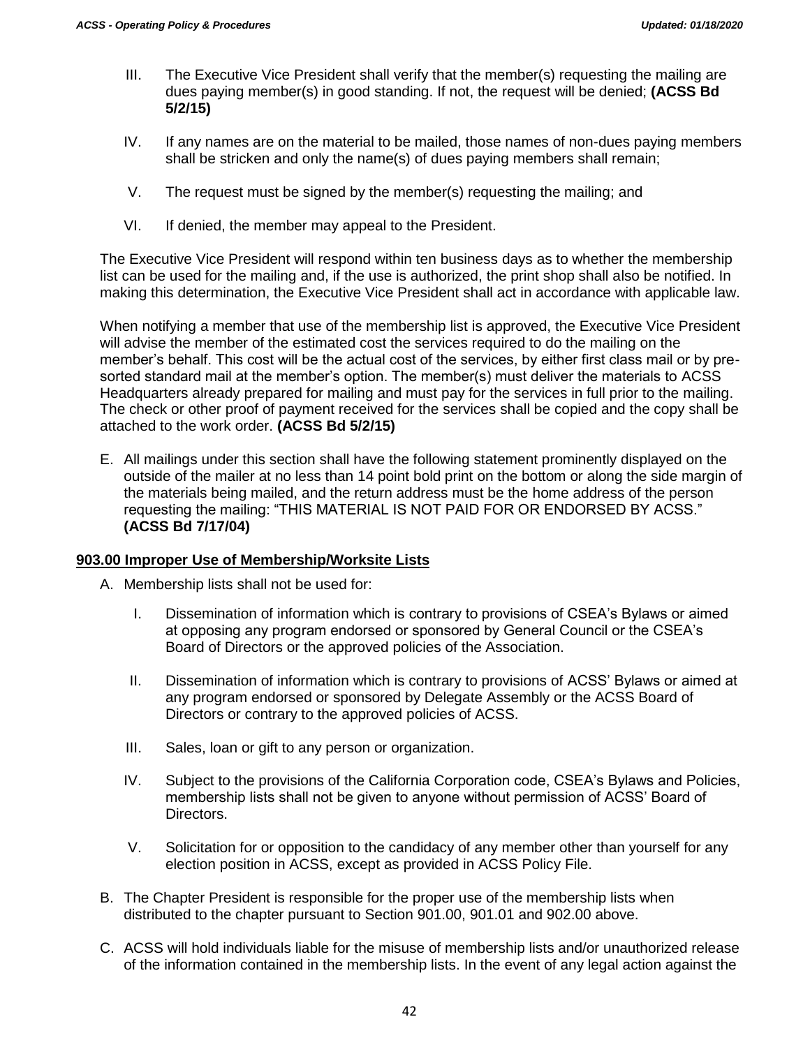III. The Executive Vice President shall verify that the member(s) requesting the mailing are dues paying member(s) in good standing. If not, the request will be denied; **(ACSS Bd 5/2/15)**

IV. If any names are on the material to be mailed, those names of non-dues paying members shall be stricken and only the name(s) of dues paying members shall remain;

V. The request must be signed by the member(s) requesting the mailing; and

VI. If denied, the member may appeal to the President.

The Executive Vice President will respond within ten business days as to whether the membership list can be used for the mailing and, if the use is authorized, the print shop shall also be notified. In making this determination, the Executive Vice President shall act in accordance with applicable law.

When notifying a member that use of the membership list is approved, the Executive Vice President will advise the member of the estimated cost the services required to do the mailing on the member's behalf. This cost will be the actual cost of the services, by either first class mail or by pre-sorted standard mail at the member's option. The member(s) must deliver the materials to ACSS Headquarters already prepared for mailing and must pay for the services in full prior to the mailing. The check or other proof of payment received for the services shall be copied and the copy shall be attached to the work order. **(ACSS Bd 5/2/15)**

E. All mailings under this section shall have the following statement prominently displayed on the outside of the mailer at no less than 14 point bold print on the bottom or along the side margin of the materials being mailed, and the return address must be the home address of the person requesting the mailing: "THIS MATERIAL IS NOT PAID FOR OR ENDORSED BY ACSS." **(ACSS Bd 7/17/04)**

**903.00 Improper Use of Membership/Worksite Lists**

A. Membership lists shall not be used for:

I. Dissemination of information which is contrary to provisions of CSEA's Bylaws or aimed at opposing any program endorsed or sponsored by General Council or the CSEA's Board of Directors or the approved policies of the Association.

II. Dissemination of information which is contrary to provisions of ACSS' Bylaws or aimed at any program endorsed or sponsored by Delegate Assembly or the ACSS Board of Directors or contrary to the approved policies of ACSS.

III. Sales, loan or gift to any person or organization.

IV. Subject to the provisions of the California Corporation code, CSEA's Bylaws and Policies, membership lists shall not be given to anyone without permission of ACSS' Board of Directors.

V. Solicitation for or opposition to the candidacy of any member other than yourself for any election position in ACSS, except as provided in ACSS Policy File.

B. The Chapter President is responsible for the proper use of the membership lists when distributed to the chapter pursuant to Section 901.00, 901.01 and 902.00 above.

C. ACSS will hold individuals liable for the misuse of membership lists and/or unauthorized release of the information contained in the membership lists. In the event of any legal action against the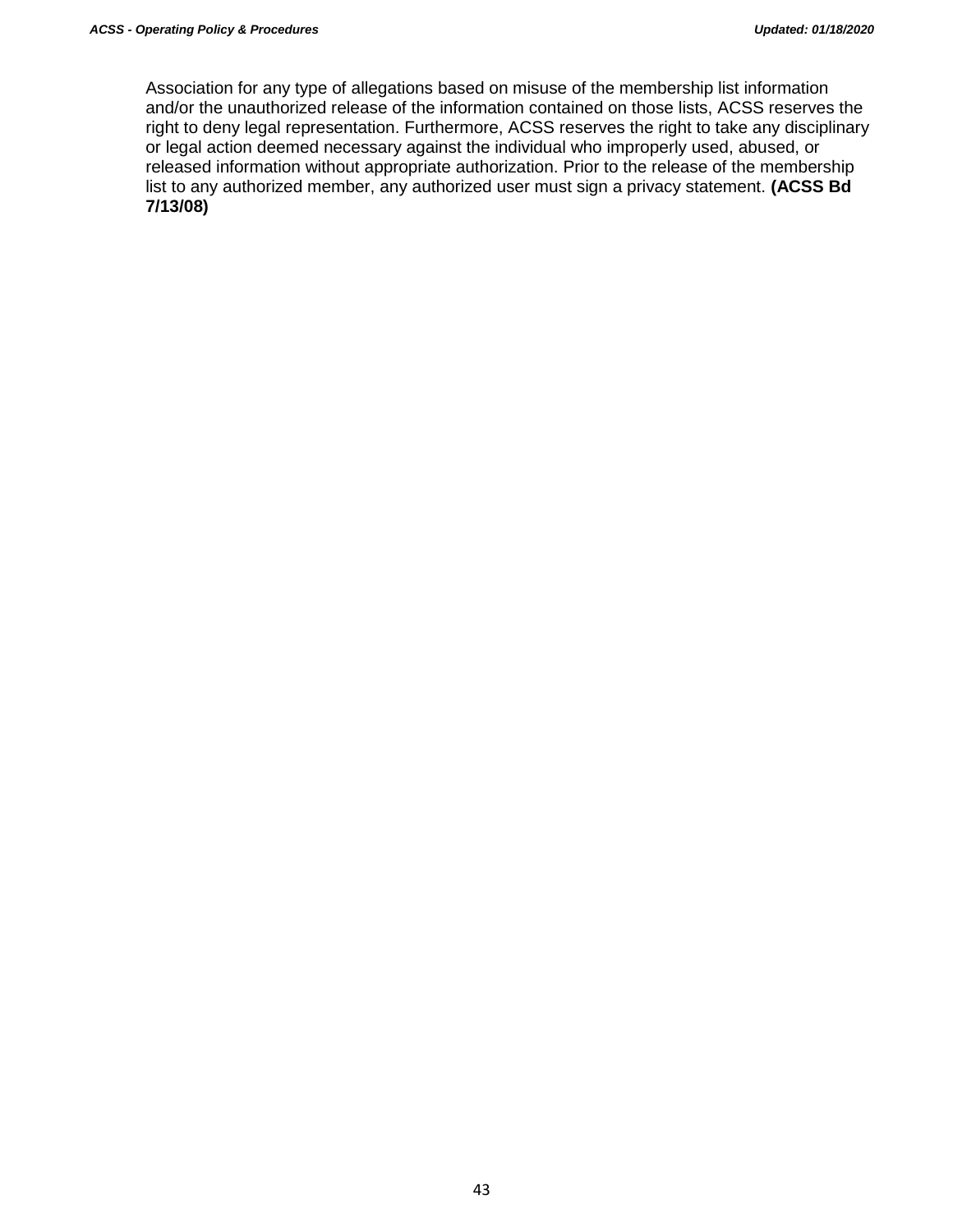Association for any type of allegations based on misuse of the membership list information and/or the unauthorized release of the information contained on those lists, ACSS reserves the right to deny legal representation. Furthermore, ACSS reserves the right to take any disciplinary or legal action deemed necessary against the individual who improperly used, abused, or released information without appropriate authorization. Prior to the release of the membership list to any authorized member, any authorized user must sign a privacy statement. **(ACSS Bd 7/13/08)**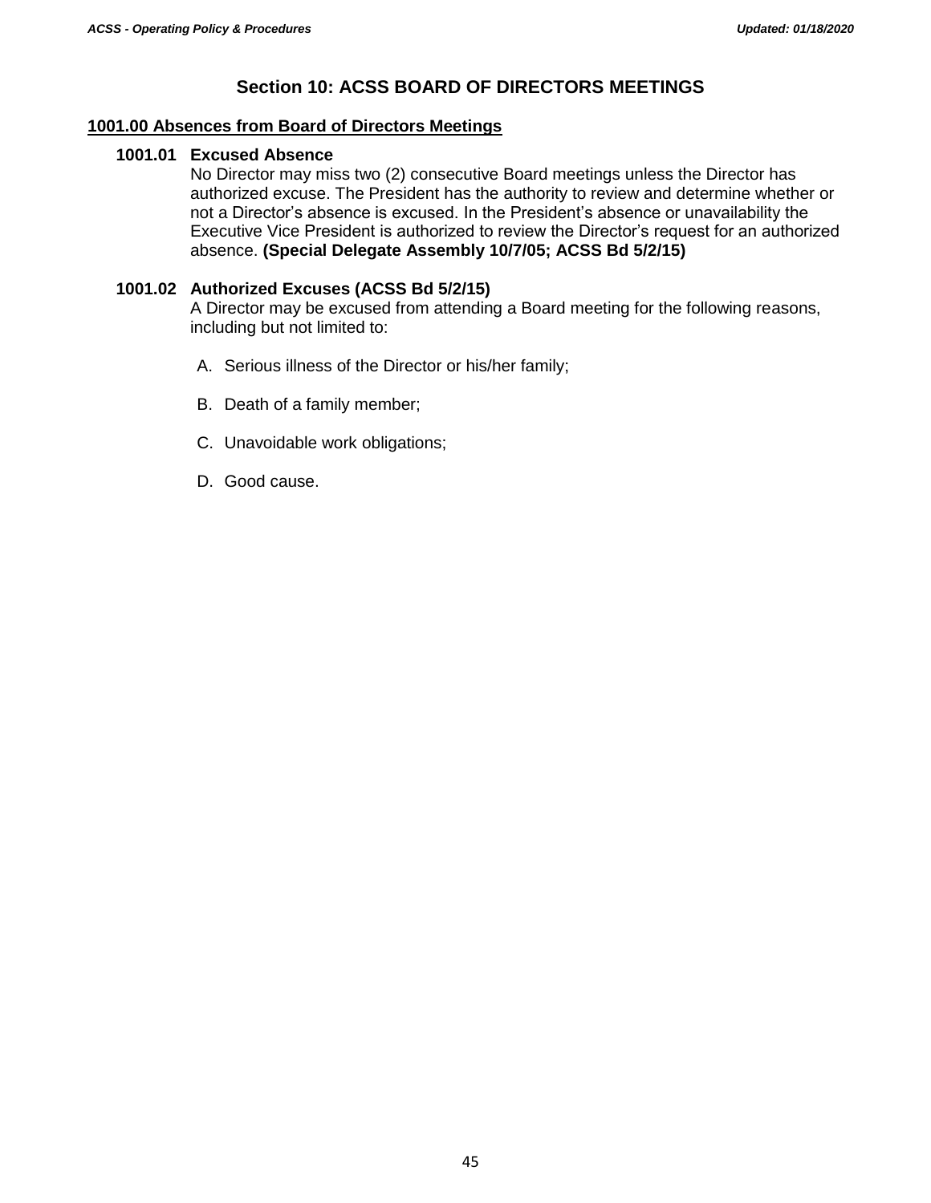# Section 10: ACSS BOARD OF DIRECTORS MEETINGS

## 1001.00 Absences from Board of Directors Meetings

### 1001.01 Excused Absence

No Director may miss two (2) consecutive Board meetings unless the Director has authorized excuse. The President has the authority to review and determine whether or not a Director's absence is excused. In the President's absence or unavailability the Executive Vice President is authorized to review the Director's request for an authorized absence. **(Special Delegate Assembly 10/7/05; ACSS Bd 5/2/15)**

### 1001.02 Authorized Excuses (ACSS Bd 5/2/15)

A Director may be excused from attending a Board meeting for the following reasons, including but not limited to:

A. Serious illness of the Director or his/her family;

B. Death of a family member;

C. Unavoidable work obligations;

D. Good cause.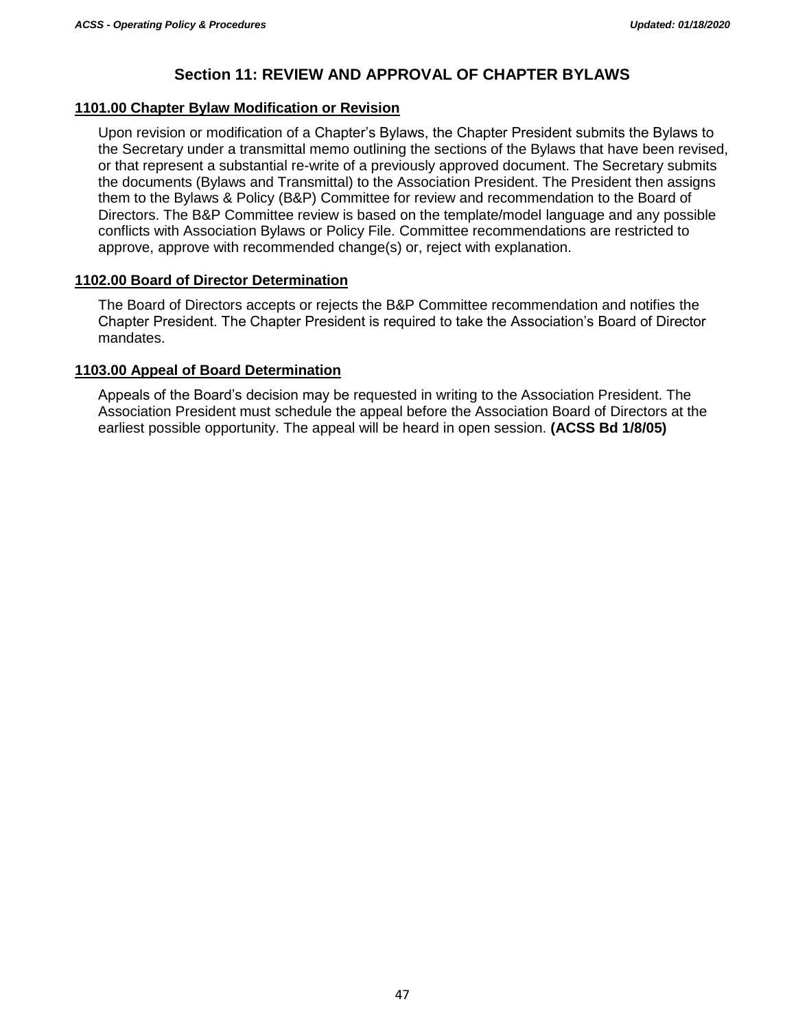# Section 11: REVIEW AND APPROVAL OF CHAPTER BYLAWS

## 1101.00 Chapter Bylaw Modification or Revision

Upon revision or modification of a Chapter's Bylaws, the Chapter President submits the Bylaws to the Secretary under a transmittal memo outlining the sections of the Bylaws that have been revised, or that represent a substantial re-write of a previously approved document. The Secretary submits the documents (Bylaws and Transmittal) to the Association President. The President then assigns them to the Bylaws & Policy (B&P) Committee for review and recommendation to the Board of Directors. The B&P Committee review is based on the template/model language and any possible conflicts with Association Bylaws or Policy File. Committee recommendations are restricted to approve, approve with recommended change(s) or, reject with explanation.

## 1102.00 Board of Director Determination

The Board of Directors accepts or rejects the B&P Committee recommendation and notifies the Chapter President. The Chapter President is required to take the Association's Board of Director mandates.

## 1103.00 Appeal of Board Determination

Appeals of the Board's decision may be requested in writing to the Association President. The Association President must schedule the appeal before the Association Board of Directors at the earliest possible opportunity. The appeal will be heard in open session. **(ACSS Bd 1/8/05)**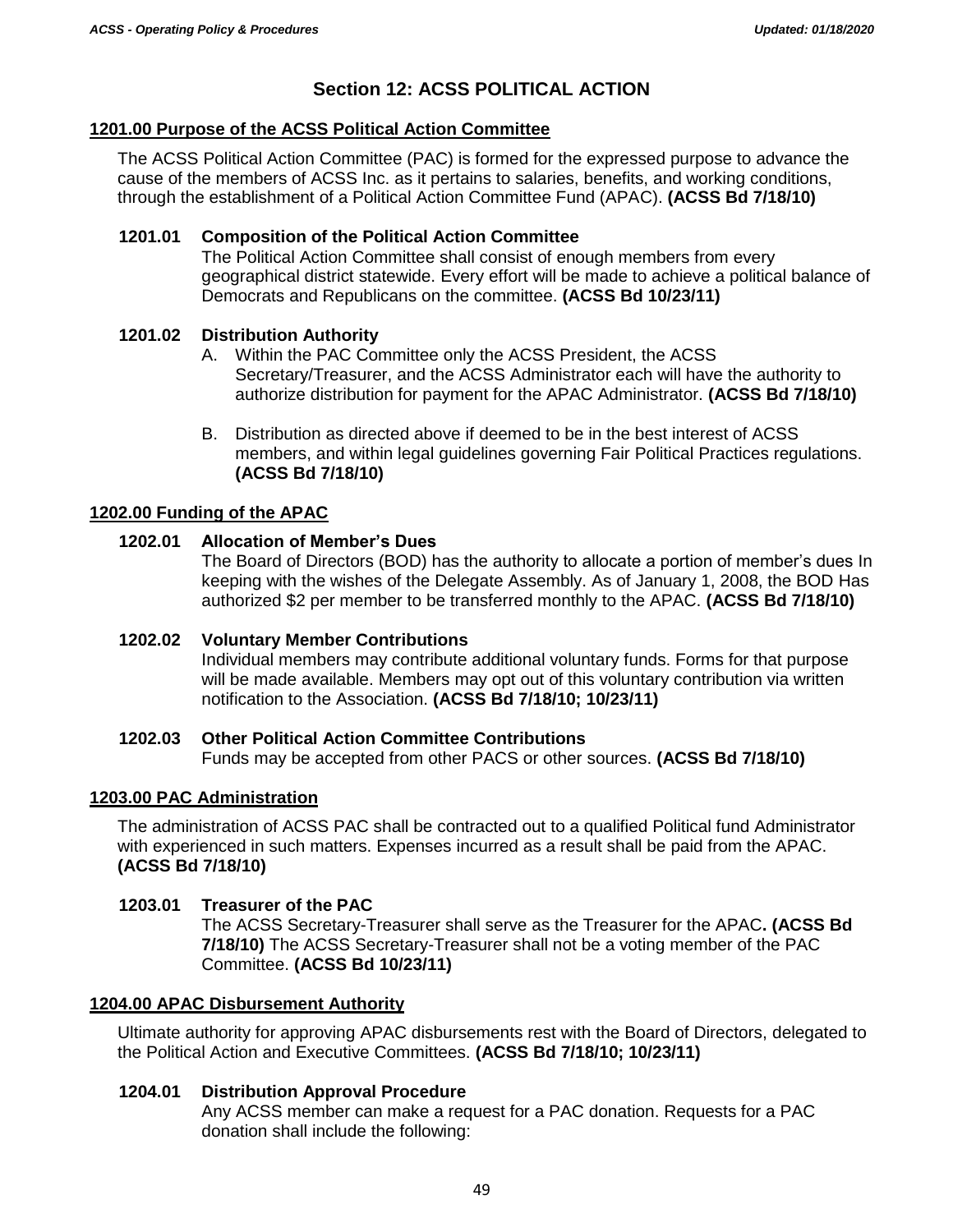# Section 12: ACSS POLITICAL ACTION

## 1201.00 Purpose of the ACSS Political Action Committee

The ACSS Political Action Committee (PAC) is formed for the expressed purpose to advance the cause of the members of ACSS Inc. as it pertains to salaries, benefits, and working conditions, through the establishment of a Political Action Committee Fund (APAC). **(ACSS Bd 7/18/10)**

### 1201.01 Composition of the Political Action Committee

The Political Action Committee shall consist of enough members from every geographical district statewide. Every effort will be made to achieve a political balance of Democrats and Republicans on the committee. **(ACSS Bd 10/23/11)**

### 1201.02 Distribution Authority

A. Within the PAC Committee only the ACSS President, the ACSS Secretary/Treasurer, and the ACSS Administrator each will have the authority to authorize distribution for payment for the APAC Administrator. **(ACSS Bd 7/18/10)**

B. Distribution as directed above if deemed to be in the best interest of ACSS members, and within legal guidelines governing Fair Political Practices regulations. **(ACSS Bd 7/18/10)**

## 1202.00 Funding of the APAC

### 1202.01 Allocation of Member's Dues

The Board of Directors (BOD) has the authority to allocate a portion of member's dues In keeping with the wishes of the Delegate Assembly. As of January 1, 2008, the BOD Has authorized $2 per member to be transferred monthly to the APAC. **(ACSS Bd 7/18/10)**

### 1202.02 Voluntary Member Contributions

Individual members may contribute additional voluntary funds. Forms for that purpose will be made available. Members may opt out of this voluntary contribution via written notification to the Association. **(ACSS Bd 7/18/10; 10/23/11)**

### 1202.03 Other Political Action Committee Contributions

Funds may be accepted from other PACS or other sources. **(ACSS Bd 7/18/10)**

## 1203.00 PAC Administration

The administration of ACSS PAC shall be contracted out to a qualified Political fund Administrator with experienced in such matters. Expenses incurred as a result shall be paid from the APAC. **(ACSS Bd 7/18/10)**

### 1203.01 Treasurer of the PAC

The ACSS Secretary-Treasurer shall serve as the Treasurer for the APAC**. (ACSS Bd 7/18/10)** The ACSS Secretary-Treasurer shall not be a voting member of the PAC Committee. **(ACSS Bd 10/23/11)**

## 1204.00 APAC Disbursement Authority

Ultimate authority for approving APAC disbursements rest with the Board of Directors, delegated to the Political Action and Executive Committees. **(ACSS Bd 7/18/10; 10/23/11)**

### 1204.01 Distribution Approval Procedure

Any ACSS member can make a request for a PAC donation. Requests for a PAC donation shall include the following: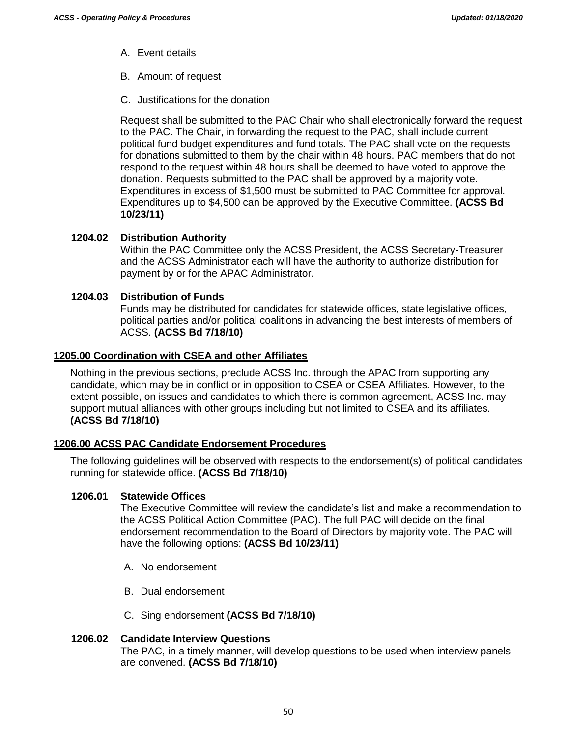A. Event details

B. Amount of request

C. Justifications for the donation

Request shall be submitted to the PAC Chair who shall electronically forward the request to the PAC. The Chair, in forwarding the request to the PAC, shall include current political fund budget expenditures and fund totals. The PAC shall vote on the requests for donations submitted to them by the chair within 48 hours. PAC members that do not respond to the request within 48 hours shall be deemed to have voted to approve the donation. Requests submitted to the PAC shall be approved by a majority vote. Expenditures in excess of $1,500 must be submitted to PAC Committee for approval. Expenditures up to $4,500 can be approved by the Executive Committee. **(ACSS Bd 10/23/11)**

**1204.02 Distribution Authority**

Within the PAC Committee only the ACSS President, the ACSS Secretary-Treasurer and the ACSS Administrator each will have the authority to authorize distribution for payment by or for the APAC Administrator.

**1204.03 Distribution of Funds**

Funds may be distributed for candidates for statewide offices, state legislative offices, political parties and/or political coalitions in advancing the best interests of members of ACSS. **(ACSS Bd 7/18/10)**

## 1205.00 Coordination with CSEA and other Affiliates

Nothing in the previous sections, preclude ACSS Inc. through the APAC from supporting any candidate, which may be in conflict or in opposition to CSEA or CSEA Affiliates. However, to the extent possible, on issues and candidates to which there is common agreement, ACSS Inc. may support mutual alliances with other groups including but not limited to CSEA and its affiliates. **(ACSS Bd 7/18/10)**

## 1206.00 ACSS PAC Candidate Endorsement Procedures

The following guidelines will be observed with respects to the endorsement(s) of political candidates running for statewide office. **(ACSS Bd 7/18/10)**

**1206.01 Statewide Offices**

The Executive Committee will review the candidate's list and make a recommendation to the ACSS Political Action Committee (PAC). The full PAC will decide on the final endorsement recommendation to the Board of Directors by majority vote. The PAC will have the following options: **(ACSS Bd 10/23/11)**

A. No endorsement

B. Dual endorsement

C. Sing endorsement **(ACSS Bd 7/18/10)**

**1206.02 Candidate Interview Questions**

The PAC, in a timely manner, will develop questions to be used when interview panels are convened. **(ACSS Bd 7/18/10)**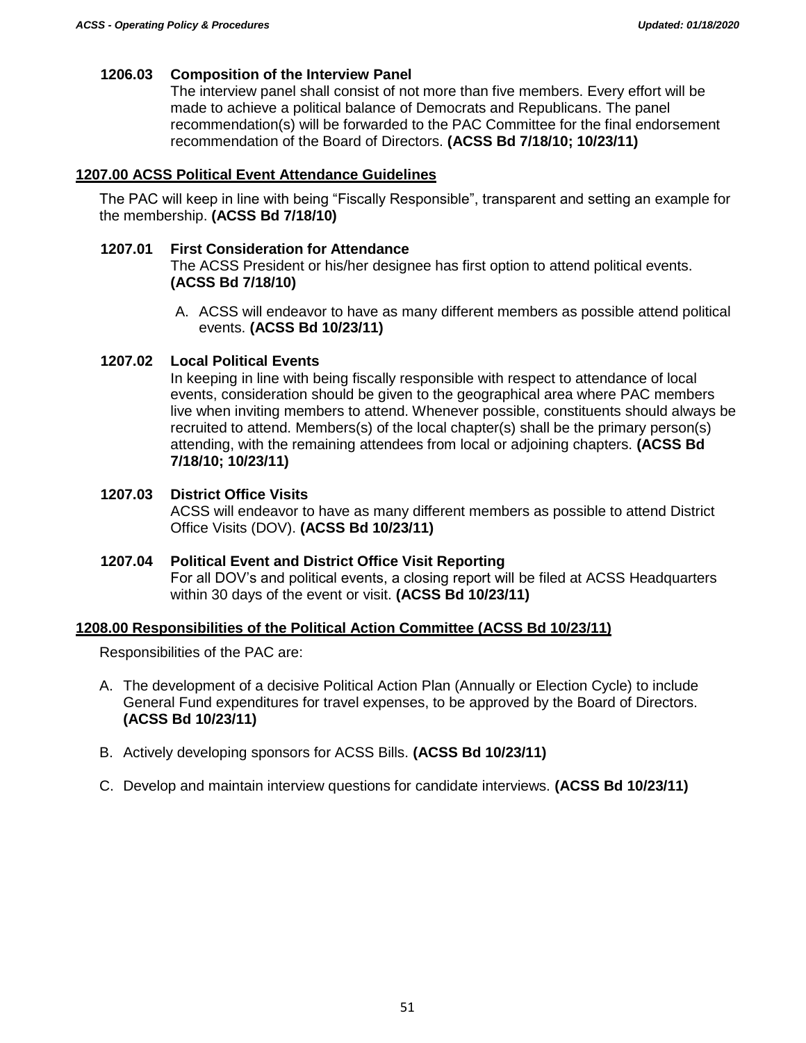#### 1206.03 Composition of the Interview Panel

The interview panel shall consist of not more than five members. Every effort will be made to achieve a political balance of Democrats and Republicans. The panel recommendation(s) will be forwarded to the PAC Committee for the final endorsement recommendation of the Board of Directors. **(ACSS Bd 7/18/10; 10/23/11)**

### 1207.00 ACSS Political Event Attendance Guidelines

The PAC will keep in line with being "Fiscally Responsible", transparent and setting an example for the membership. **(ACSS Bd 7/18/10)**

#### 1207.01 First Consideration for Attendance

The ACSS President or his/her designee has first option to attend political events. **(ACSS Bd 7/18/10)**

A. ACSS will endeavor to have as many different members as possible attend political events. **(ACSS Bd 10/23/11)**

#### 1207.02 Local Political Events

In keeping in line with being fiscally responsible with respect to attendance of local events, consideration should be given to the geographical area where PAC members live when inviting members to attend. Whenever possible, constituents should always be recruited to attend. Members(s) of the local chapter(s) shall be the primary person(s) attending, with the remaining attendees from local or adjoining chapters. **(ACSS Bd 7/18/10; 10/23/11)**

#### 1207.03 District Office Visits

ACSS will endeavor to have as many different members as possible to attend District Office Visits (DOV). **(ACSS Bd 10/23/11)**

#### 1207.04 Political Event and District Office Visit Reporting

For all DOV's and political events, a closing report will be filed at ACSS Headquarters within 30 days of the event or visit. **(ACSS Bd 10/23/11)**

### 1208.00 Responsibilities of the Political Action Committee (ACSS Bd 10/23/11)

Responsibilities of the PAC are:

A. The development of a decisive Political Action Plan (Annually or Election Cycle) to include General Fund expenditures for travel expenses, to be approved by the Board of Directors. **(ACSS Bd 10/23/11)**

B. Actively developing sponsors for ACSS Bills. **(ACSS Bd 10/23/11)**

C. Develop and maintain interview questions for candidate interviews. **(ACSS Bd 10/23/11)**